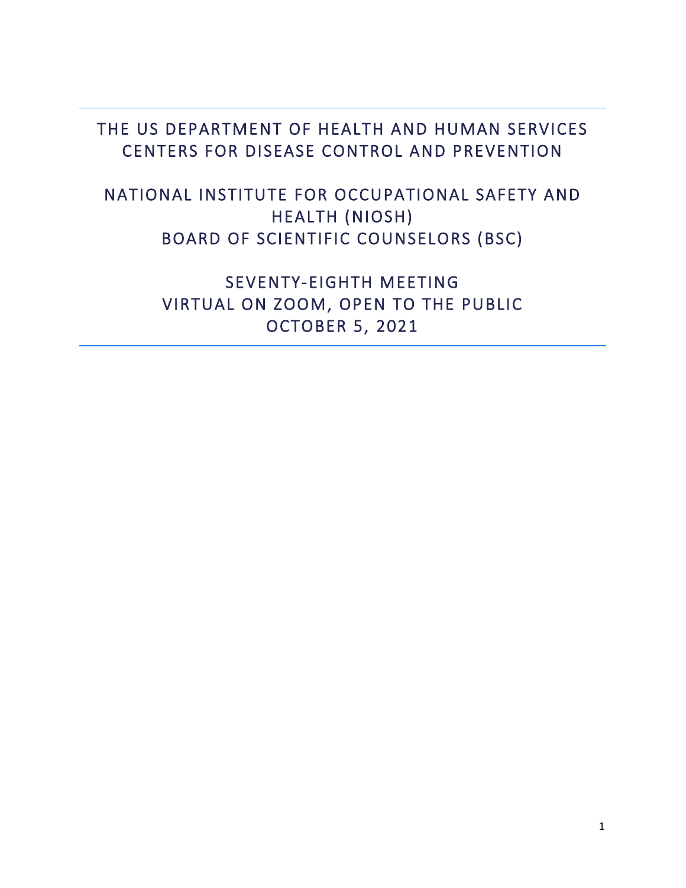# THE US DEPARTMENT OF HEALTH AND HUMAN SERVICES
# CENTERS FOR DISEASE CONTROL AND PREVENTION

# NATIONAL INSTITUTE FOR OCCUPATIONAL SAFETY AND HEALTH (NIOSH)
# BOARD OF SCIENTIFIC COUNSELORS (BSC)

## SEVENTY-EIGHTH MEETING
## VIRTUAL ON ZOOM, OPEN TO THE PUBLIC
## OCTOBER 5, 2021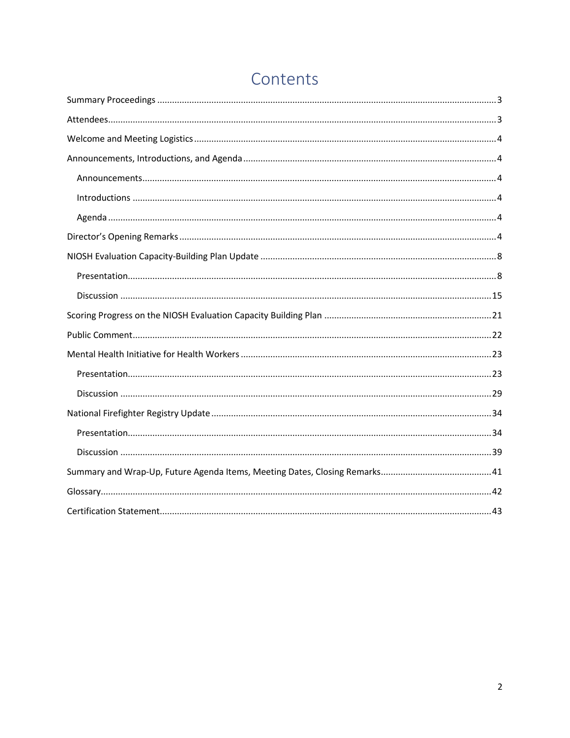# Contents

Summary Proceedings ....................................................................................................................... 3

Attendees ........................................................................................................................................ 3

Welcome and Meeting Logistics ..................................................................................................... 4

Announcements, Introductions, and Agenda .................................................................................. 4

- Announcements ........................................................................................................................ 4
- Introductions ............................................................................................................................ 4
- Agenda ..................................................................................................................................... 4

Director's Opening Remarks ............................................................................................................ 4

NIOSH Evaluation Capacity-Building Plan Update ........................................................................... 8

- Presentation .............................................................................................................................. 8
- Discussion ............................................................................................................................... 15

Scoring Progress on the NIOSH Evaluation Capacity Building Plan ............................................... 21

Public Comment ............................................................................................................................. 22

Mental Health Initiative for Health Workers .................................................................................. 23

- Presentation ............................................................................................................................ 23
- Discussion ............................................................................................................................... 29

National Firefighter Registry Update ............................................................................................. 34

- Presentation ............................................................................................................................ 34
- Discussion ............................................................................................................................... 39

Summary and Wrap-Up, Future Agenda Items, Meeting Dates, Closing Remarks ......................... 41

Glossary .......................................................................................................................................... 42

Certification Statement ................................................................................................................. 43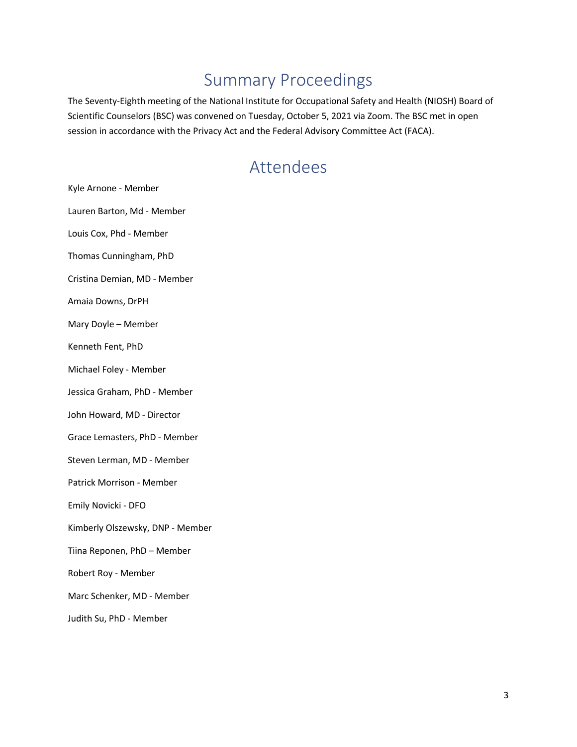# Summary Proceedings

The Seventy-Eighth meeting of the National Institute for Occupational Safety and Health (NIOSH) Board of Scientific Counselors (BSC) was convened on Tuesday, October 5, 2021 via Zoom. The BSC met in open session in accordance with the Privacy Act and the Federal Advisory Committee Act (FACA).

# Attendees

Kyle Arnone - Member

Lauren Barton, Md - Member

Louis Cox, Phd - Member

Thomas Cunningham, PhD

Cristina Demian, MD - Member

Amaia Downs, DrPH

Mary Doyle – Member

Kenneth Fent, PhD

Michael Foley - Member

Jessica Graham, PhD - Member

John Howard, MD - Director

Grace Lemasters, PhD - Member

Steven Lerman, MD - Member

Patrick Morrison - Member

Emily Novicki - DFO

Kimberly Olszewsky, DNP - Member

Tiina Reponen, PhD – Member

Robert Roy - Member

Marc Schenker, MD - Member

Judith Su, PhD - Member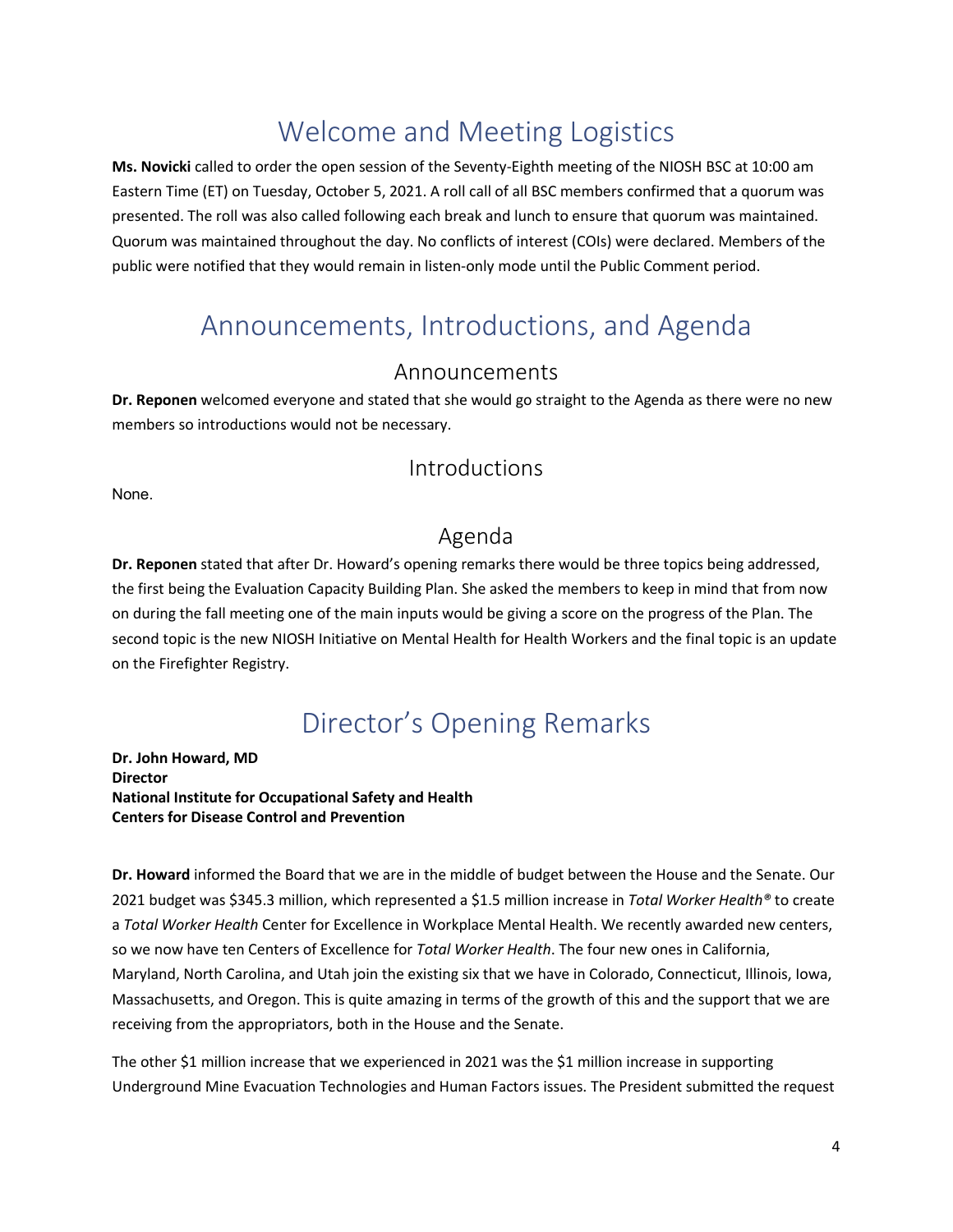# Welcome and Meeting Logistics

**Ms. Novicki** called to order the open session of the Seventy-Eighth meeting of the NIOSH BSC at 10:00 am Eastern Time (ET) on Tuesday, October 5, 2021. A roll call of all BSC members confirmed that a quorum was presented. The roll was also called following each break and lunch to ensure that quorum was maintained. Quorum was maintained throughout the day. No conflicts of interest (COIs) were declared. Members of the public were notified that they would remain in listen-only mode until the Public Comment period.

# Announcements, Introductions, and Agenda

## Announcements

**Dr. Reponen** welcomed everyone and stated that she would go straight to the Agenda as there were no new members so introductions would not be necessary.

## Introductions

None.

## Agenda

**Dr. Reponen** stated that after Dr. Howard's opening remarks there would be three topics being addressed, the first being the Evaluation Capacity Building Plan. She asked the members to keep in mind that from now on during the fall meeting one of the main inputs would be giving a score on the progress of the Plan. The second topic is the new NIOSH Initiative on Mental Health for Health Workers and the final topic is an update on the Firefighter Registry.

# Director's Opening Remarks

**Dr. John Howard, MD**
**Director**
**National Institute for Occupational Safety and Health**
**Centers for Disease Control and Prevention**

**Dr. Howard** informed the Board that we are in the middle of budget between the House and the Senate. Our 2021 budget was $345.3 million, which represented a $1.5 million increase in *Total Worker Health®* to create a *Total Worker Health* Center for Excellence in Workplace Mental Health. We recently awarded new centers, so we now have ten Centers of Excellence for *Total Worker Health*. The four new ones in California, Maryland, North Carolina, and Utah join the existing six that we have in Colorado, Connecticut, Illinois, Iowa, Massachusetts, and Oregon. This is quite amazing in terms of the growth of this and the support that we are receiving from the appropriators, both in the House and the Senate.

The other $1 million increase that we experienced in 2021 was the $1 million increase in supporting Underground Mine Evacuation Technologies and Human Factors issues. The President submitted the request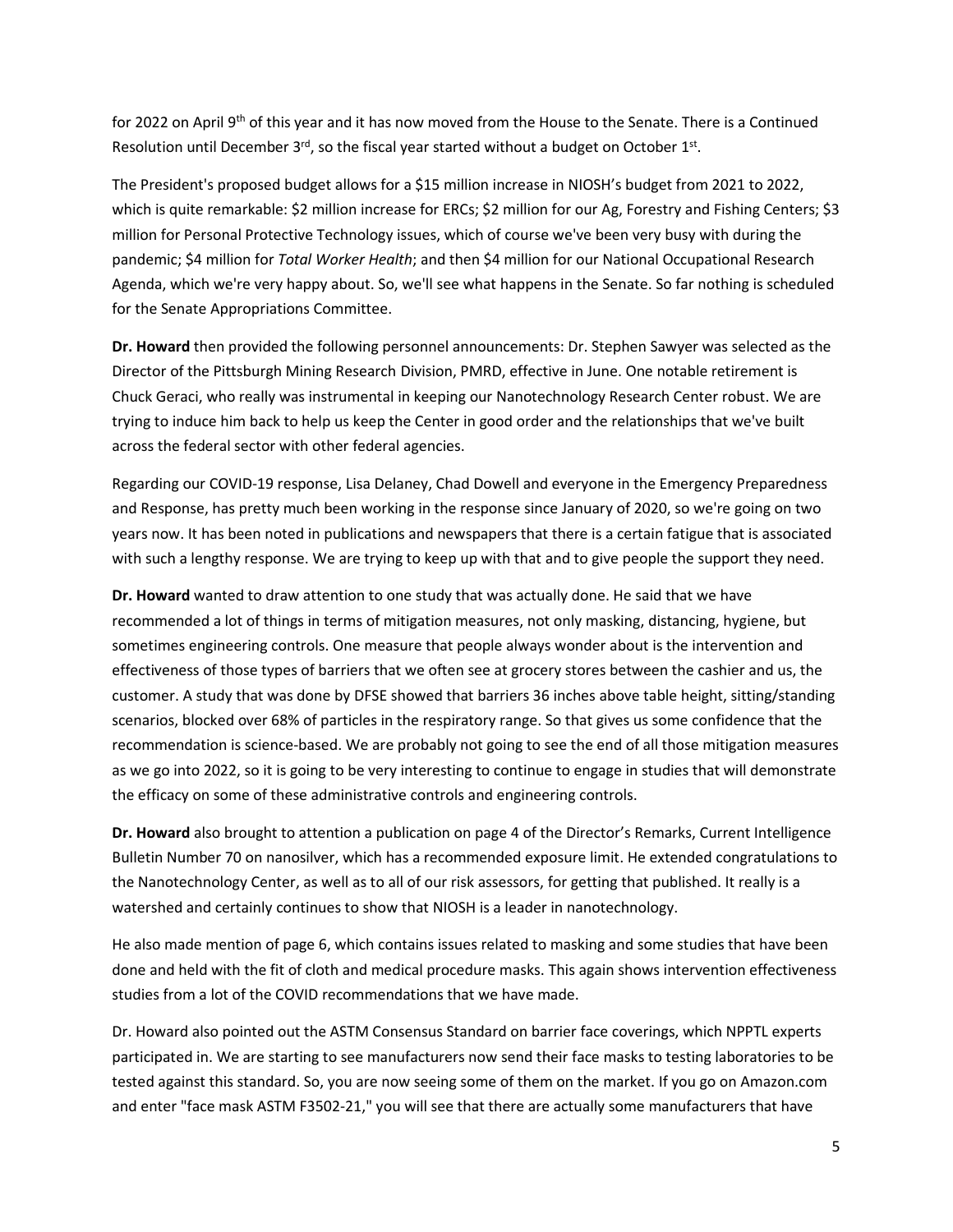for 2022 on April 9th of this year and it has now moved from the House to the Senate. There is a Continued Resolution until December 3rd, so the fiscal year started without a budget on October 1st.

The President's proposed budget allows for a $15 million increase in NIOSH's budget from 2021 to 2022, which is quite remarkable: $2 million increase for ERCs; $2 million for our Ag, Forestry and Fishing Centers; $3 million for Personal Protective Technology issues, which of course we've been very busy with during the pandemic; $4 million for *Total Worker Health*; and then $4 million for our National Occupational Research Agenda, which we're very happy about. So, we'll see what happens in the Senate. So far nothing is scheduled for the Senate Appropriations Committee.

**Dr. Howard** then provided the following personnel announcements: Dr. Stephen Sawyer was selected as the Director of the Pittsburgh Mining Research Division, PMRD, effective in June. One notable retirement is Chuck Geraci, who really was instrumental in keeping our Nanotechnology Research Center robust. We are trying to induce him back to help us keep the Center in good order and the relationships that we've built across the federal sector with other federal agencies.

Regarding our COVID-19 response, Lisa Delaney, Chad Dowell and everyone in the Emergency Preparedness and Response, has pretty much been working in the response since January of 2020, so we're going on two years now. It has been noted in publications and newspapers that there is a certain fatigue that is associated with such a lengthy response. We are trying to keep up with that and to give people the support they need.

**Dr. Howard** wanted to draw attention to one study that was actually done. He said that we have recommended a lot of things in terms of mitigation measures, not only masking, distancing, hygiene, but sometimes engineering controls. One measure that people always wonder about is the intervention and effectiveness of those types of barriers that we often see at grocery stores between the cashier and us, the customer. A study that was done by DFSE showed that barriers 36 inches above table height, sitting/standing scenarios, blocked over 68% of particles in the respiratory range. So that gives us some confidence that the recommendation is science-based. We are probably not going to see the end of all those mitigation measures as we go into 2022, so it is going to be very interesting to continue to engage in studies that will demonstrate the efficacy on some of these administrative controls and engineering controls.

**Dr. Howard** also brought to attention a publication on page 4 of the Director's Remarks, Current Intelligence Bulletin Number 70 on nanosilver, which has a recommended exposure limit. He extended congratulations to the Nanotechnology Center, as well as to all of our risk assessors, for getting that published. It really is a watershed and certainly continues to show that NIOSH is a leader in nanotechnology.

He also made mention of page 6, which contains issues related to masking and some studies that have been done and held with the fit of cloth and medical procedure masks. This again shows intervention effectiveness studies from a lot of the COVID recommendations that we have made.

Dr. Howard also pointed out the ASTM Consensus Standard on barrier face coverings, which NPPTL experts participated in. We are starting to see manufacturers now send their face masks to testing laboratories to be tested against this standard. So, you are now seeing some of them on the market. If you go on Amazon.com and enter "face mask ASTM F3502-21," you will see that there are actually some manufacturers that have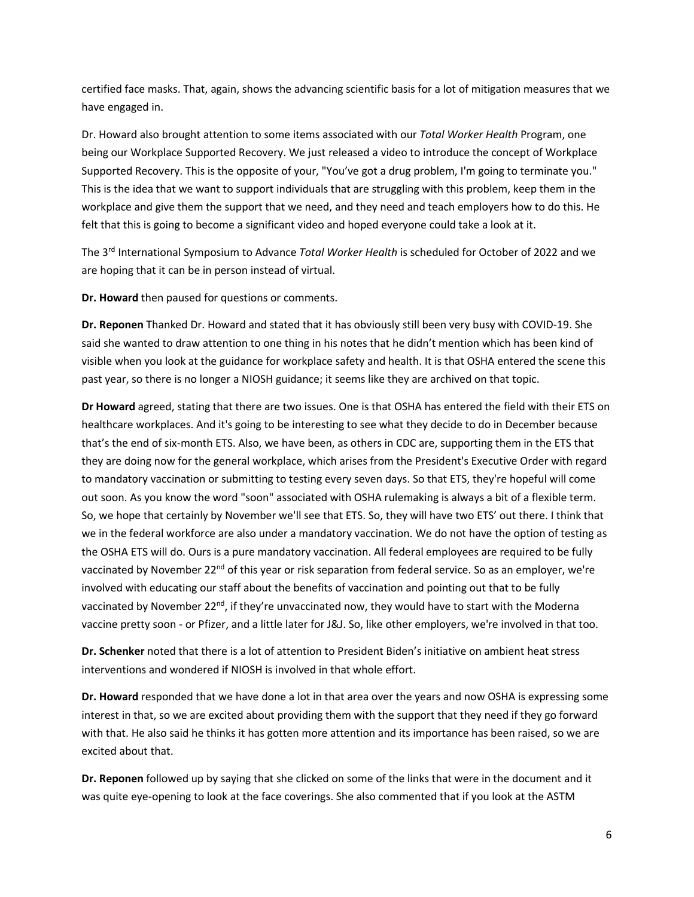certified face masks. That, again, shows the advancing scientific basis for a lot of mitigation measures that we have engaged in.

Dr. Howard also brought attention to some items associated with our *Total Worker Health* Program, one being our Workplace Supported Recovery. We just released a video to introduce the concept of Workplace Supported Recovery. This is the opposite of your, "You've got a drug problem, I'm going to terminate you." This is the idea that we want to support individuals that are struggling with this problem, keep them in the workplace and give them the support that we need, and they need and teach employers how to do this. He felt that this is going to become a significant video and hoped everyone could take a look at it.

The 3rd International Symposium to Advance *Total Worker Health* is scheduled for October of 2022 and we are hoping that it can be in person instead of virtual.

**Dr. Howard** then paused for questions or comments.

**Dr. Reponen** Thanked Dr. Howard and stated that it has obviously still been very busy with COVID-19. She said she wanted to draw attention to one thing in his notes that he didn't mention which has been kind of visible when you look at the guidance for workplace safety and health. It is that OSHA entered the scene this past year, so there is no longer a NIOSH guidance; it seems like they are archived on that topic.

**Dr Howard** agreed, stating that there are two issues. One is that OSHA has entered the field with their ETS on healthcare workplaces. And it's going to be interesting to see what they decide to do in December because that's the end of six-month ETS. Also, we have been, as others in CDC are, supporting them in the ETS that they are doing now for the general workplace, which arises from the President's Executive Order with regard to mandatory vaccination or submitting to testing every seven days. So that ETS, they're hopeful will come out soon. As you know the word "soon" associated with OSHA rulemaking is always a bit of a flexible term. So, we hope that certainly by November we'll see that ETS. So, they will have two ETS' out there. I think that we in the federal workforce are also under a mandatory vaccination. We do not have the option of testing as the OSHA ETS will do. Ours is a pure mandatory vaccination. All federal employees are required to be fully vaccinated by November 22nd of this year or risk separation from federal service. So as an employer, we're involved with educating our staff about the benefits of vaccination and pointing out that to be fully vaccinated by November 22nd, if they're unvaccinated now, they would have to start with the Moderna vaccine pretty soon - or Pfizer, and a little later for J&J. So, like other employers, we're involved in that too.

**Dr. Schenker** noted that there is a lot of attention to President Biden's initiative on ambient heat stress interventions and wondered if NIOSH is involved in that whole effort.

**Dr. Howard** responded that we have done a lot in that area over the years and now OSHA is expressing some interest in that, so we are excited about providing them with the support that they need if they go forward with that. He also said he thinks it has gotten more attention and its importance has been raised, so we are excited about that.

**Dr. Reponen** followed up by saying that she clicked on some of the links that were in the document and it was quite eye-opening to look at the face coverings. She also commented that if you look at the ASTM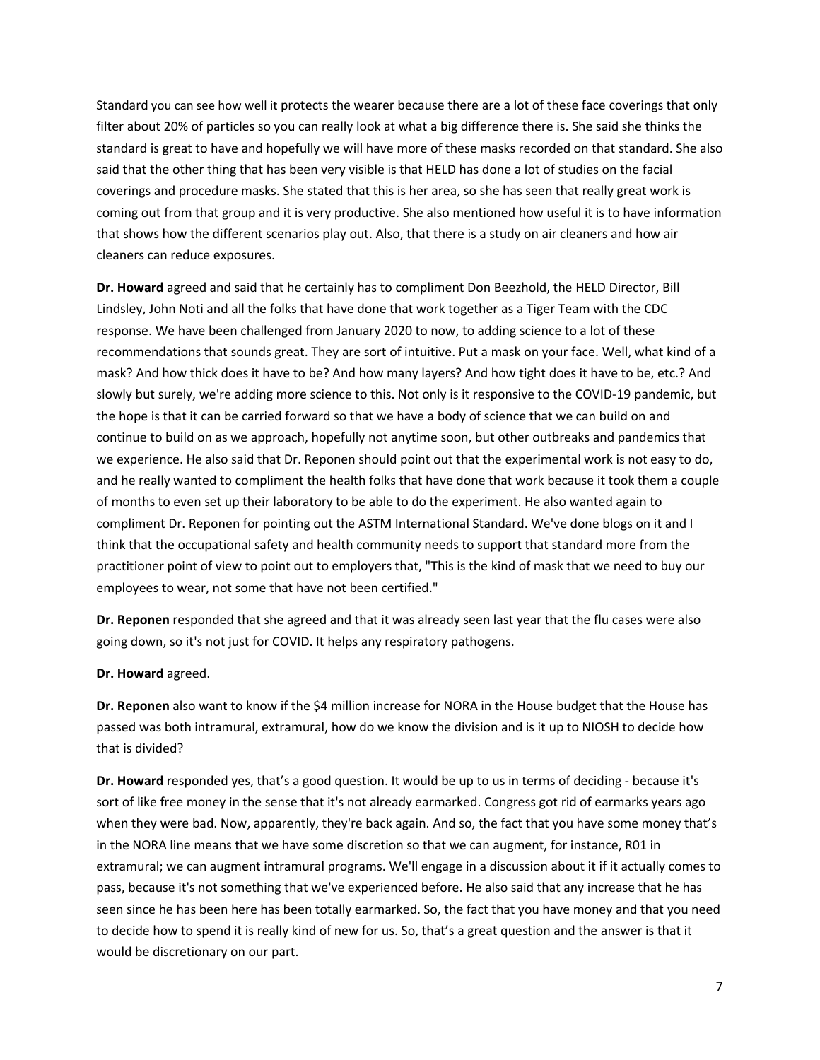Standard you can see how well it protects the wearer because there are a lot of these face coverings that only filter about 20% of particles so you can really look at what a big difference there is. She said she thinks the standard is great to have and hopefully we will have more of these masks recorded on that standard. She also said that the other thing that has been very visible is that HELD has done a lot of studies on the facial coverings and procedure masks. She stated that this is her area, so she has seen that really great work is coming out from that group and it is very productive. She also mentioned how useful it is to have information that shows how the different scenarios play out. Also, that there is a study on air cleaners and how air cleaners can reduce exposures.

**Dr. Howard** agreed and said that he certainly has to compliment Don Beezhold, the HELD Director, Bill Lindsley, John Noti and all the folks that have done that work together as a Tiger Team with the CDC response. We have been challenged from January 2020 to now, to adding science to a lot of these recommendations that sounds great. They are sort of intuitive. Put a mask on your face. Well, what kind of a mask? And how thick does it have to be? And how many layers? And how tight does it have to be, etc.? And slowly but surely, we're adding more science to this. Not only is it responsive to the COVID-19 pandemic, but the hope is that it can be carried forward so that we have a body of science that we can build on and continue to build on as we approach, hopefully not anytime soon, but other outbreaks and pandemics that we experience. He also said that Dr. Reponen should point out that the experimental work is not easy to do, and he really wanted to compliment the health folks that have done that work because it took them a couple of months to even set up their laboratory to be able to do the experiment. He also wanted again to compliment Dr. Reponen for pointing out the ASTM International Standard. We've done blogs on it and I think that the occupational safety and health community needs to support that standard more from the practitioner point of view to point out to employers that, "This is the kind of mask that we need to buy our employees to wear, not some that have not been certified."

**Dr. Reponen** responded that she agreed and that it was already seen last year that the flu cases were also going down, so it's not just for COVID. It helps any respiratory pathogens.

**Dr. Howard** agreed.

**Dr. Reponen** also want to know if the $4 million increase for NORA in the House budget that the House has passed was both intramural, extramural, how do we know the division and is it up to NIOSH to decide how that is divided?

**Dr. Howard** responded yes, that's a good question. It would be up to us in terms of deciding - because it's sort of like free money in the sense that it's not already earmarked. Congress got rid of earmarks years ago when they were bad. Now, apparently, they're back again. And so, the fact that you have some money that's in the NORA line means that we have some discretion so that we can augment, for instance, R01 in extramural; we can augment intramural programs. We'll engage in a discussion about it if it actually comes to pass, because it's not something that we've experienced before. He also said that any increase that he has seen since he has been here has been totally earmarked. So, the fact that you have money and that you need to decide how to spend it is really kind of new for us. So, that's a great question and the answer is that it would be discretionary on our part.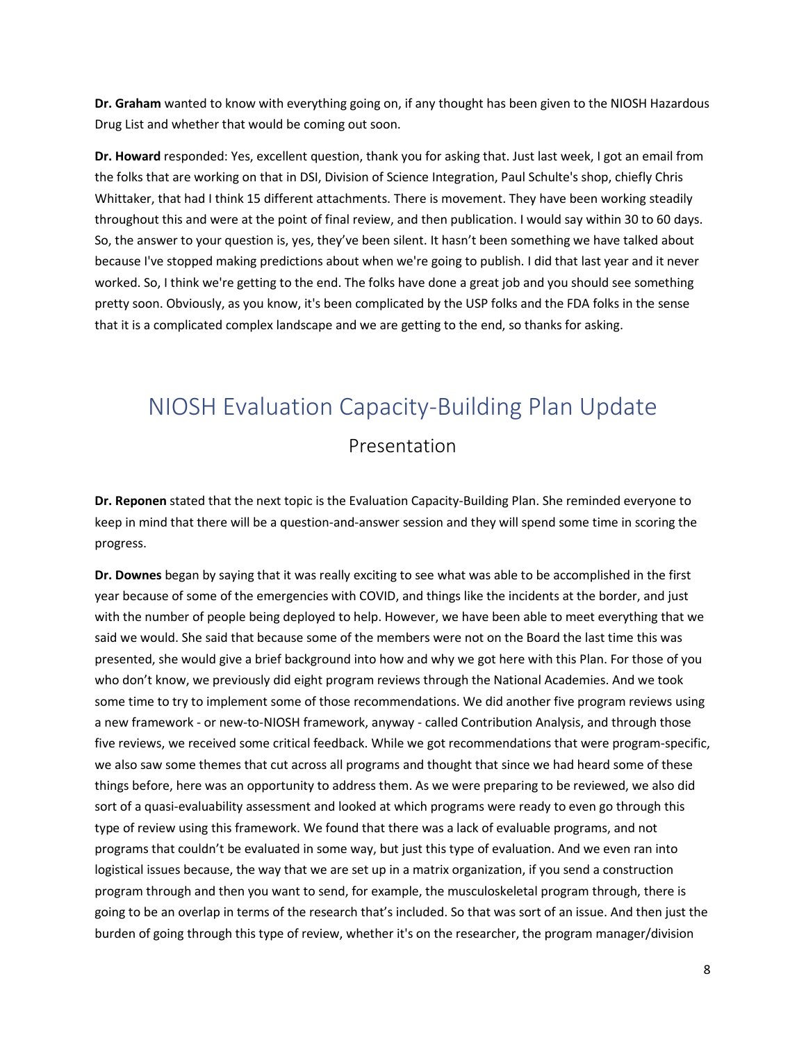**Dr. Graham** wanted to know with everything going on, if any thought has been given to the NIOSH Hazardous Drug List and whether that would be coming out soon.

**Dr. Howard** responded: Yes, excellent question, thank you for asking that. Just last week, I got an email from the folks that are working on that in DSI, Division of Science Integration, Paul Schulte's shop, chiefly Chris Whittaker, that had I think 15 different attachments. There is movement. They have been working steadily throughout this and were at the point of final review, and then publication. I would say within 30 to 60 days. So, the answer to your question is, yes, they've been silent. It hasn't been something we have talked about because I've stopped making predictions about when we're going to publish. I did that last year and it never worked. So, I think we're getting to the end. The folks have done a great job and you should see something pretty soon. Obviously, as you know, it's been complicated by the USP folks and the FDA folks in the sense that it is a complicated complex landscape and we are getting to the end, so thanks for asking.

# NIOSH Evaluation Capacity-Building Plan Update

## Presentation

**Dr. Reponen** stated that the next topic is the Evaluation Capacity-Building Plan. She reminded everyone to keep in mind that there will be a question-and-answer session and they will spend some time in scoring the progress.

**Dr. Downes** began by saying that it was really exciting to see what was able to be accomplished in the first year because of some of the emergencies with COVID, and things like the incidents at the border, and just with the number of people being deployed to help. However, we have been able to meet everything that we said we would. She said that because some of the members were not on the Board the last time this was presented, she would give a brief background into how and why we got here with this Plan. For those of you who don't know, we previously did eight program reviews through the National Academies. And we took some time to try to implement some of those recommendations. We did another five program reviews using a new framework - or new-to-NIOSH framework, anyway - called Contribution Analysis, and through those five reviews, we received some critical feedback. While we got recommendations that were program-specific, we also saw some themes that cut across all programs and thought that since we had heard some of these things before, here was an opportunity to address them. As we were preparing to be reviewed, we also did sort of a quasi-evaluability assessment and looked at which programs were ready to even go through this type of review using this framework. We found that there was a lack of evaluable programs, and not programs that couldn't be evaluated in some way, but just this type of evaluation. And we even ran into logistical issues because, the way that we are set up in a matrix organization, if you send a construction program through and then you want to send, for example, the musculoskeletal program through, there is going to be an overlap in terms of the research that's included. So that was sort of an issue. And then just the burden of going through this type of review, whether it's on the researcher, the program manager/division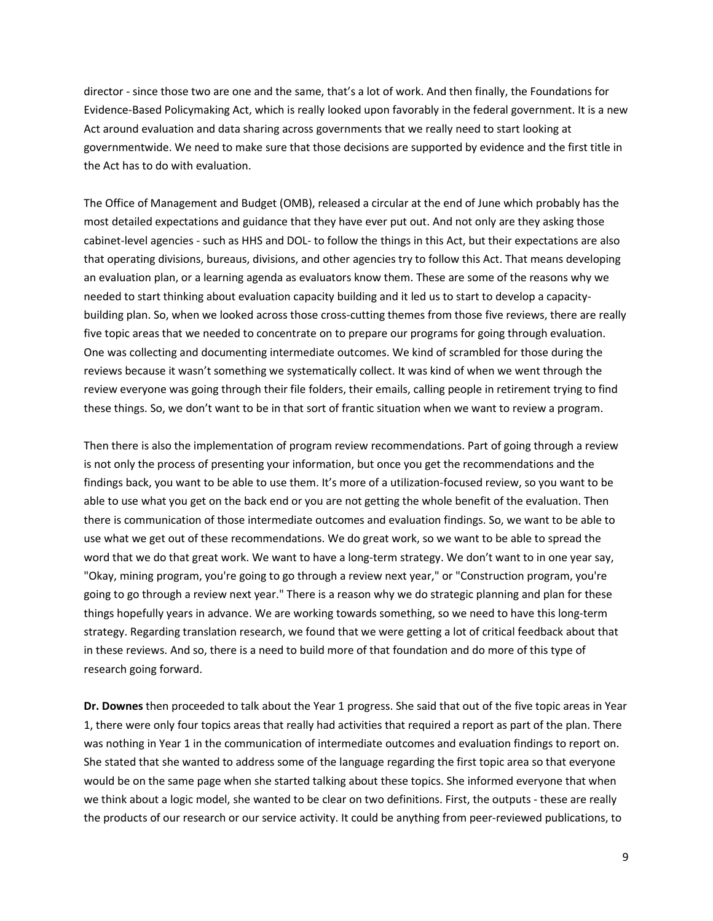director - since those two are one and the same, that's a lot of work. And then finally, the Foundations for Evidence-Based Policymaking Act, which is really looked upon favorably in the federal government. It is a new Act around evaluation and data sharing across governments that we really need to start looking at governmentwide. We need to make sure that those decisions are supported by evidence and the first title in the Act has to do with evaluation.

The Office of Management and Budget (OMB), released a circular at the end of June which probably has the most detailed expectations and guidance that they have ever put out. And not only are they asking those cabinet-level agencies - such as HHS and DOL- to follow the things in this Act, but their expectations are also that operating divisions, bureaus, divisions, and other agencies try to follow this Act. That means developing an evaluation plan, or a learning agenda as evaluators know them. These are some of the reasons why we needed to start thinking about evaluation capacity building and it led us to start to develop a capacity-building plan. So, when we looked across those cross-cutting themes from those five reviews, there are really five topic areas that we needed to concentrate on to prepare our programs for going through evaluation. One was collecting and documenting intermediate outcomes. We kind of scrambled for those during the reviews because it wasn't something we systematically collect. It was kind of when we went through the review everyone was going through their file folders, their emails, calling people in retirement trying to find these things. So, we don't want to be in that sort of frantic situation when we want to review a program.

Then there is also the implementation of program review recommendations. Part of going through a review is not only the process of presenting your information, but once you get the recommendations and the findings back, you want to be able to use them. It's more of a utilization-focused review, so you want to be able to use what you get on the back end or you are not getting the whole benefit of the evaluation. Then there is communication of those intermediate outcomes and evaluation findings. So, we want to be able to use what we get out of these recommendations. We do great work, so we want to be able to spread the word that we do that great work. We want to have a long-term strategy. We don't want to in one year say, "Okay, mining program, you're going to go through a review next year," or "Construction program, you're going to go through a review next year." There is a reason why we do strategic planning and plan for these things hopefully years in advance. We are working towards something, so we need to have this long-term strategy. Regarding translation research, we found that we were getting a lot of critical feedback about that in these reviews. And so, there is a need to build more of that foundation and do more of this type of research going forward.

**Dr. Downes** then proceeded to talk about the Year 1 progress. She said that out of the five topic areas in Year 1, there were only four topics areas that really had activities that required a report as part of the plan. There was nothing in Year 1 in the communication of intermediate outcomes and evaluation findings to report on. She stated that she wanted to address some of the language regarding the first topic area so that everyone would be on the same page when she started talking about these topics. She informed everyone that when we think about a logic model, she wanted to be clear on two definitions. First, the outputs - these are really the products of our research or our service activity. It could be anything from peer-reviewed publications, to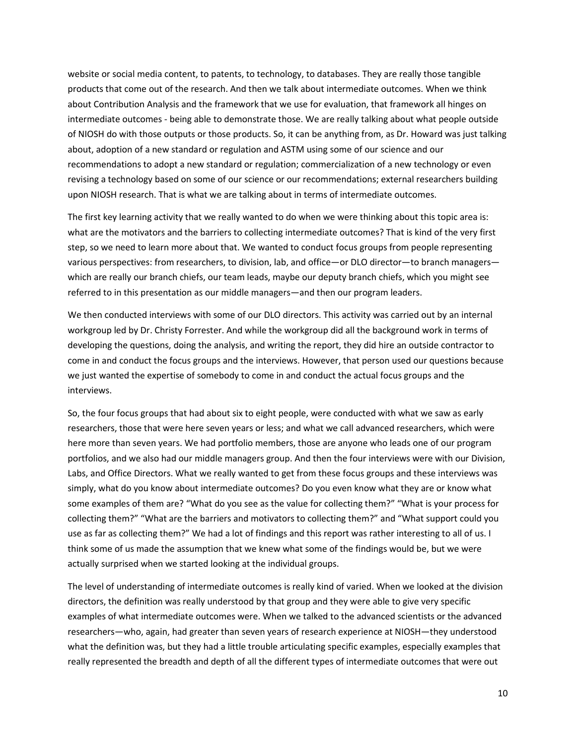website or social media content, to patents, to technology, to databases. They are really those tangible products that come out of the research. And then we talk about intermediate outcomes. When we think about Contribution Analysis and the framework that we use for evaluation, that framework all hinges on intermediate outcomes - being able to demonstrate those. We are really talking about what people outside of NIOSH do with those outputs or those products. So, it can be anything from, as Dr. Howard was just talking about, adoption of a new standard or regulation and ASTM using some of our science and our recommendations to adopt a new standard or regulation; commercialization of a new technology or even revising a technology based on some of our science or our recommendations; external researchers building upon NIOSH research. That is what we are talking about in terms of intermediate outcomes.

The first key learning activity that we really wanted to do when we were thinking about this topic area is: what are the motivators and the barriers to collecting intermediate outcomes? That is kind of the very first step, so we need to learn more about that. We wanted to conduct focus groups from people representing various perspectives: from researchers, to division, lab, and office—or DLO director—to branch managers—which are really our branch chiefs, our team leads, maybe our deputy branch chiefs, which you might see referred to in this presentation as our middle managers—and then our program leaders.

We then conducted interviews with some of our DLO directors. This activity was carried out by an internal workgroup led by Dr. Christy Forrester. And while the workgroup did all the background work in terms of developing the questions, doing the analysis, and writing the report, they did hire an outside contractor to come in and conduct the focus groups and the interviews. However, that person used our questions because we just wanted the expertise of somebody to come in and conduct the actual focus groups and the interviews.

So, the four focus groups that had about six to eight people, were conducted with what we saw as early researchers, those that were here seven years or less; and what we call advanced researchers, which were here more than seven years. We had portfolio members, those are anyone who leads one of our program portfolios, and we also had our middle managers group. And then the four interviews were with our Division, Labs, and Office Directors. What we really wanted to get from these focus groups and these interviews was simply, what do you know about intermediate outcomes? Do you even know what they are or know what some examples of them are? "What do you see as the value for collecting them?" "What is your process for collecting them?" "What are the barriers and motivators to collecting them?" and "What support could you use as far as collecting them?" We had a lot of findings and this report was rather interesting to all of us. I think some of us made the assumption that we knew what some of the findings would be, but we were actually surprised when we started looking at the individual groups.

The level of understanding of intermediate outcomes is really kind of varied. When we looked at the division directors, the definition was really understood by that group and they were able to give very specific examples of what intermediate outcomes were. When we talked to the advanced scientists or the advanced researchers—who, again, had greater than seven years of research experience at NIOSH—they understood what the definition was, but they had a little trouble articulating specific examples, especially examples that really represented the breadth and depth of all the different types of intermediate outcomes that were out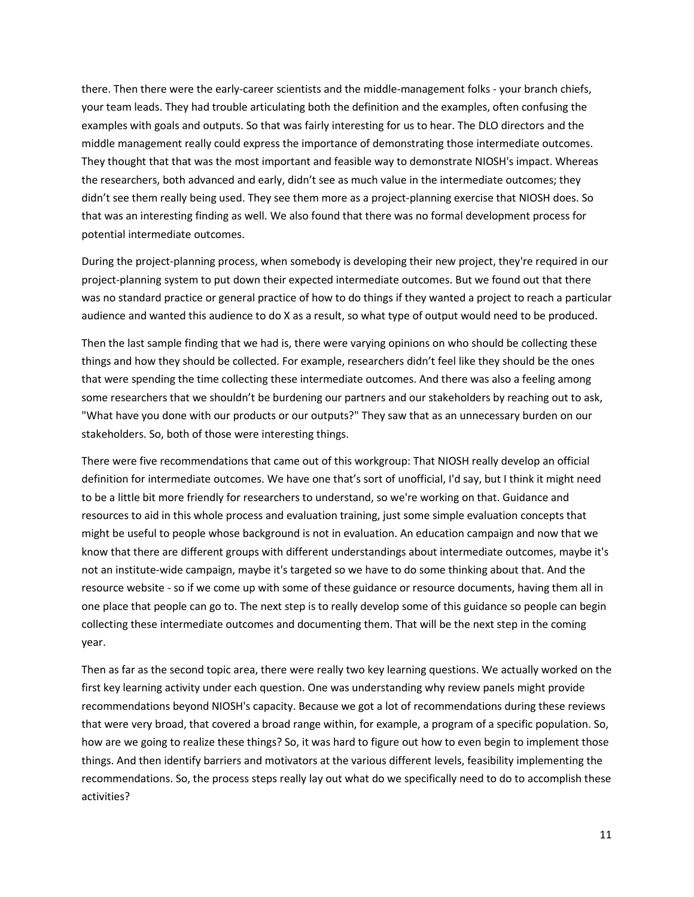there. Then there were the early-career scientists and the middle-management folks - your branch chiefs, your team leads. They had trouble articulating both the definition and the examples, often confusing the examples with goals and outputs. So that was fairly interesting for us to hear. The DLO directors and the middle management really could express the importance of demonstrating those intermediate outcomes. They thought that that was the most important and feasible way to demonstrate NIOSH's impact. Whereas the researchers, both advanced and early, didn't see as much value in the intermediate outcomes; they didn't see them really being used. They see them more as a project-planning exercise that NIOSH does. So that was an interesting finding as well. We also found that there was no formal development process for potential intermediate outcomes.

During the project-planning process, when somebody is developing their new project, they're required in our project-planning system to put down their expected intermediate outcomes. But we found out that there was no standard practice or general practice of how to do things if they wanted a project to reach a particular audience and wanted this audience to do X as a result, so what type of output would need to be produced.

Then the last sample finding that we had is, there were varying opinions on who should be collecting these things and how they should be collected. For example, researchers didn't feel like they should be the ones that were spending the time collecting these intermediate outcomes. And there was also a feeling among some researchers that we shouldn't be burdening our partners and our stakeholders by reaching out to ask, "What have you done with our products or our outputs?" They saw that as an unnecessary burden on our stakeholders. So, both of those were interesting things.

There were five recommendations that came out of this workgroup: That NIOSH really develop an official definition for intermediate outcomes. We have one that's sort of unofficial, I'd say, but I think it might need to be a little bit more friendly for researchers to understand, so we're working on that. Guidance and resources to aid in this whole process and evaluation training, just some simple evaluation concepts that might be useful to people whose background is not in evaluation. An education campaign and now that we know that there are different groups with different understandings about intermediate outcomes, maybe it's not an institute-wide campaign, maybe it's targeted so we have to do some thinking about that. And the resource website - so if we come up with some of these guidance or resource documents, having them all in one place that people can go to. The next step is to really develop some of this guidance so people can begin collecting these intermediate outcomes and documenting them. That will be the next step in the coming year.

Then as far as the second topic area, there were really two key learning questions. We actually worked on the first key learning activity under each question. One was understanding why review panels might provide recommendations beyond NIOSH's capacity. Because we got a lot of recommendations during these reviews that were very broad, that covered a broad range within, for example, a program of a specific population. So, how are we going to realize these things? So, it was hard to figure out how to even begin to implement those things. And then identify barriers and motivators at the various different levels, feasibility implementing the recommendations. So, the process steps really lay out what do we specifically need to do to accomplish these activities?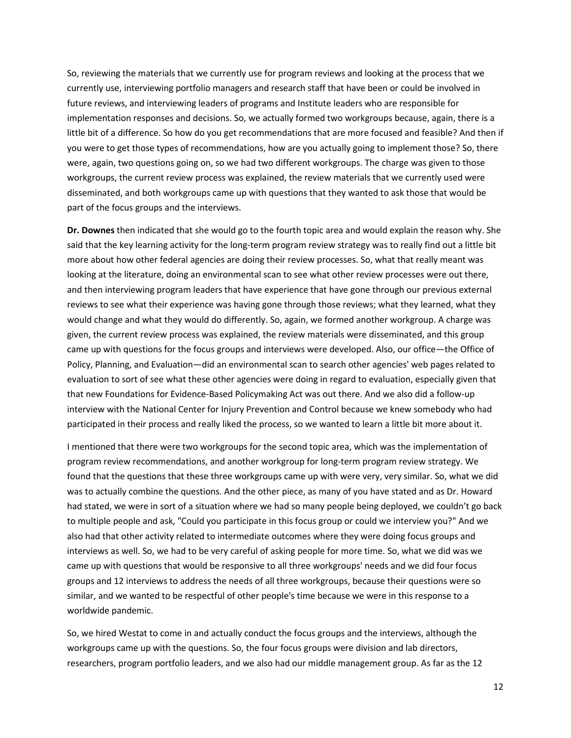So, reviewing the materials that we currently use for program reviews and looking at the process that we currently use, interviewing portfolio managers and research staff that have been or could be involved in future reviews, and interviewing leaders of programs and Institute leaders who are responsible for implementation responses and decisions. So, we actually formed two workgroups because, again, there is a little bit of a difference. So how do you get recommendations that are more focused and feasible? And then if you were to get those types of recommendations, how are you actually going to implement those? So, there were, again, two questions going on, so we had two different workgroups. The charge was given to those workgroups, the current review process was explained, the review materials that we currently used were disseminated, and both workgroups came up with questions that they wanted to ask those that would be part of the focus groups and the interviews.

**Dr. Downes** then indicated that she would go to the fourth topic area and would explain the reason why. She said that the key learning activity for the long-term program review strategy was to really find out a little bit more about how other federal agencies are doing their review processes. So, what that really meant was looking at the literature, doing an environmental scan to see what other review processes were out there, and then interviewing program leaders that have experience that have gone through our previous external reviews to see what their experience was having gone through those reviews; what they learned, what they would change and what they would do differently. So, again, we formed another workgroup. A charge was given, the current review process was explained, the review materials were disseminated, and this group came up with questions for the focus groups and interviews were developed. Also, our office—the Office of Policy, Planning, and Evaluation—did an environmental scan to search other agencies' web pages related to evaluation to sort of see what these other agencies were doing in regard to evaluation, especially given that that new Foundations for Evidence-Based Policymaking Act was out there. And we also did a follow-up interview with the National Center for Injury Prevention and Control because we knew somebody who had participated in their process and really liked the process, so we wanted to learn a little bit more about it.

I mentioned that there were two workgroups for the second topic area, which was the implementation of program review recommendations, and another workgroup for long-term program review strategy. We found that the questions that these three workgroups came up with were very, very similar. So, what we did was to actually combine the questions. And the other piece, as many of you have stated and as Dr. Howard had stated, we were in sort of a situation where we had so many people being deployed, we couldn't go back to multiple people and ask, "Could you participate in this focus group or could we interview you?" And we also had that other activity related to intermediate outcomes where they were doing focus groups and interviews as well. So, we had to be very careful of asking people for more time. So, what we did was we came up with questions that would be responsive to all three workgroups' needs and we did four focus groups and 12 interviews to address the needs of all three workgroups, because their questions were so similar, and we wanted to be respectful of other people's time because we were in this response to a worldwide pandemic.

So, we hired Westat to come in and actually conduct the focus groups and the interviews, although the workgroups came up with the questions. So, the four focus groups were division and lab directors, researchers, program portfolio leaders, and we also had our middle management group. As far as the 12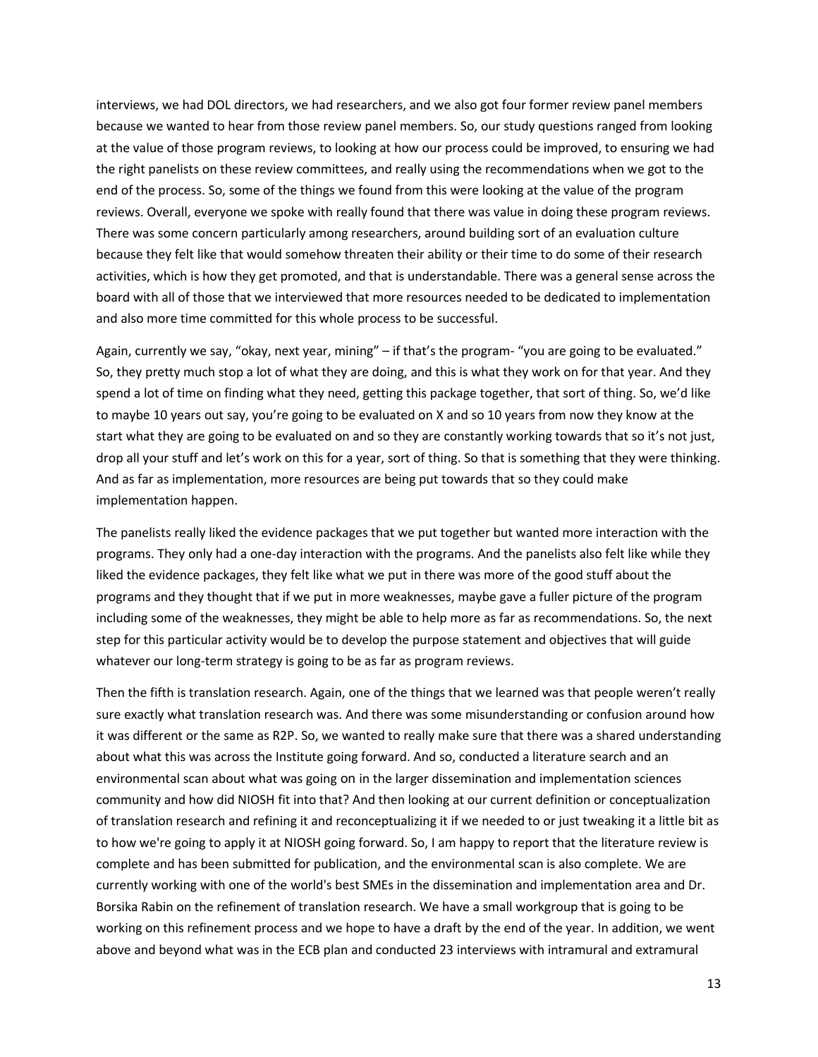interviews, we had DOL directors, we had researchers, and we also got four former review panel members because we wanted to hear from those review panel members. So, our study questions ranged from looking at the value of those program reviews, to looking at how our process could be improved, to ensuring we had the right panelists on these review committees, and really using the recommendations when we got to the end of the process. So, some of the things we found from this were looking at the value of the program reviews. Overall, everyone we spoke with really found that there was value in doing these program reviews. There was some concern particularly among researchers, around building sort of an evaluation culture because they felt like that would somehow threaten their ability or their time to do some of their research activities, which is how they get promoted, and that is understandable. There was a general sense across the board with all of those that we interviewed that more resources needed to be dedicated to implementation and also more time committed for this whole process to be successful.

Again, currently we say, "okay, next year, mining" – if that's the program- "you are going to be evaluated." So, they pretty much stop a lot of what they are doing, and this is what they work on for that year. And they spend a lot of time on finding what they need, getting this package together, that sort of thing. So, we'd like to maybe 10 years out say, you're going to be evaluated on X and so 10 years from now they know at the start what they are going to be evaluated on and so they are constantly working towards that so it's not just, drop all your stuff and let's work on this for a year, sort of thing. So that is something that they were thinking. And as far as implementation, more resources are being put towards that so they could make implementation happen.

The panelists really liked the evidence packages that we put together but wanted more interaction with the programs. They only had a one-day interaction with the programs. And the panelists also felt like while they liked the evidence packages, they felt like what we put in there was more of the good stuff about the programs and they thought that if we put in more weaknesses, maybe gave a fuller picture of the program including some of the weaknesses, they might be able to help more as far as recommendations. So, the next step for this particular activity would be to develop the purpose statement and objectives that will guide whatever our long-term strategy is going to be as far as program reviews.

Then the fifth is translation research. Again, one of the things that we learned was that people weren't really sure exactly what translation research was. And there was some misunderstanding or confusion around how it was different or the same as R2P. So, we wanted to really make sure that there was a shared understanding about what this was across the Institute going forward. And so, conducted a literature search and an environmental scan about what was going on in the larger dissemination and implementation sciences community and how did NIOSH fit into that? And then looking at our current definition or conceptualization of translation research and refining it and reconceptualizing it if we needed to or just tweaking it a little bit as to how we're going to apply it at NIOSH going forward. So, I am happy to report that the literature review is complete and has been submitted for publication, and the environmental scan is also complete. We are currently working with one of the world's best SMEs in the dissemination and implementation area and Dr. Borsika Rabin on the refinement of translation research. We have a small workgroup that is going to be working on this refinement process and we hope to have a draft by the end of the year. In addition, we went above and beyond what was in the ECB plan and conducted 23 interviews with intramural and extramural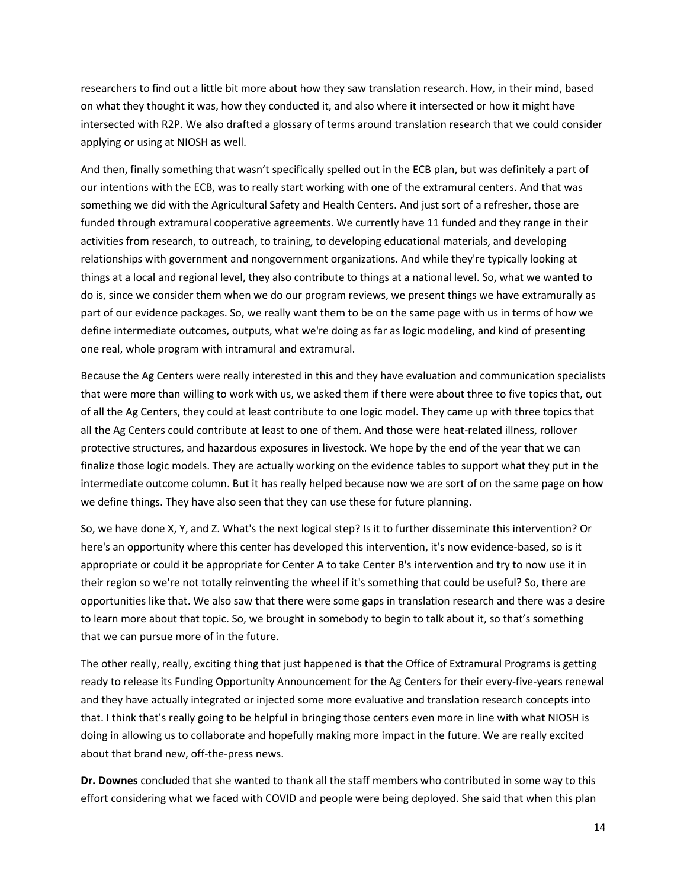researchers to find out a little bit more about how they saw translation research. How, in their mind, based on what they thought it was, how they conducted it, and also where it intersected or how it might have intersected with R2P. We also drafted a glossary of terms around translation research that we could consider applying or using at NIOSH as well.

And then, finally something that wasn't specifically spelled out in the ECB plan, but was definitely a part of our intentions with the ECB, was to really start working with one of the extramural centers. And that was something we did with the Agricultural Safety and Health Centers. And just sort of a refresher, those are funded through extramural cooperative agreements. We currently have 11 funded and they range in their activities from research, to outreach, to training, to developing educational materials, and developing relationships with government and nongovernment organizations. And while they're typically looking at things at a local and regional level, they also contribute to things at a national level. So, what we wanted to do is, since we consider them when we do our program reviews, we present things we have extramurally as part of our evidence packages. So, we really want them to be on the same page with us in terms of how we define intermediate outcomes, outputs, what we're doing as far as logic modeling, and kind of presenting one real, whole program with intramural and extramural.

Because the Ag Centers were really interested in this and they have evaluation and communication specialists that were more than willing to work with us, we asked them if there were about three to five topics that, out of all the Ag Centers, they could at least contribute to one logic model. They came up with three topics that all the Ag Centers could contribute at least to one of them. And those were heat-related illness, rollover protective structures, and hazardous exposures in livestock. We hope by the end of the year that we can finalize those logic models. They are actually working on the evidence tables to support what they put in the intermediate outcome column. But it has really helped because now we are sort of on the same page on how we define things. They have also seen that they can use these for future planning.

So, we have done X, Y, and Z. What's the next logical step? Is it to further disseminate this intervention? Or here's an opportunity where this center has developed this intervention, it's now evidence-based, so is it appropriate or could it be appropriate for Center A to take Center B's intervention and try to now use it in their region so we're not totally reinventing the wheel if it's something that could be useful? So, there are opportunities like that. We also saw that there were some gaps in translation research and there was a desire to learn more about that topic. So, we brought in somebody to begin to talk about it, so that's something that we can pursue more of in the future.

The other really, really, exciting thing that just happened is that the Office of Extramural Programs is getting ready to release its Funding Opportunity Announcement for the Ag Centers for their every-five-years renewal and they have actually integrated or injected some more evaluative and translation research concepts into that. I think that's really going to be helpful in bringing those centers even more in line with what NIOSH is doing in allowing us to collaborate and hopefully making more impact in the future. We are really excited about that brand new, off-the-press news.

**Dr. Downes** concluded that she wanted to thank all the staff members who contributed in some way to this effort considering what we faced with COVID and people were being deployed. She said that when this plan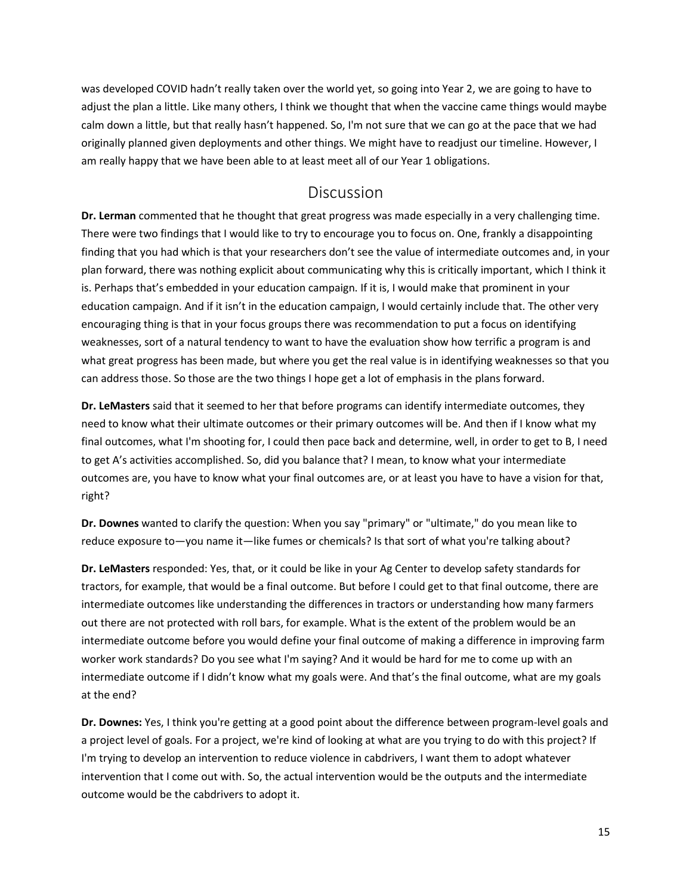was developed COVID hadn't really taken over the world yet, so going into Year 2, we are going to have to adjust the plan a little. Like many others, I think we thought that when the vaccine came things would maybe calm down a little, but that really hasn't happened. So, I'm not sure that we can go at the pace that we had originally planned given deployments and other things. We might have to readjust our timeline. However, I am really happy that we have been able to at least meet all of our Year 1 obligations.

## Discussion

**Dr. Lerman** commented that he thought that great progress was made especially in a very challenging time. There were two findings that I would like to try to encourage you to focus on. One, frankly a disappointing finding that you had which is that your researchers don't see the value of intermediate outcomes and, in your plan forward, there was nothing explicit about communicating why this is critically important, which I think it is. Perhaps that's embedded in your education campaign. If it is, I would make that prominent in your education campaign. And if it isn't in the education campaign, I would certainly include that. The other very encouraging thing is that in your focus groups there was recommendation to put a focus on identifying weaknesses, sort of a natural tendency to want to have the evaluation show how terrific a program is and what great progress has been made, but where you get the real value is in identifying weaknesses so that you can address those. So those are the two things I hope get a lot of emphasis in the plans forward.

**Dr. LeMasters** said that it seemed to her that before programs can identify intermediate outcomes, they need to know what their ultimate outcomes or their primary outcomes will be. And then if I know what my final outcomes, what I'm shooting for, I could then pace back and determine, well, in order to get to B, I need to get A's activities accomplished. So, did you balance that? I mean, to know what your intermediate outcomes are, you have to know what your final outcomes are, or at least you have to have a vision for that, right?

**Dr. Downes** wanted to clarify the question: When you say "primary" or "ultimate," do you mean like to reduce exposure to—you name it—like fumes or chemicals? Is that sort of what you're talking about?

**Dr. LeMasters** responded: Yes, that, or it could be like in your Ag Center to develop safety standards for tractors, for example, that would be a final outcome. But before I could get to that final outcome, there are intermediate outcomes like understanding the differences in tractors or understanding how many farmers out there are not protected with roll bars, for example. What is the extent of the problem would be an intermediate outcome before you would define your final outcome of making a difference in improving farm worker work standards? Do you see what I'm saying? And it would be hard for me to come up with an intermediate outcome if I didn't know what my goals were. And that's the final outcome, what are my goals at the end?

**Dr. Downes:** Yes, I think you're getting at a good point about the difference between program-level goals and a project level of goals. For a project, we're kind of looking at what are you trying to do with this project? If I'm trying to develop an intervention to reduce violence in cabdrivers, I want them to adopt whatever intervention that I come out with. So, the actual intervention would be the outputs and the intermediate outcome would be the cabdrivers to adopt it.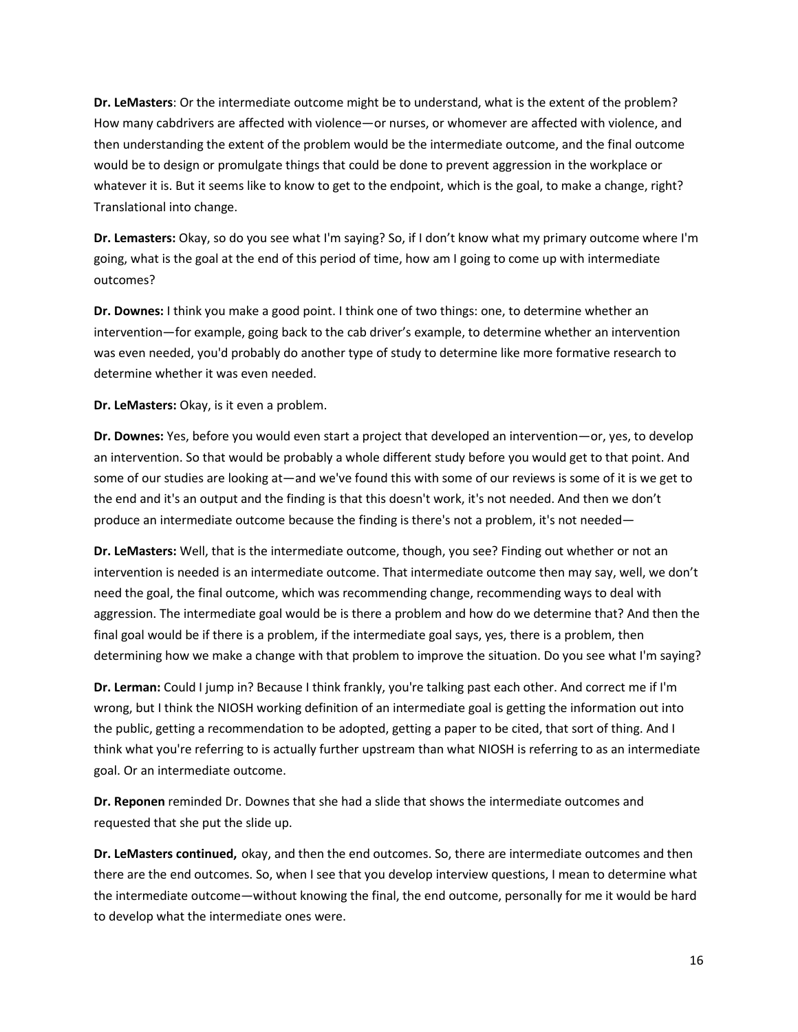**Dr. LeMasters**: Or the intermediate outcome might be to understand, what is the extent of the problem? How many cabdrivers are affected with violence—or nurses, or whomever are affected with violence, and then understanding the extent of the problem would be the intermediate outcome, and the final outcome would be to design or promulgate things that could be done to prevent aggression in the workplace or whatever it is. But it seems like to know to get to the endpoint, which is the goal, to make a change, right? Translational into change.

**Dr. Lemasters:** Okay, so do you see what I'm saying? So, if I don't know what my primary outcome where I'm going, what is the goal at the end of this period of time, how am I going to come up with intermediate outcomes?

**Dr. Downes:** I think you make a good point. I think one of two things: one, to determine whether an intervention—for example, going back to the cab driver's example, to determine whether an intervention was even needed, you'd probably do another type of study to determine like more formative research to determine whether it was even needed.

**Dr. LeMasters:** Okay, is it even a problem.

**Dr. Downes:** Yes, before you would even start a project that developed an intervention—or, yes, to develop an intervention. So that would be probably a whole different study before you would get to that point. And some of our studies are looking at—and we've found this with some of our reviews is some of it is we get to the end and it's an output and the finding is that this doesn't work, it's not needed. And then we don't produce an intermediate outcome because the finding is there's not a problem, it's not needed—

**Dr. LeMasters:** Well, that is the intermediate outcome, though, you see? Finding out whether or not an intervention is needed is an intermediate outcome. That intermediate outcome then may say, well, we don't need the goal, the final outcome, which was recommending change, recommending ways to deal with aggression. The intermediate goal would be is there a problem and how do we determine that? And then the final goal would be if there is a problem, if the intermediate goal says, yes, there is a problem, then determining how we make a change with that problem to improve the situation. Do you see what I'm saying?

**Dr. Lerman:** Could I jump in? Because I think frankly, you're talking past each other. And correct me if I'm wrong, but I think the NIOSH working definition of an intermediate goal is getting the information out into the public, getting a recommendation to be adopted, getting a paper to be cited, that sort of thing. And I think what you're referring to is actually further upstream than what NIOSH is referring to as an intermediate goal. Or an intermediate outcome.

**Dr. Reponen** reminded Dr. Downes that she had a slide that shows the intermediate outcomes and requested that she put the slide up.

**Dr. LeMasters continued,** okay, and then the end outcomes. So, there are intermediate outcomes and then there are the end outcomes. So, when I see that you develop interview questions, I mean to determine what the intermediate outcome—without knowing the final, the end outcome, personally for me it would be hard to develop what the intermediate ones were.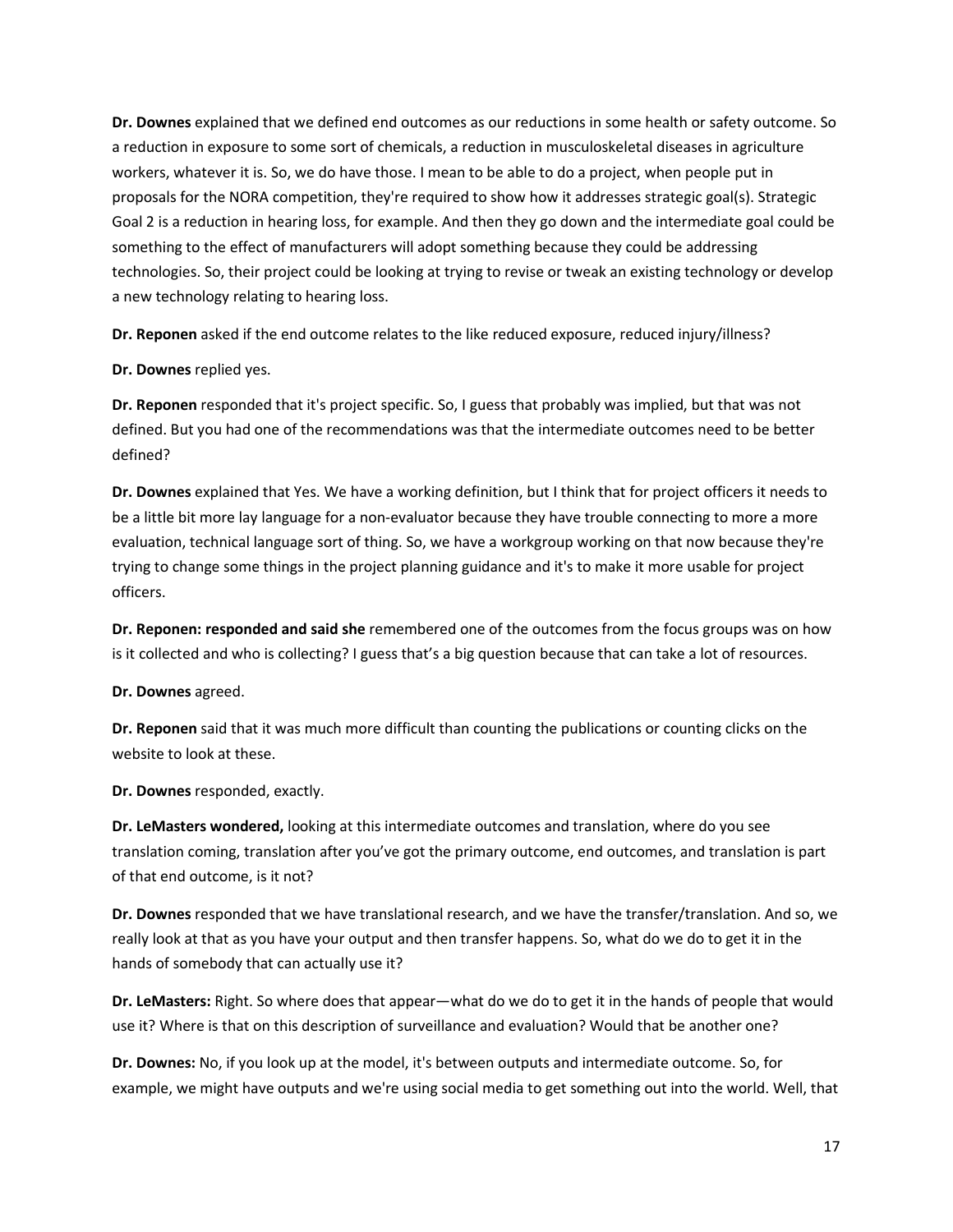**Dr. Downes** explained that we defined end outcomes as our reductions in some health or safety outcome. So a reduction in exposure to some sort of chemicals, a reduction in musculoskeletal diseases in agriculture workers, whatever it is. So, we do have those. I mean to be able to do a project, when people put in proposals for the NORA competition, they're required to show how it addresses strategic goal(s). Strategic Goal 2 is a reduction in hearing loss, for example. And then they go down and the intermediate goal could be something to the effect of manufacturers will adopt something because they could be addressing technologies. So, their project could be looking at trying to revise or tweak an existing technology or develop a new technology relating to hearing loss.

**Dr. Reponen** asked if the end outcome relates to the like reduced exposure, reduced injury/illness?

**Dr. Downes** replied yes.

**Dr. Reponen** responded that it's project specific. So, I guess that probably was implied, but that was not defined. But you had one of the recommendations was that the intermediate outcomes need to be better defined?

**Dr. Downes** explained that Yes. We have a working definition, but I think that for project officers it needs to be a little bit more lay language for a non-evaluator because they have trouble connecting to more a more evaluation, technical language sort of thing. So, we have a workgroup working on that now because they're trying to change some things in the project planning guidance and it's to make it more usable for project officers.

**Dr. Reponen: responded and said she** remembered one of the outcomes from the focus groups was on how is it collected and who is collecting? I guess that's a big question because that can take a lot of resources.

**Dr. Downes** agreed.

**Dr. Reponen** said that it was much more difficult than counting the publications or counting clicks on the website to look at these.

**Dr. Downes** responded, exactly.

**Dr. LeMasters wondered,** looking at this intermediate outcomes and translation, where do you see translation coming, translation after you've got the primary outcome, end outcomes, and translation is part of that end outcome, is it not?

**Dr. Downes** responded that we have translational research, and we have the transfer/translation. And so, we really look at that as you have your output and then transfer happens. So, what do we do to get it in the hands of somebody that can actually use it?

**Dr. LeMasters:** Right. So where does that appear—what do we do to get it in the hands of people that would use it? Where is that on this description of surveillance and evaluation? Would that be another one?

**Dr. Downes:** No, if you look up at the model, it's between outputs and intermediate outcome. So, for example, we might have outputs and we're using social media to get something out into the world. Well, that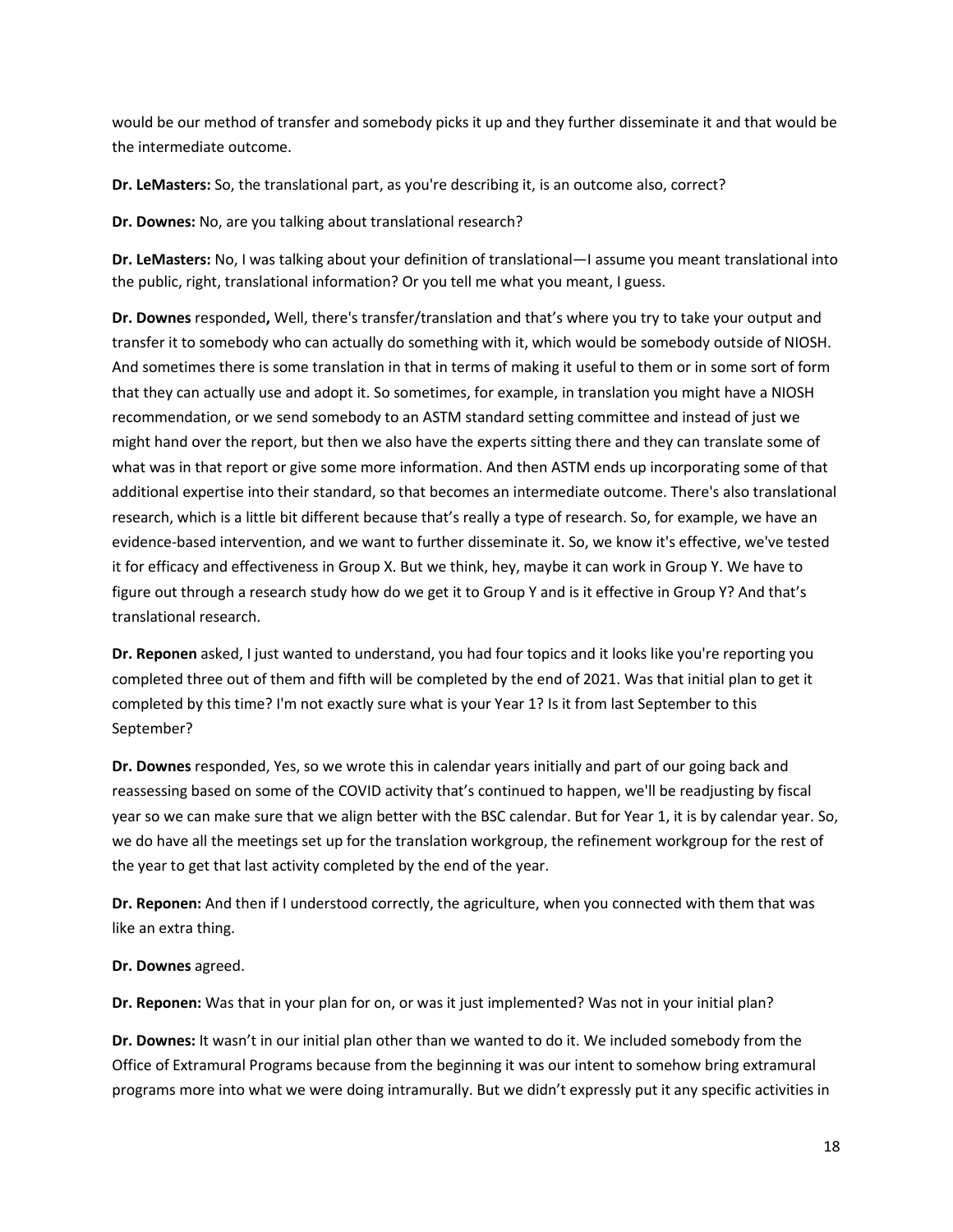would be our method of transfer and somebody picks it up and they further disseminate it and that would be the intermediate outcome.

**Dr. LeMasters:** So, the translational part, as you're describing it, is an outcome also, correct?

**Dr. Downes:** No, are you talking about translational research?

**Dr. LeMasters:** No, I was talking about your definition of translational—I assume you meant translational into the public, right, translational information? Or you tell me what you meant, I guess.

**Dr. Downes** responded**,** Well, there's transfer/translation and that's where you try to take your output and transfer it to somebody who can actually do something with it, which would be somebody outside of NIOSH. And sometimes there is some translation in that in terms of making it useful to them or in some sort of form that they can actually use and adopt it. So sometimes, for example, in translation you might have a NIOSH recommendation, or we send somebody to an ASTM standard setting committee and instead of just we might hand over the report, but then we also have the experts sitting there and they can translate some of what was in that report or give some more information. And then ASTM ends up incorporating some of that additional expertise into their standard, so that becomes an intermediate outcome. There's also translational research, which is a little bit different because that's really a type of research. So, for example, we have an evidence-based intervention, and we want to further disseminate it. So, we know it's effective, we've tested it for efficacy and effectiveness in Group X. But we think, hey, maybe it can work in Group Y. We have to figure out through a research study how do we get it to Group Y and is it effective in Group Y? And that's translational research.

**Dr. Reponen** asked, I just wanted to understand, you had four topics and it looks like you're reporting you completed three out of them and fifth will be completed by the end of 2021. Was that initial plan to get it completed by this time? I'm not exactly sure what is your Year 1? Is it from last September to this September?

**Dr. Downes** responded, Yes, so we wrote this in calendar years initially and part of our going back and reassessing based on some of the COVID activity that's continued to happen, we'll be readjusting by fiscal year so we can make sure that we align better with the BSC calendar. But for Year 1, it is by calendar year. So, we do have all the meetings set up for the translation workgroup, the refinement workgroup for the rest of the year to get that last activity completed by the end of the year.

**Dr. Reponen:** And then if I understood correctly, the agriculture, when you connected with them that was like an extra thing.

**Dr. Downes** agreed.

**Dr. Reponen:** Was that in your plan for on, or was it just implemented? Was not in your initial plan?

**Dr. Downes:** It wasn't in our initial plan other than we wanted to do it. We included somebody from the Office of Extramural Programs because from the beginning it was our intent to somehow bring extramural programs more into what we were doing intramurally. But we didn't expressly put it any specific activities in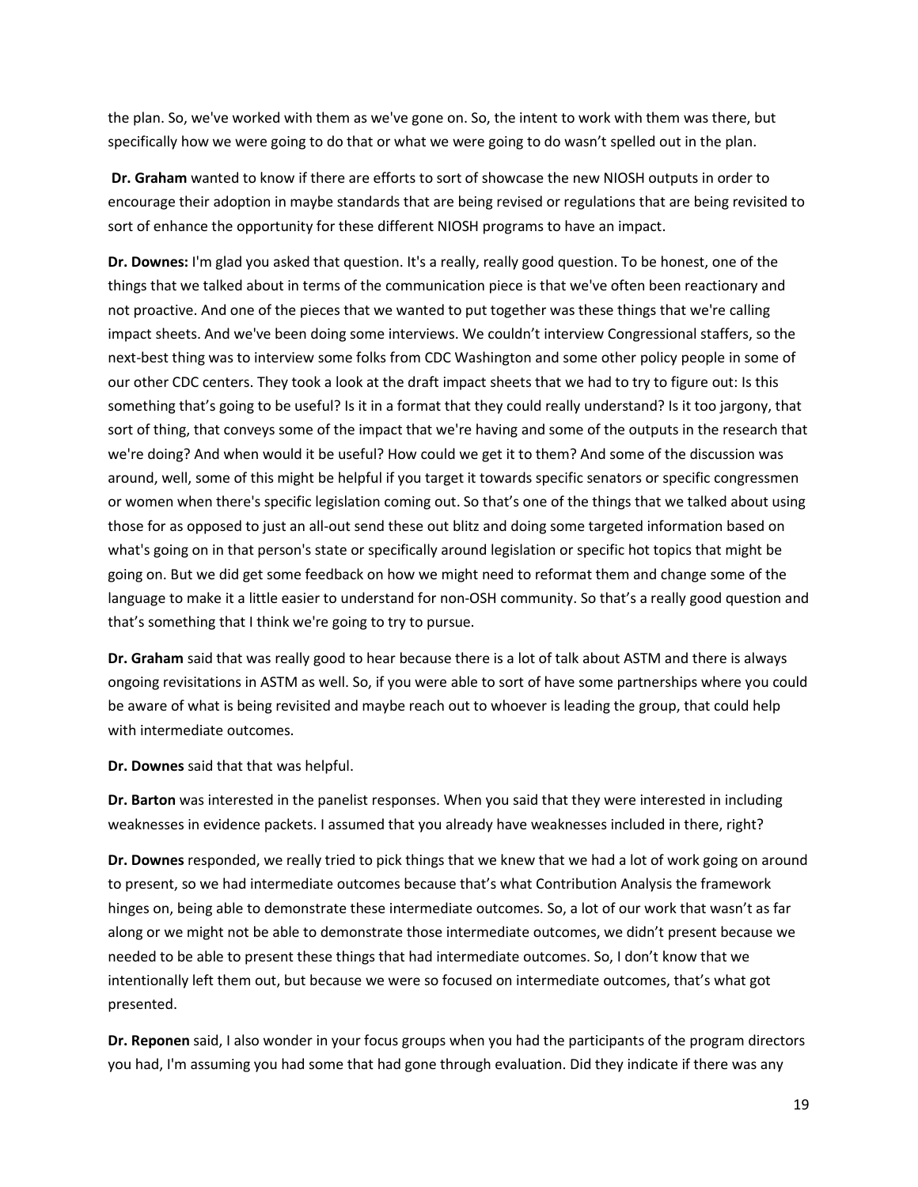the plan. So, we've worked with them as we've gone on. So, the intent to work with them was there, but specifically how we were going to do that or what we were going to do wasn't spelled out in the plan.

**Dr. Graham** wanted to know if there are efforts to sort of showcase the new NIOSH outputs in order to encourage their adoption in maybe standards that are being revised or regulations that are being revisited to sort of enhance the opportunity for these different NIOSH programs to have an impact.

**Dr. Downes:** I'm glad you asked that question. It's a really, really good question. To be honest, one of the things that we talked about in terms of the communication piece is that we've often been reactionary and not proactive. And one of the pieces that we wanted to put together was these things that we're calling impact sheets. And we've been doing some interviews. We couldn't interview Congressional staffers, so the next-best thing was to interview some folks from CDC Washington and some other policy people in some of our other CDC centers. They took a look at the draft impact sheets that we had to try to figure out: Is this something that's going to be useful? Is it in a format that they could really understand? Is it too jargony, that sort of thing, that conveys some of the impact that we're having and some of the outputs in the research that we're doing? And when would it be useful? How could we get it to them? And some of the discussion was around, well, some of this might be helpful if you target it towards specific senators or specific congressmen or women when there's specific legislation coming out. So that's one of the things that we talked about using those for as opposed to just an all-out send these out blitz and doing some targeted information based on what's going on in that person's state or specifically around legislation or specific hot topics that might be going on. But we did get some feedback on how we might need to reformat them and change some of the language to make it a little easier to understand for non-OSH community. So that's a really good question and that's something that I think we're going to try to pursue.

**Dr. Graham** said that was really good to hear because there is a lot of talk about ASTM and there is always ongoing revisitations in ASTM as well. So, if you were able to sort of have some partnerships where you could be aware of what is being revisited and maybe reach out to whoever is leading the group, that could help with intermediate outcomes.

**Dr. Downes** said that that was helpful.

**Dr. Barton** was interested in the panelist responses. When you said that they were interested in including weaknesses in evidence packets. I assumed that you already have weaknesses included in there, right?

**Dr. Downes** responded, we really tried to pick things that we knew that we had a lot of work going on around to present, so we had intermediate outcomes because that's what Contribution Analysis the framework hinges on, being able to demonstrate these intermediate outcomes. So, a lot of our work that wasn't as far along or we might not be able to demonstrate those intermediate outcomes, we didn't present because we needed to be able to present these things that had intermediate outcomes. So, I don't know that we intentionally left them out, but because we were so focused on intermediate outcomes, that's what got presented.

**Dr. Reponen** said, I also wonder in your focus groups when you had the participants of the program directors you had, I'm assuming you had some that had gone through evaluation. Did they indicate if there was any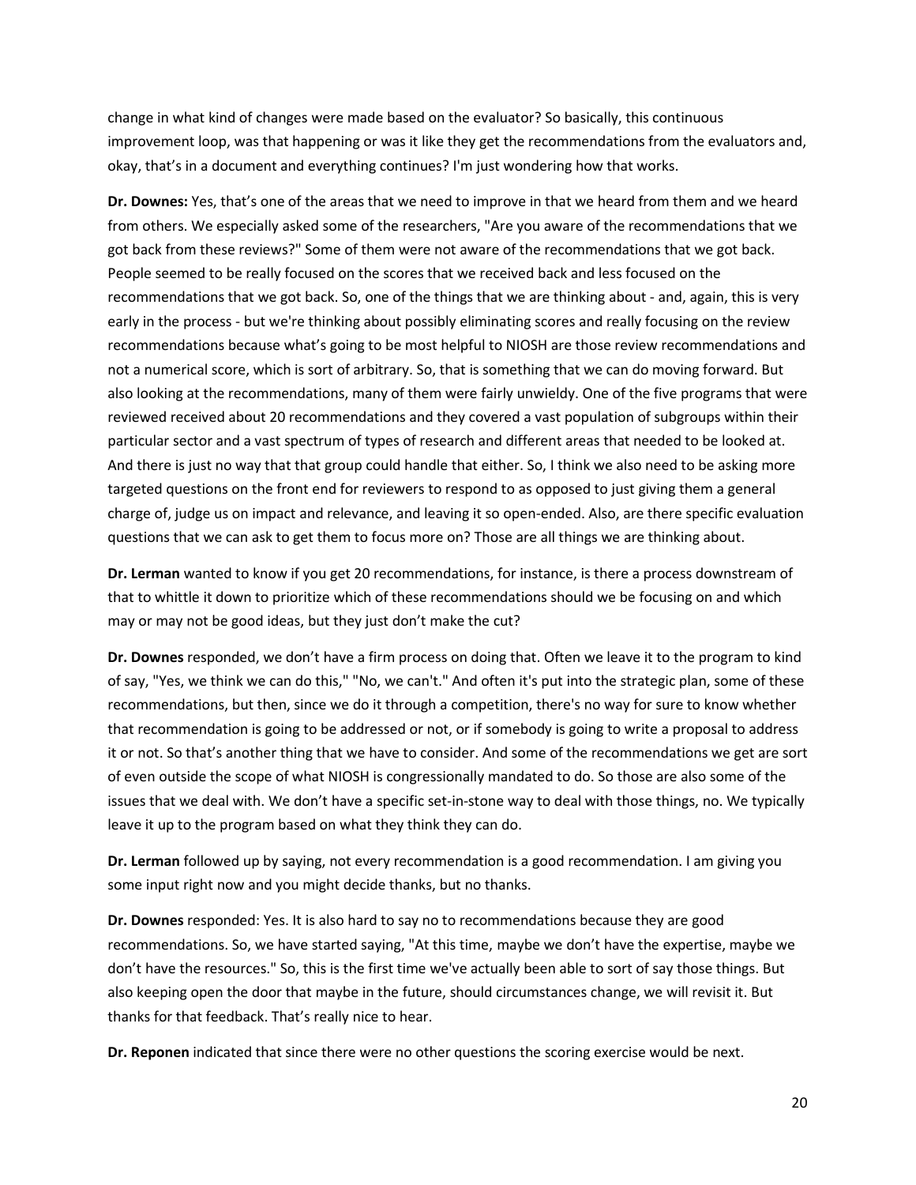change in what kind of changes were made based on the evaluator? So basically, this continuous improvement loop, was that happening or was it like they get the recommendations from the evaluators and, okay, that's in a document and everything continues? I'm just wondering how that works.

**Dr. Downes:** Yes, that's one of the areas that we need to improve in that we heard from them and we heard from others. We especially asked some of the researchers, "Are you aware of the recommendations that we got back from these reviews?" Some of them were not aware of the recommendations that we got back. People seemed to be really focused on the scores that we received back and less focused on the recommendations that we got back. So, one of the things that we are thinking about - and, again, this is very early in the process - but we're thinking about possibly eliminating scores and really focusing on the review recommendations because what's going to be most helpful to NIOSH are those review recommendations and not a numerical score, which is sort of arbitrary. So, that is something that we can do moving forward. But also looking at the recommendations, many of them were fairly unwieldy. One of the five programs that were reviewed received about 20 recommendations and they covered a vast population of subgroups within their particular sector and a vast spectrum of types of research and different areas that needed to be looked at. And there is just no way that that group could handle that either. So, I think we also need to be asking more targeted questions on the front end for reviewers to respond to as opposed to just giving them a general charge of, judge us on impact and relevance, and leaving it so open-ended. Also, are there specific evaluation questions that we can ask to get them to focus more on? Those are all things we are thinking about.

**Dr. Lerman** wanted to know if you get 20 recommendations, for instance, is there a process downstream of that to whittle it down to prioritize which of these recommendations should we be focusing on and which may or may not be good ideas, but they just don't make the cut?

**Dr. Downes** responded, we don't have a firm process on doing that. Often we leave it to the program to kind of say, "Yes, we think we can do this," "No, we can't." And often it's put into the strategic plan, some of these recommendations, but then, since we do it through a competition, there's no way for sure to know whether that recommendation is going to be addressed or not, or if somebody is going to write a proposal to address it or not. So that's another thing that we have to consider. And some of the recommendations we get are sort of even outside the scope of what NIOSH is congressionally mandated to do. So those are also some of the issues that we deal with. We don't have a specific set-in-stone way to deal with those things, no. We typically leave it up to the program based on what they think they can do.

**Dr. Lerman** followed up by saying, not every recommendation is a good recommendation. I am giving you some input right now and you might decide thanks, but no thanks.

**Dr. Downes** responded: Yes. It is also hard to say no to recommendations because they are good recommendations. So, we have started saying, "At this time, maybe we don't have the expertise, maybe we don't have the resources." So, this is the first time we've actually been able to sort of say those things. But also keeping open the door that maybe in the future, should circumstances change, we will revisit it. But thanks for that feedback. That's really nice to hear.

**Dr. Reponen** indicated that since there were no other questions the scoring exercise would be next.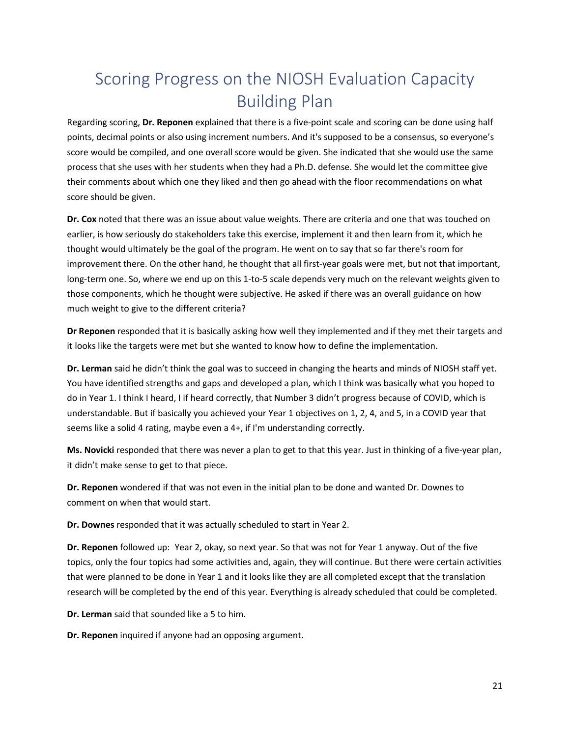# Scoring Progress on the NIOSH Evaluation Capacity Building Plan

Regarding scoring, **Dr. Reponen** explained that there is a five-point scale and scoring can be done using half points, decimal points or also using increment numbers. And it's supposed to be a consensus, so everyone's score would be compiled, and one overall score would be given. She indicated that she would use the same process that she uses with her students when they had a Ph.D. defense. She would let the committee give their comments about which one they liked and then go ahead with the floor recommendations on what score should be given.

**Dr. Cox** noted that there was an issue about value weights. There are criteria and one that was touched on earlier, is how seriously do stakeholders take this exercise, implement it and then learn from it, which he thought would ultimately be the goal of the program. He went on to say that so far there's room for improvement there. On the other hand, he thought that all first-year goals were met, but not that important, long-term one. So, where we end up on this 1-to-5 scale depends very much on the relevant weights given to those components, which he thought were subjective. He asked if there was an overall guidance on how much weight to give to the different criteria?

**Dr Reponen** responded that it is basically asking how well they implemented and if they met their targets and it looks like the targets were met but she wanted to know how to define the implementation.

**Dr. Lerman** said he didn't think the goal was to succeed in changing the hearts and minds of NIOSH staff yet. You have identified strengths and gaps and developed a plan, which I think was basically what you hoped to do in Year 1. I think I heard, I if heard correctly, that Number 3 didn't progress because of COVID, which is understandable. But if basically you achieved your Year 1 objectives on 1, 2, 4, and 5, in a COVID year that seems like a solid 4 rating, maybe even a 4+, if I'm understanding correctly.

**Ms. Novicki** responded that there was never a plan to get to that this year. Just in thinking of a five-year plan, it didn't make sense to get to that piece.

**Dr. Reponen** wondered if that was not even in the initial plan to be done and wanted Dr. Downes to comment on when that would start.

**Dr. Downes** responded that it was actually scheduled to start in Year 2.

**Dr. Reponen** followed up: Year 2, okay, so next year. So that was not for Year 1 anyway. Out of the five topics, only the four topics had some activities and, again, they will continue. But there were certain activities that were planned to be done in Year 1 and it looks like they are all completed except that the translation research will be completed by the end of this year. Everything is already scheduled that could be completed.

**Dr. Lerman** said that sounded like a 5 to him.

**Dr. Reponen** inquired if anyone had an opposing argument.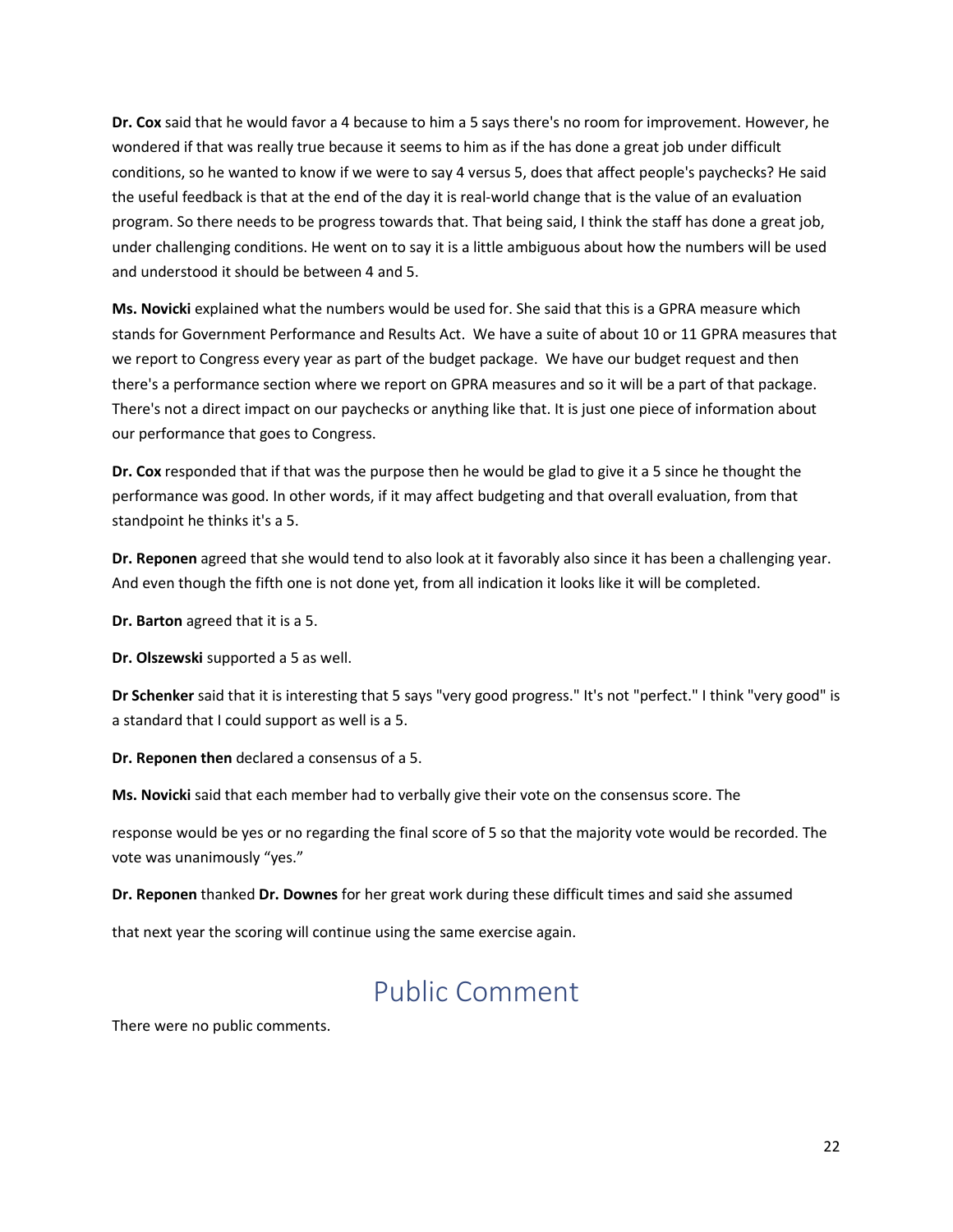**Dr. Cox** said that he would favor a 4 because to him a 5 says there's no room for improvement. However, he wondered if that was really true because it seems to him as if the has done a great job under difficult conditions, so he wanted to know if we were to say 4 versus 5, does that affect people's paychecks? He said the useful feedback is that at the end of the day it is real-world change that is the value of an evaluation program. So there needs to be progress towards that. That being said, I think the staff has done a great job, under challenging conditions. He went on to say it is a little ambiguous about how the numbers will be used and understood it should be between 4 and 5.

**Ms. Novicki** explained what the numbers would be used for. She said that this is a GPRA measure which stands for Government Performance and Results Act. We have a suite of about 10 or 11 GPRA measures that we report to Congress every year as part of the budget package. We have our budget request and then there's a performance section where we report on GPRA measures and so it will be a part of that package. There's not a direct impact on our paychecks or anything like that. It is just one piece of information about our performance that goes to Congress.

**Dr. Cox** responded that if that was the purpose then he would be glad to give it a 5 since he thought the performance was good. In other words, if it may affect budgeting and that overall evaluation, from that standpoint he thinks it's a 5.

**Dr. Reponen** agreed that she would tend to also look at it favorably also since it has been a challenging year. And even though the fifth one is not done yet, from all indication it looks like it will be completed.

**Dr. Barton** agreed that it is a 5.

**Dr. Olszewski** supported a 5 as well.

**Dr Schenker** said that it is interesting that 5 says "very good progress." It's not "perfect." I think "very good" is a standard that I could support as well is a 5.

**Dr. Reponen then** declared a consensus of a 5.

**Ms. Novicki** said that each member had to verbally give their vote on the consensus score. The response would be yes or no regarding the final score of 5 so that the majority vote would be recorded. The vote was unanimously "yes."

**Dr. Reponen** thanked **Dr. Downes** for her great work during these difficult times and said she assumed that next year the scoring will continue using the same exercise again.

# Public Comment

There were no public comments.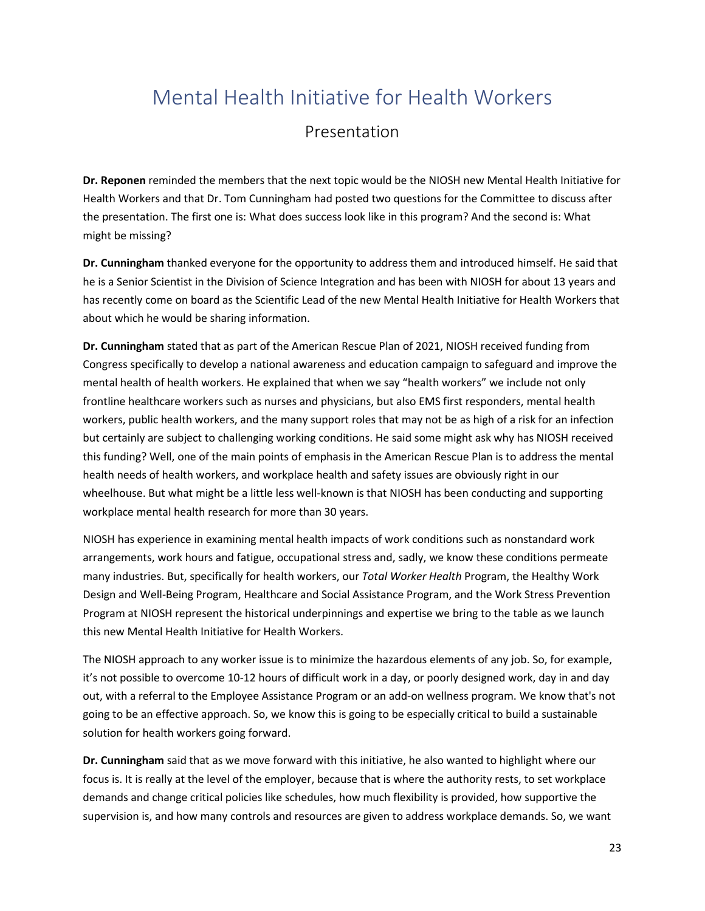# Mental Health Initiative for Health Workers

## Presentation

**Dr. Reponen** reminded the members that the next topic would be the NIOSH new Mental Health Initiative for Health Workers and that Dr. Tom Cunningham had posted two questions for the Committee to discuss after the presentation. The first one is: What does success look like in this program? And the second is: What might be missing?

**Dr. Cunningham** thanked everyone for the opportunity to address them and introduced himself. He said that he is a Senior Scientist in the Division of Science Integration and has been with NIOSH for about 13 years and has recently come on board as the Scientific Lead of the new Mental Health Initiative for Health Workers that about which he would be sharing information.

**Dr. Cunningham** stated that as part of the American Rescue Plan of 2021, NIOSH received funding from Congress specifically to develop a national awareness and education campaign to safeguard and improve the mental health of health workers. He explained that when we say "health workers" we include not only frontline healthcare workers such as nurses and physicians, but also EMS first responders, mental health workers, public health workers, and the many support roles that may not be as high of a risk for an infection but certainly are subject to challenging working conditions. He said some might ask why has NIOSH received this funding? Well, one of the main points of emphasis in the American Rescue Plan is to address the mental health needs of health workers, and workplace health and safety issues are obviously right in our wheelhouse. But what might be a little less well-known is that NIOSH has been conducting and supporting workplace mental health research for more than 30 years.

NIOSH has experience in examining mental health impacts of work conditions such as nonstandard work arrangements, work hours and fatigue, occupational stress and, sadly, we know these conditions permeate many industries. But, specifically for health workers, our *Total Worker Health* Program, the Healthy Work Design and Well-Being Program, Healthcare and Social Assistance Program, and the Work Stress Prevention Program at NIOSH represent the historical underpinnings and expertise we bring to the table as we launch this new Mental Health Initiative for Health Workers.

The NIOSH approach to any worker issue is to minimize the hazardous elements of any job. So, for example, it's not possible to overcome 10-12 hours of difficult work in a day, or poorly designed work, day in and day out, with a referral to the Employee Assistance Program or an add-on wellness program. We know that's not going to be an effective approach. So, we know this is going to be especially critical to build a sustainable solution for health workers going forward.

**Dr. Cunningham** said that as we move forward with this initiative, he also wanted to highlight where our focus is. It is really at the level of the employer, because that is where the authority rests, to set workplace demands and change critical policies like schedules, how much flexibility is provided, how supportive the supervision is, and how many controls and resources are given to address workplace demands. So, we want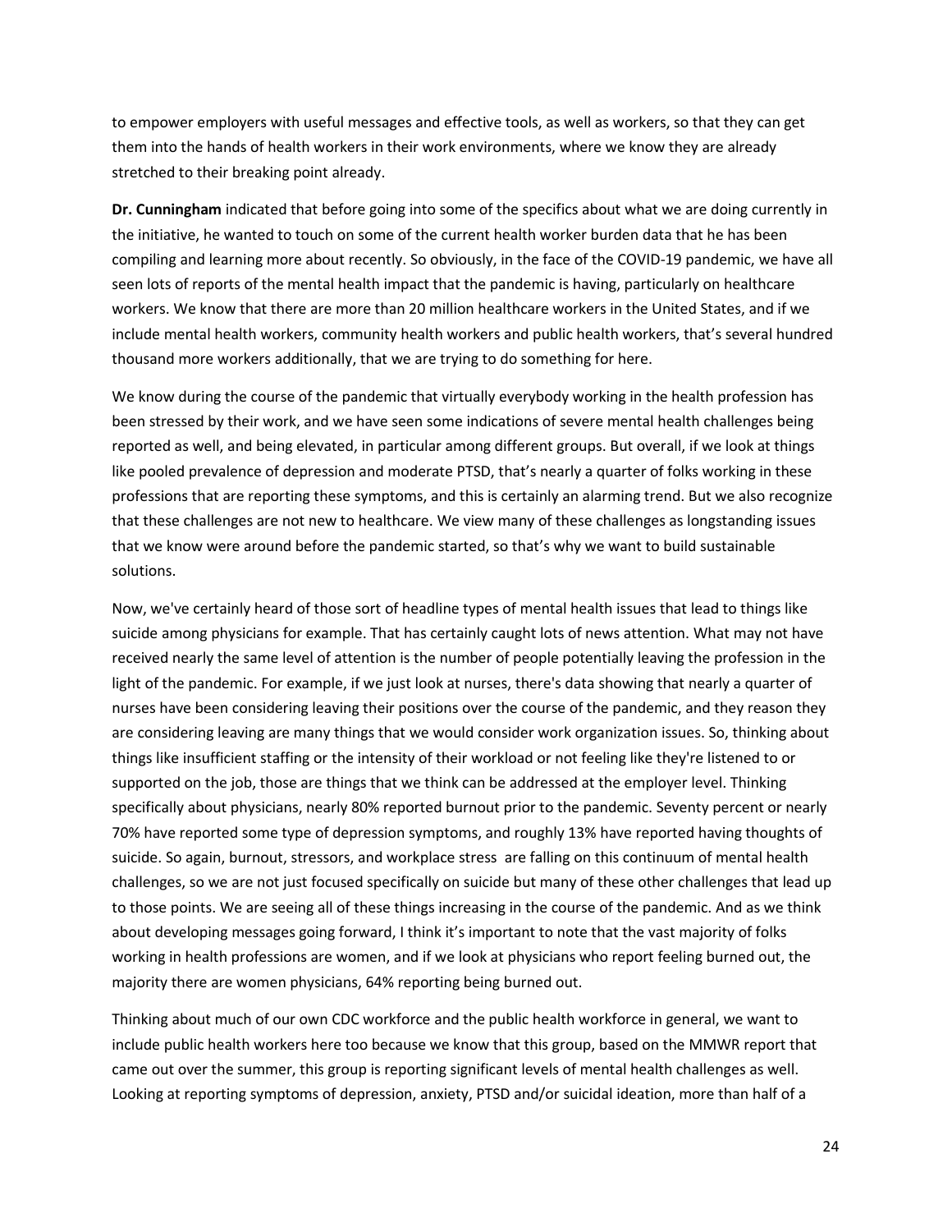to empower employers with useful messages and effective tools, as well as workers, so that they can get them into the hands of health workers in their work environments, where we know they are already stretched to their breaking point already.

**Dr. Cunningham** indicated that before going into some of the specifics about what we are doing currently in the initiative, he wanted to touch on some of the current health worker burden data that he has been compiling and learning more about recently. So obviously, in the face of the COVID-19 pandemic, we have all seen lots of reports of the mental health impact that the pandemic is having, particularly on healthcare workers. We know that there are more than 20 million healthcare workers in the United States, and if we include mental health workers, community health workers and public health workers, that's several hundred thousand more workers additionally, that we are trying to do something for here.

We know during the course of the pandemic that virtually everybody working in the health profession has been stressed by their work, and we have seen some indications of severe mental health challenges being reported as well, and being elevated, in particular among different groups. But overall, if we look at things like pooled prevalence of depression and moderate PTSD, that's nearly a quarter of folks working in these professions that are reporting these symptoms, and this is certainly an alarming trend. But we also recognize that these challenges are not new to healthcare. We view many of these challenges as longstanding issues that we know were around before the pandemic started, so that's why we want to build sustainable solutions.

Now, we've certainly heard of those sort of headline types of mental health issues that lead to things like suicide among physicians for example. That has certainly caught lots of news attention. What may not have received nearly the same level of attention is the number of people potentially leaving the profession in the light of the pandemic. For example, if we just look at nurses, there's data showing that nearly a quarter of nurses have been considering leaving their positions over the course of the pandemic, and they reason they are considering leaving are many things that we would consider work organization issues. So, thinking about things like insufficient staffing or the intensity of their workload or not feeling like they're listened to or supported on the job, those are things that we think can be addressed at the employer level. Thinking specifically about physicians, nearly 80% reported burnout prior to the pandemic. Seventy percent or nearly 70% have reported some type of depression symptoms, and roughly 13% have reported having thoughts of suicide. So again, burnout, stressors, and workplace stress are falling on this continuum of mental health challenges, so we are not just focused specifically on suicide but many of these other challenges that lead up to those points. We are seeing all of these things increasing in the course of the pandemic. And as we think about developing messages going forward, I think it's important to note that the vast majority of folks working in health professions are women, and if we look at physicians who report feeling burned out, the majority there are women physicians, 64% reporting being burned out.

Thinking about much of our own CDC workforce and the public health workforce in general, we want to include public health workers here too because we know that this group, based on the MMWR report that came out over the summer, this group is reporting significant levels of mental health challenges as well. Looking at reporting symptoms of depression, anxiety, PTSD and/or suicidal ideation, more than half of a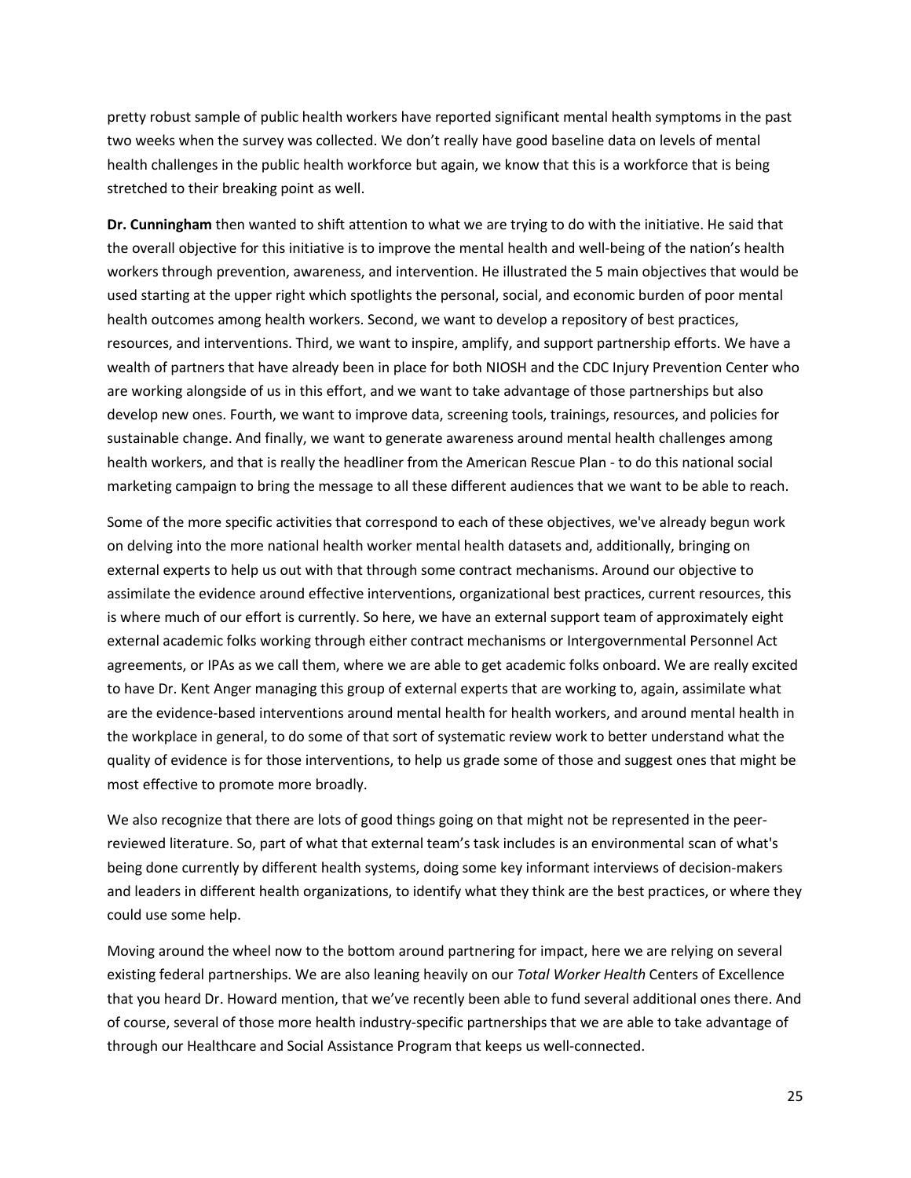pretty robust sample of public health workers have reported significant mental health symptoms in the past two weeks when the survey was collected. We don't really have good baseline data on levels of mental health challenges in the public health workforce but again, we know that this is a workforce that is being stretched to their breaking point as well.

**Dr. Cunningham** then wanted to shift attention to what we are trying to do with the initiative. He said that the overall objective for this initiative is to improve the mental health and well-being of the nation's health workers through prevention, awareness, and intervention. He illustrated the 5 main objectives that would be used starting at the upper right which spotlights the personal, social, and economic burden of poor mental health outcomes among health workers. Second, we want to develop a repository of best practices, resources, and interventions. Third, we want to inspire, amplify, and support partnership efforts. We have a wealth of partners that have already been in place for both NIOSH and the CDC Injury Prevention Center who are working alongside of us in this effort, and we want to take advantage of those partnerships but also develop new ones. Fourth, we want to improve data, screening tools, trainings, resources, and policies for sustainable change. And finally, we want to generate awareness around mental health challenges among health workers, and that is really the headliner from the American Rescue Plan - to do this national social marketing campaign to bring the message to all these different audiences that we want to be able to reach.

Some of the more specific activities that correspond to each of these objectives, we've already begun work on delving into the more national health worker mental health datasets and, additionally, bringing on external experts to help us out with that through some contract mechanisms. Around our objective to assimilate the evidence around effective interventions, organizational best practices, current resources, this is where much of our effort is currently. So here, we have an external support team of approximately eight external academic folks working through either contract mechanisms or Intergovernmental Personnel Act agreements, or IPAs as we call them, where we are able to get academic folks onboard. We are really excited to have Dr. Kent Anger managing this group of external experts that are working to, again, assimilate what are the evidence-based interventions around mental health for health workers, and around mental health in the workplace in general, to do some of that sort of systematic review work to better understand what the quality of evidence is for those interventions, to help us grade some of those and suggest ones that might be most effective to promote more broadly.

We also recognize that there are lots of good things going on that might not be represented in the peer-reviewed literature. So, part of what that external team's task includes is an environmental scan of what's being done currently by different health systems, doing some key informant interviews of decision-makers and leaders in different health organizations, to identify what they think are the best practices, or where they could use some help.

Moving around the wheel now to the bottom around partnering for impact, here we are relying on several existing federal partnerships. We are also leaning heavily on our *Total Worker Health* Centers of Excellence that you heard Dr. Howard mention, that we've recently been able to fund several additional ones there. And of course, several of those more health industry-specific partnerships that we are able to take advantage of through our Healthcare and Social Assistance Program that keeps us well-connected.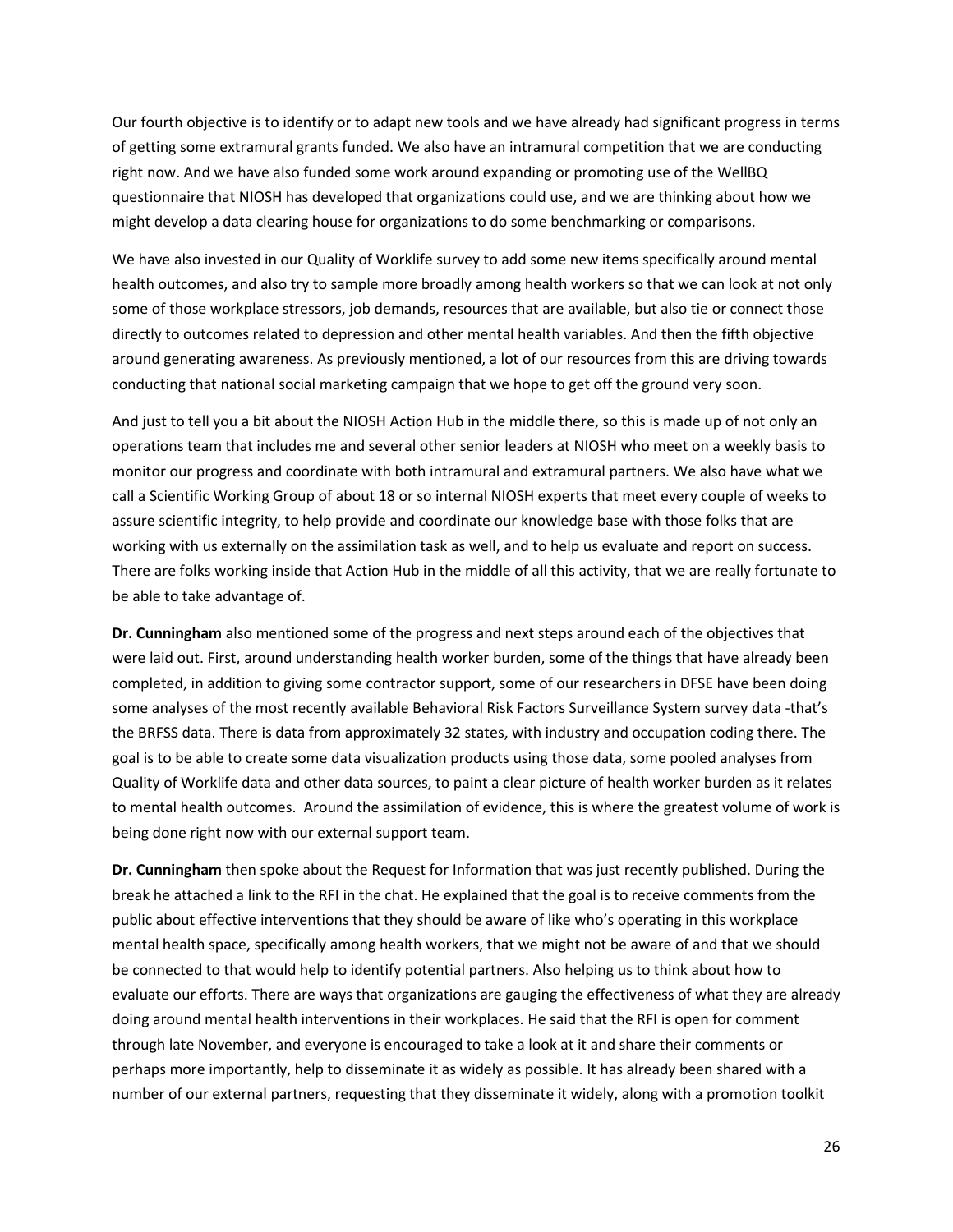Our fourth objective is to identify or to adapt new tools and we have already had significant progress in terms of getting some extramural grants funded. We also have an intramural competition that we are conducting right now. And we have also funded some work around expanding or promoting use of the WellBQ questionnaire that NIOSH has developed that organizations could use, and we are thinking about how we might develop a data clearing house for organizations to do some benchmarking or comparisons.

We have also invested in our Quality of Worklife survey to add some new items specifically around mental health outcomes, and also try to sample more broadly among health workers so that we can look at not only some of those workplace stressors, job demands, resources that are available, but also tie or connect those directly to outcomes related to depression and other mental health variables. And then the fifth objective around generating awareness. As previously mentioned, a lot of our resources from this are driving towards conducting that national social marketing campaign that we hope to get off the ground very soon.

And just to tell you a bit about the NIOSH Action Hub in the middle there, so this is made up of not only an operations team that includes me and several other senior leaders at NIOSH who meet on a weekly basis to monitor our progress and coordinate with both intramural and extramural partners. We also have what we call a Scientific Working Group of about 18 or so internal NIOSH experts that meet every couple of weeks to assure scientific integrity, to help provide and coordinate our knowledge base with those folks that are working with us externally on the assimilation task as well, and to help us evaluate and report on success. There are folks working inside that Action Hub in the middle of all this activity, that we are really fortunate to be able to take advantage of.

**Dr. Cunningham** also mentioned some of the progress and next steps around each of the objectives that were laid out. First, around understanding health worker burden, some of the things that have already been completed, in addition to giving some contractor support, some of our researchers in DFSE have been doing some analyses of the most recently available Behavioral Risk Factors Surveillance System survey data -that's the BRFSS data. There is data from approximately 32 states, with industry and occupation coding there. The goal is to be able to create some data visualization products using those data, some pooled analyses from Quality of Worklife data and other data sources, to paint a clear picture of health worker burden as it relates to mental health outcomes. Around the assimilation of evidence, this is where the greatest volume of work is being done right now with our external support team.

**Dr. Cunningham** then spoke about the Request for Information that was just recently published. During the break he attached a link to the RFI in the chat. He explained that the goal is to receive comments from the public about effective interventions that they should be aware of like who's operating in this workplace mental health space, specifically among health workers, that we might not be aware of and that we should be connected to that would help to identify potential partners. Also helping us to think about how to evaluate our efforts. There are ways that organizations are gauging the effectiveness of what they are already doing around mental health interventions in their workplaces. He said that the RFI is open for comment through late November, and everyone is encouraged to take a look at it and share their comments or perhaps more importantly, help to disseminate it as widely as possible. It has already been shared with a number of our external partners, requesting that they disseminate it widely, along with a promotion toolkit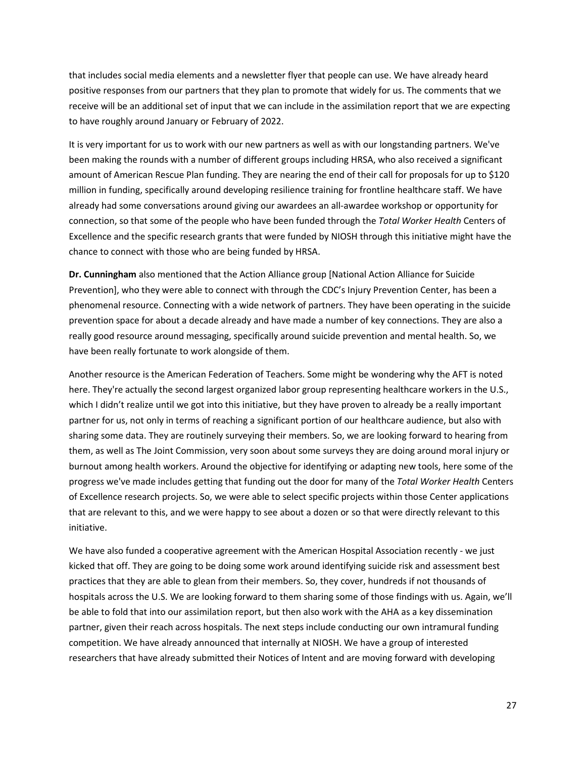that includes social media elements and a newsletter flyer that people can use. We have already heard positive responses from our partners that they plan to promote that widely for us. The comments that we receive will be an additional set of input that we can include in the assimilation report that we are expecting to have roughly around January or February of 2022.

It is very important for us to work with our new partners as well as with our longstanding partners. We've been making the rounds with a number of different groups including HRSA, who also received a significant amount of American Rescue Plan funding. They are nearing the end of their call for proposals for up to $120 million in funding, specifically around developing resilience training for frontline healthcare staff. We have already had some conversations around giving our awardees an all-awardee workshop or opportunity for connection, so that some of the people who have been funded through the *Total Worker Health* Centers of Excellence and the specific research grants that were funded by NIOSH through this initiative might have the chance to connect with those who are being funded by HRSA.

**Dr. Cunningham** also mentioned that the Action Alliance group [National Action Alliance for Suicide Prevention], who they were able to connect with through the CDC's Injury Prevention Center, has been a phenomenal resource. Connecting with a wide network of partners. They have been operating in the suicide prevention space for about a decade already and have made a number of key connections. They are also a really good resource around messaging, specifically around suicide prevention and mental health. So, we have been really fortunate to work alongside of them.

Another resource is the American Federation of Teachers. Some might be wondering why the AFT is noted here. They're actually the second largest organized labor group representing healthcare workers in the U.S., which I didn't realize until we got into this initiative, but they have proven to already be a really important partner for us, not only in terms of reaching a significant portion of our healthcare audience, but also with sharing some data. They are routinely surveying their members. So, we are looking forward to hearing from them, as well as The Joint Commission, very soon about some surveys they are doing around moral injury or burnout among health workers. Around the objective for identifying or adapting new tools, here some of the progress we've made includes getting that funding out the door for many of the *Total Worker Health* Centers of Excellence research projects. So, we were able to select specific projects within those Center applications that are relevant to this, and we were happy to see about a dozen or so that were directly relevant to this initiative.

We have also funded a cooperative agreement with the American Hospital Association recently - we just kicked that off. They are going to be doing some work around identifying suicide risk and assessment best practices that they are able to glean from their members. So, they cover, hundreds if not thousands of hospitals across the U.S. We are looking forward to them sharing some of those findings with us. Again, we'll be able to fold that into our assimilation report, but then also work with the AHA as a key dissemination partner, given their reach across hospitals. The next steps include conducting our own intramural funding competition. We have already announced that internally at NIOSH. We have a group of interested researchers that have already submitted their Notices of Intent and are moving forward with developing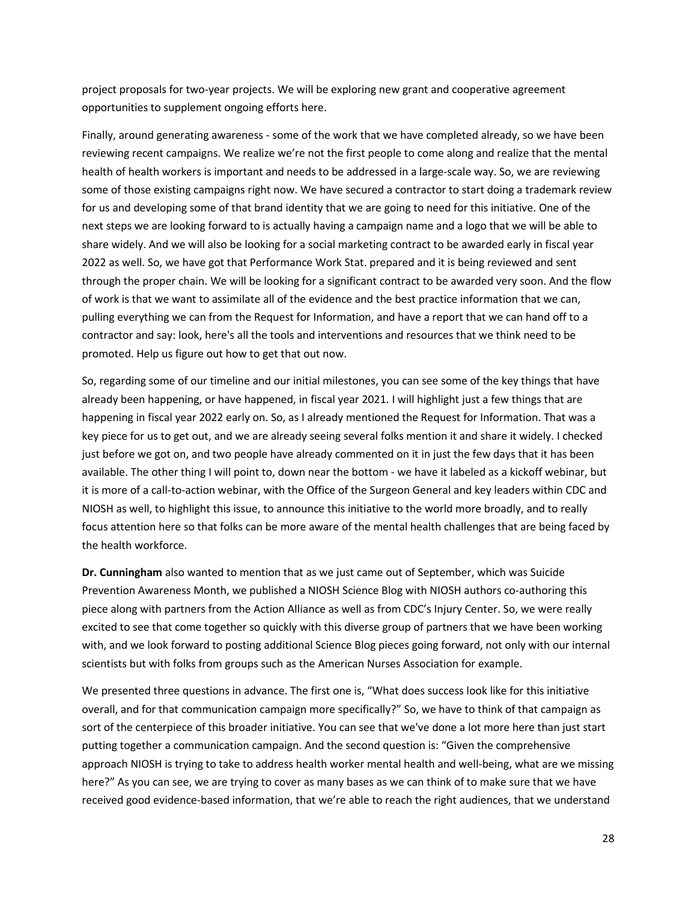project proposals for two-year projects. We will be exploring new grant and cooperative agreement opportunities to supplement ongoing efforts here.

Finally, around generating awareness - some of the work that we have completed already, so we have been reviewing recent campaigns. We realize we're not the first people to come along and realize that the mental health of health workers is important and needs to be addressed in a large-scale way. So, we are reviewing some of those existing campaigns right now. We have secured a contractor to start doing a trademark review for us and developing some of that brand identity that we are going to need for this initiative. One of the next steps we are looking forward to is actually having a campaign name and a logo that we will be able to share widely. And we will also be looking for a social marketing contract to be awarded early in fiscal year 2022 as well. So, we have got that Performance Work Stat. prepared and it is being reviewed and sent through the proper chain. We will be looking for a significant contract to be awarded very soon. And the flow of work is that we want to assimilate all of the evidence and the best practice information that we can, pulling everything we can from the Request for Information, and have a report that we can hand off to a contractor and say: look, here's all the tools and interventions and resources that we think need to be promoted. Help us figure out how to get that out now.

So, regarding some of our timeline and our initial milestones, you can see some of the key things that have already been happening, or have happened, in fiscal year 2021. I will highlight just a few things that are happening in fiscal year 2022 early on. So, as I already mentioned the Request for Information. That was a key piece for us to get out, and we are already seeing several folks mention it and share it widely. I checked just before we got on, and two people have already commented on it in just the few days that it has been available. The other thing I will point to, down near the bottom - we have it labeled as a kickoff webinar, but it is more of a call-to-action webinar, with the Office of the Surgeon General and key leaders within CDC and NIOSH as well, to highlight this issue, to announce this initiative to the world more broadly, and to really focus attention here so that folks can be more aware of the mental health challenges that are being faced by the health workforce.

**Dr. Cunningham** also wanted to mention that as we just came out of September, which was Suicide Prevention Awareness Month, we published a NIOSH Science Blog with NIOSH authors co-authoring this piece along with partners from the Action Alliance as well as from CDC's Injury Center. So, we were really excited to see that come together so quickly with this diverse group of partners that we have been working with, and we look forward to posting additional Science Blog pieces going forward, not only with our internal scientists but with folks from groups such as the American Nurses Association for example.

We presented three questions in advance. The first one is, "What does success look like for this initiative overall, and for that communication campaign more specifically?" So, we have to think of that campaign as sort of the centerpiece of this broader initiative. You can see that we've done a lot more here than just start putting together a communication campaign. And the second question is: "Given the comprehensive approach NIOSH is trying to take to address health worker mental health and well-being, what are we missing here?" As you can see, we are trying to cover as many bases as we can think of to make sure that we have received good evidence-based information, that we're able to reach the right audiences, that we understand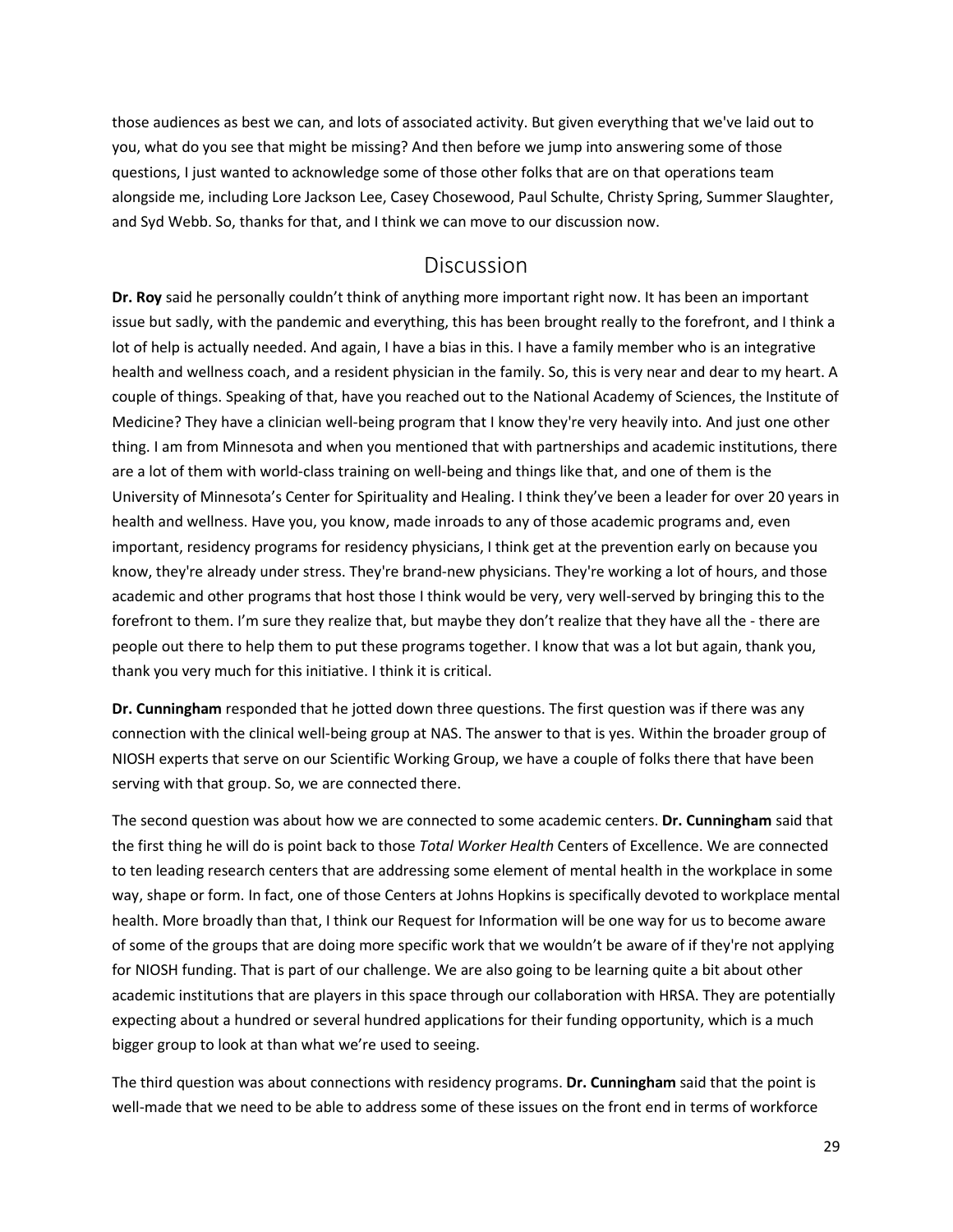those audiences as best we can, and lots of associated activity. But given everything that we've laid out to you, what do you see that might be missing? And then before we jump into answering some of those questions, I just wanted to acknowledge some of those other folks that are on that operations team alongside me, including Lore Jackson Lee, Casey Chosewood, Paul Schulte, Christy Spring, Summer Slaughter, and Syd Webb. So, thanks for that, and I think we can move to our discussion now.

## Discussion

**Dr. Roy** said he personally couldn't think of anything more important right now. It has been an important issue but sadly, with the pandemic and everything, this has been brought really to the forefront, and I think a lot of help is actually needed. And again, I have a bias in this. I have a family member who is an integrative health and wellness coach, and a resident physician in the family. So, this is very near and dear to my heart. A couple of things. Speaking of that, have you reached out to the National Academy of Sciences, the Institute of Medicine? They have a clinician well-being program that I know they're very heavily into. And just one other thing. I am from Minnesota and when you mentioned that with partnerships and academic institutions, there are a lot of them with world-class training on well-being and things like that, and one of them is the University of Minnesota's Center for Spirituality and Healing. I think they've been a leader for over 20 years in health and wellness. Have you, you know, made inroads to any of those academic programs and, even important, residency programs for residency physicians, I think get at the prevention early on because you know, they're already under stress. They're brand-new physicians. They're working a lot of hours, and those academic and other programs that host those I think would be very, very well-served by bringing this to the forefront to them. I'm sure they realize that, but maybe they don't realize that they have all the - there are people out there to help them to put these programs together. I know that was a lot but again, thank you, thank you very much for this initiative. I think it is critical.

**Dr. Cunningham** responded that he jotted down three questions. The first question was if there was any connection with the clinical well-being group at NAS. The answer to that is yes. Within the broader group of NIOSH experts that serve on our Scientific Working Group, we have a couple of folks there that have been serving with that group. So, we are connected there.

The second question was about how we are connected to some academic centers. **Dr. Cunningham** said that the first thing he will do is point back to those *Total Worker Health* Centers of Excellence. We are connected to ten leading research centers that are addressing some element of mental health in the workplace in some way, shape or form. In fact, one of those Centers at Johns Hopkins is specifically devoted to workplace mental health. More broadly than that, I think our Request for Information will be one way for us to become aware of some of the groups that are doing more specific work that we wouldn't be aware of if they're not applying for NIOSH funding. That is part of our challenge. We are also going to be learning quite a bit about other academic institutions that are players in this space through our collaboration with HRSA. They are potentially expecting about a hundred or several hundred applications for their funding opportunity, which is a much bigger group to look at than what we're used to seeing.

The third question was about connections with residency programs. **Dr. Cunningham** said that the point is well-made that we need to be able to address some of these issues on the front end in terms of workforce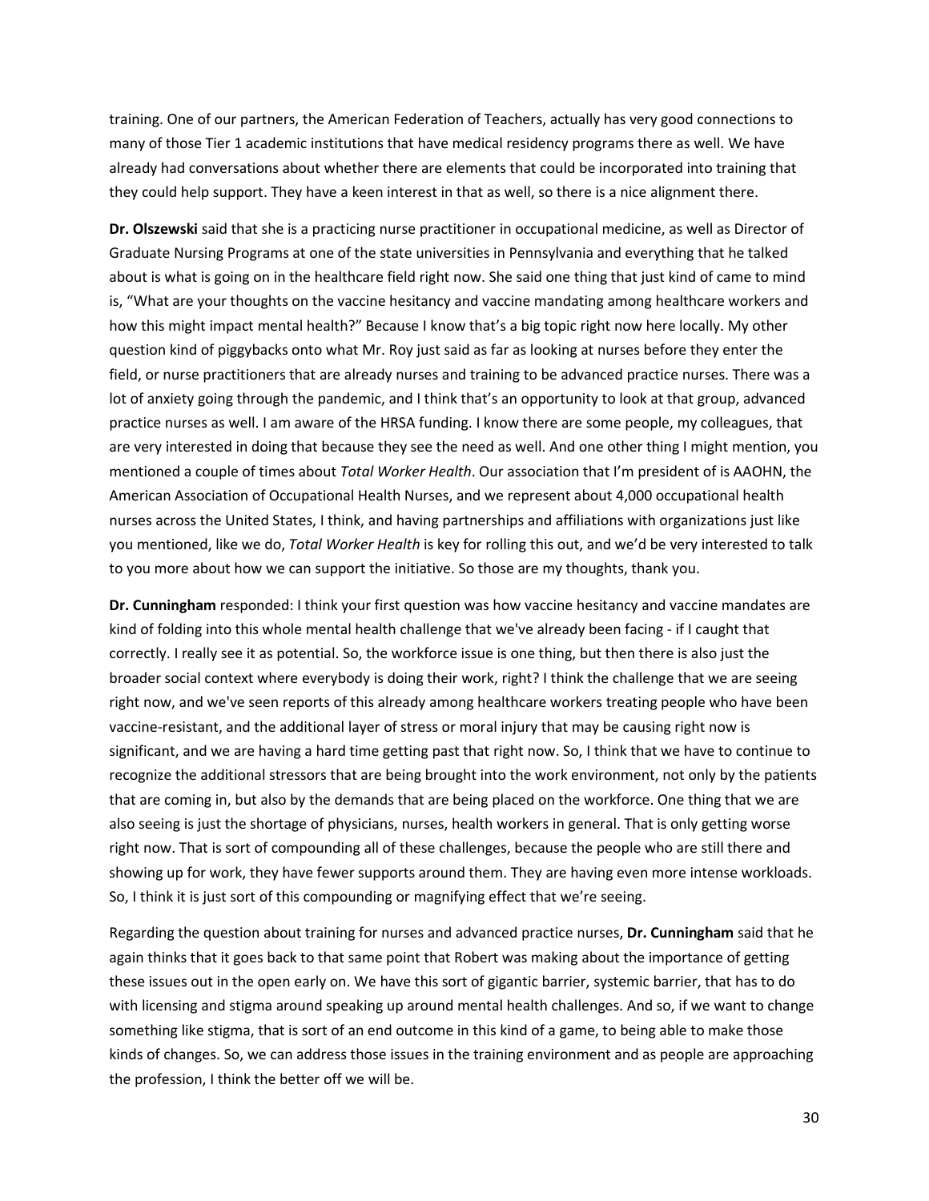training. One of our partners, the American Federation of Teachers, actually has very good connections to many of those Tier 1 academic institutions that have medical residency programs there as well. We have already had conversations about whether there are elements that could be incorporated into training that they could help support. They have a keen interest in that as well, so there is a nice alignment there.

**Dr. Olszewski** said that she is a practicing nurse practitioner in occupational medicine, as well as Director of Graduate Nursing Programs at one of the state universities in Pennsylvania and everything that he talked about is what is going on in the healthcare field right now. She said one thing that just kind of came to mind is, "What are your thoughts on the vaccine hesitancy and vaccine mandating among healthcare workers and how this might impact mental health?" Because I know that's a big topic right now here locally. My other question kind of piggybacks onto what Mr. Roy just said as far as looking at nurses before they enter the field, or nurse practitioners that are already nurses and training to be advanced practice nurses. There was a lot of anxiety going through the pandemic, and I think that's an opportunity to look at that group, advanced practice nurses as well. I am aware of the HRSA funding. I know there are some people, my colleagues, that are very interested in doing that because they see the need as well. And one other thing I might mention, you mentioned a couple of times about *Total Worker Health*. Our association that I'm president of is AAOHN, the American Association of Occupational Health Nurses, and we represent about 4,000 occupational health nurses across the United States, I think, and having partnerships and affiliations with organizations just like you mentioned, like we do, *Total Worker Health* is key for rolling this out, and we'd be very interested to talk to you more about how we can support the initiative. So those are my thoughts, thank you.

**Dr. Cunningham** responded: I think your first question was how vaccine hesitancy and vaccine mandates are kind of folding into this whole mental health challenge that we've already been facing - if I caught that correctly. I really see it as potential. So, the workforce issue is one thing, but then there is also just the broader social context where everybody is doing their work, right? I think the challenge that we are seeing right now, and we've seen reports of this already among healthcare workers treating people who have been vaccine-resistant, and the additional layer of stress or moral injury that may be causing right now is significant, and we are having a hard time getting past that right now. So, I think that we have to continue to recognize the additional stressors that are being brought into the work environment, not only by the patients that are coming in, but also by the demands that are being placed on the workforce. One thing that we are also seeing is just the shortage of physicians, nurses, health workers in general. That is only getting worse right now. That is sort of compounding all of these challenges, because the people who are still there and showing up for work, they have fewer supports around them. They are having even more intense workloads. So, I think it is just sort of this compounding or magnifying effect that we're seeing.

Regarding the question about training for nurses and advanced practice nurses, **Dr. Cunningham** said that he again thinks that it goes back to that same point that Robert was making about the importance of getting these issues out in the open early on. We have this sort of gigantic barrier, systemic barrier, that has to do with licensing and stigma around speaking up around mental health challenges. And so, if we want to change something like stigma, that is sort of an end outcome in this kind of a game, to being able to make those kinds of changes. So, we can address those issues in the training environment and as people are approaching the profession, I think the better off we will be.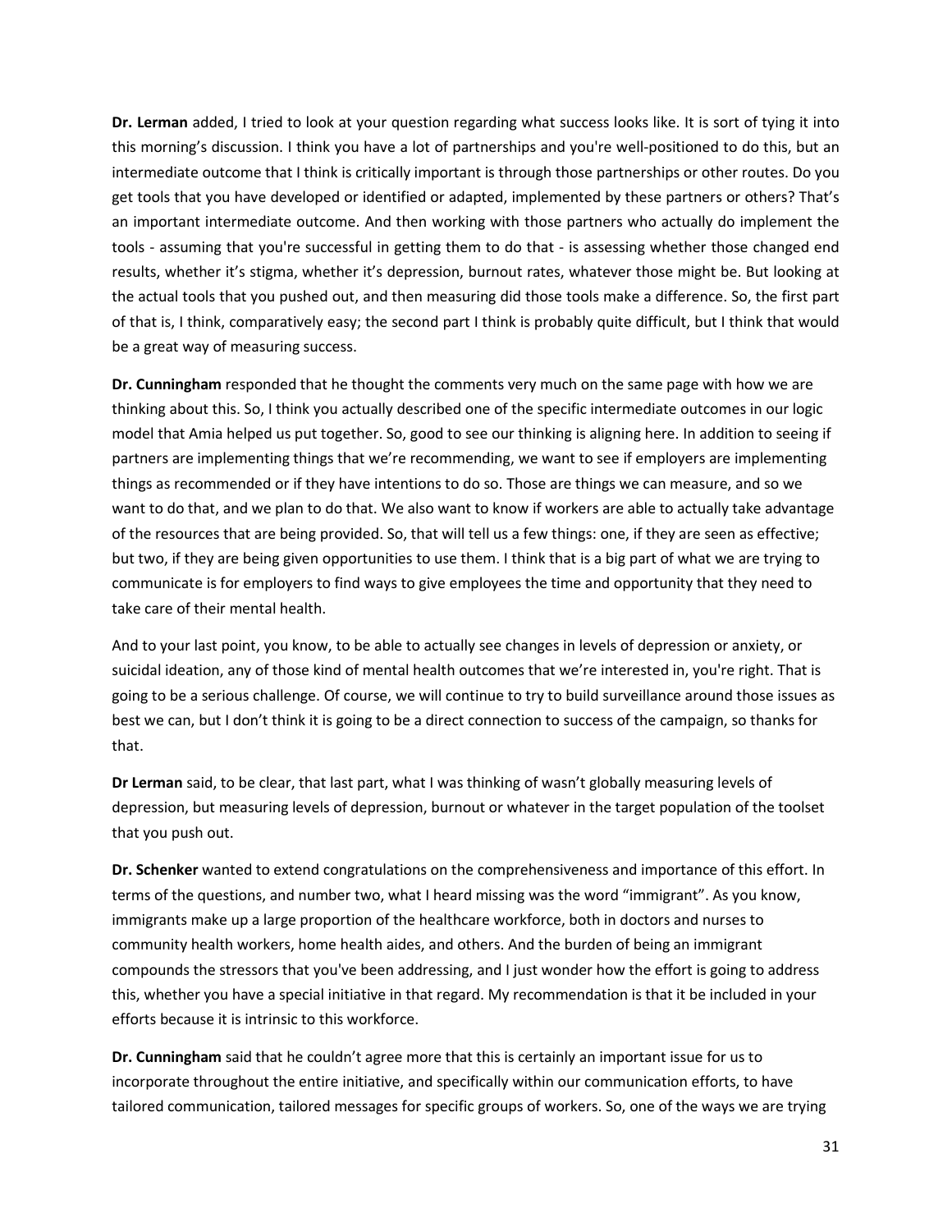**Dr. Lerman** added, I tried to look at your question regarding what success looks like. It is sort of tying it into this morning's discussion. I think you have a lot of partnerships and you're well-positioned to do this, but an intermediate outcome that I think is critically important is through those partnerships or other routes. Do you get tools that you have developed or identified or adapted, implemented by these partners or others? That's an important intermediate outcome. And then working with those partners who actually do implement the tools - assuming that you're successful in getting them to do that - is assessing whether those changed end results, whether it's stigma, whether it's depression, burnout rates, whatever those might be. But looking at the actual tools that you pushed out, and then measuring did those tools make a difference. So, the first part of that is, I think, comparatively easy; the second part I think is probably quite difficult, but I think that would be a great way of measuring success.

**Dr. Cunningham** responded that he thought the comments very much on the same page with how we are thinking about this. So, I think you actually described one of the specific intermediate outcomes in our logic model that Amia helped us put together. So, good to see our thinking is aligning here. In addition to seeing if partners are implementing things that we're recommending, we want to see if employers are implementing things as recommended or if they have intentions to do so. Those are things we can measure, and so we want to do that, and we plan to do that. We also want to know if workers are able to actually take advantage of the resources that are being provided. So, that will tell us a few things: one, if they are seen as effective; but two, if they are being given opportunities to use them. I think that is a big part of what we are trying to communicate is for employers to find ways to give employees the time and opportunity that they need to take care of their mental health.

And to your last point, you know, to be able to actually see changes in levels of depression or anxiety, or suicidal ideation, any of those kind of mental health outcomes that we're interested in, you're right. That is going to be a serious challenge. Of course, we will continue to try to build surveillance around those issues as best we can, but I don't think it is going to be a direct connection to success of the campaign, so thanks for that.

**Dr Lerman** said, to be clear, that last part, what I was thinking of wasn't globally measuring levels of depression, but measuring levels of depression, burnout or whatever in the target population of the toolset that you push out.

**Dr. Schenker** wanted to extend congratulations on the comprehensiveness and importance of this effort. In terms of the questions, and number two, what I heard missing was the word "immigrant". As you know, immigrants make up a large proportion of the healthcare workforce, both in doctors and nurses to community health workers, home health aides, and others. And the burden of being an immigrant compounds the stressors that you've been addressing, and I just wonder how the effort is going to address this, whether you have a special initiative in that regard. My recommendation is that it be included in your efforts because it is intrinsic to this workforce.

**Dr. Cunningham** said that he couldn't agree more that this is certainly an important issue for us to incorporate throughout the entire initiative, and specifically within our communication efforts, to have tailored communication, tailored messages for specific groups of workers. So, one of the ways we are trying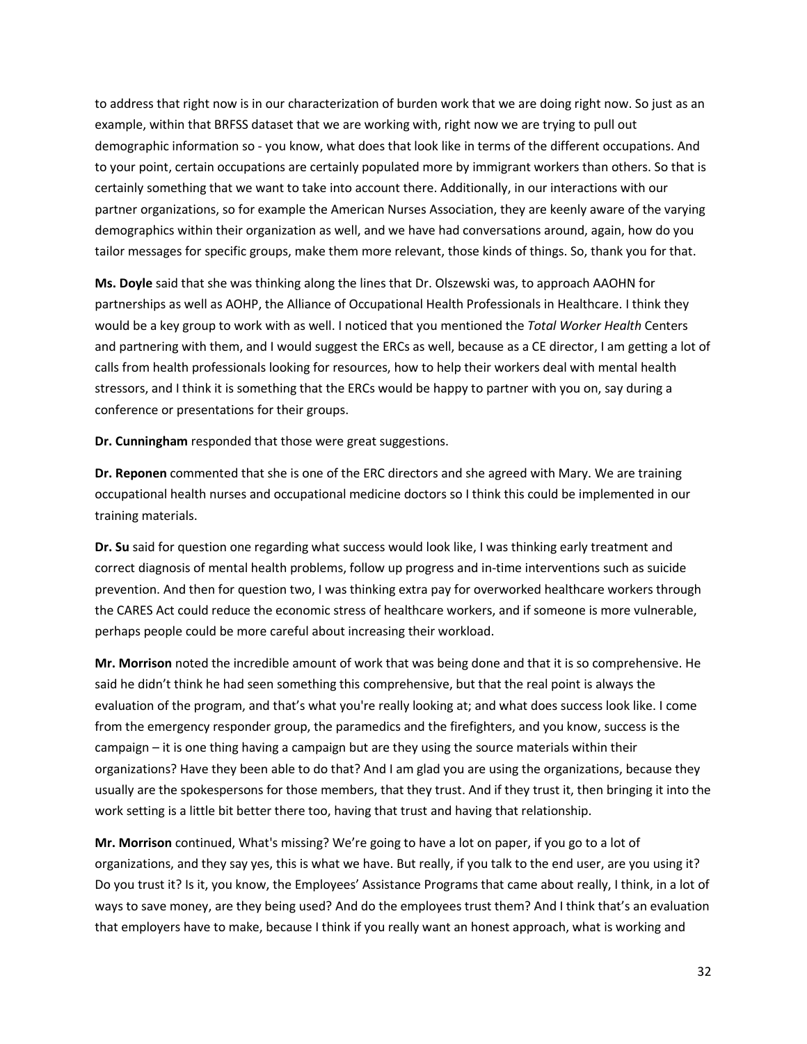to address that right now is in our characterization of burden work that we are doing right now. So just as an example, within that BRFSS dataset that we are working with, right now we are trying to pull out demographic information so - you know, what does that look like in terms of the different occupations. And to your point, certain occupations are certainly populated more by immigrant workers than others. So that is certainly something that we want to take into account there. Additionally, in our interactions with our partner organizations, so for example the American Nurses Association, they are keenly aware of the varying demographics within their organization as well, and we have had conversations around, again, how do you tailor messages for specific groups, make them more relevant, those kinds of things. So, thank you for that.

**Ms. Doyle** said that she was thinking along the lines that Dr. Olszewski was, to approach AAOHN for partnerships as well as AOHP, the Alliance of Occupational Health Professionals in Healthcare. I think they would be a key group to work with as well. I noticed that you mentioned the *Total Worker Health* Centers and partnering with them, and I would suggest the ERCs as well, because as a CE director, I am getting a lot of calls from health professionals looking for resources, how to help their workers deal with mental health stressors, and I think it is something that the ERCs would be happy to partner with you on, say during a conference or presentations for their groups.

**Dr. Cunningham** responded that those were great suggestions.

**Dr. Reponen** commented that she is one of the ERC directors and she agreed with Mary. We are training occupational health nurses and occupational medicine doctors so I think this could be implemented in our training materials.

**Dr. Su** said for question one regarding what success would look like, I was thinking early treatment and correct diagnosis of mental health problems, follow up progress and in-time interventions such as suicide prevention. And then for question two, I was thinking extra pay for overworked healthcare workers through the CARES Act could reduce the economic stress of healthcare workers, and if someone is more vulnerable, perhaps people could be more careful about increasing their workload.

**Mr. Morrison** noted the incredible amount of work that was being done and that it is so comprehensive. He said he didn't think he had seen something this comprehensive, but that the real point is always the evaluation of the program, and that's what you're really looking at; and what does success look like. I come from the emergency responder group, the paramedics and the firefighters, and you know, success is the campaign – it is one thing having a campaign but are they using the source materials within their organizations? Have they been able to do that? And I am glad you are using the organizations, because they usually are the spokespersons for those members, that they trust. And if they trust it, then bringing it into the work setting is a little bit better there too, having that trust and having that relationship.

**Mr. Morrison** continued, What's missing? We're going to have a lot on paper, if you go to a lot of organizations, and they say yes, this is what we have. But really, if you talk to the end user, are you using it? Do you trust it? Is it, you know, the Employees' Assistance Programs that came about really, I think, in a lot of ways to save money, are they being used? And do the employees trust them? And I think that's an evaluation that employers have to make, because I think if you really want an honest approach, what is working and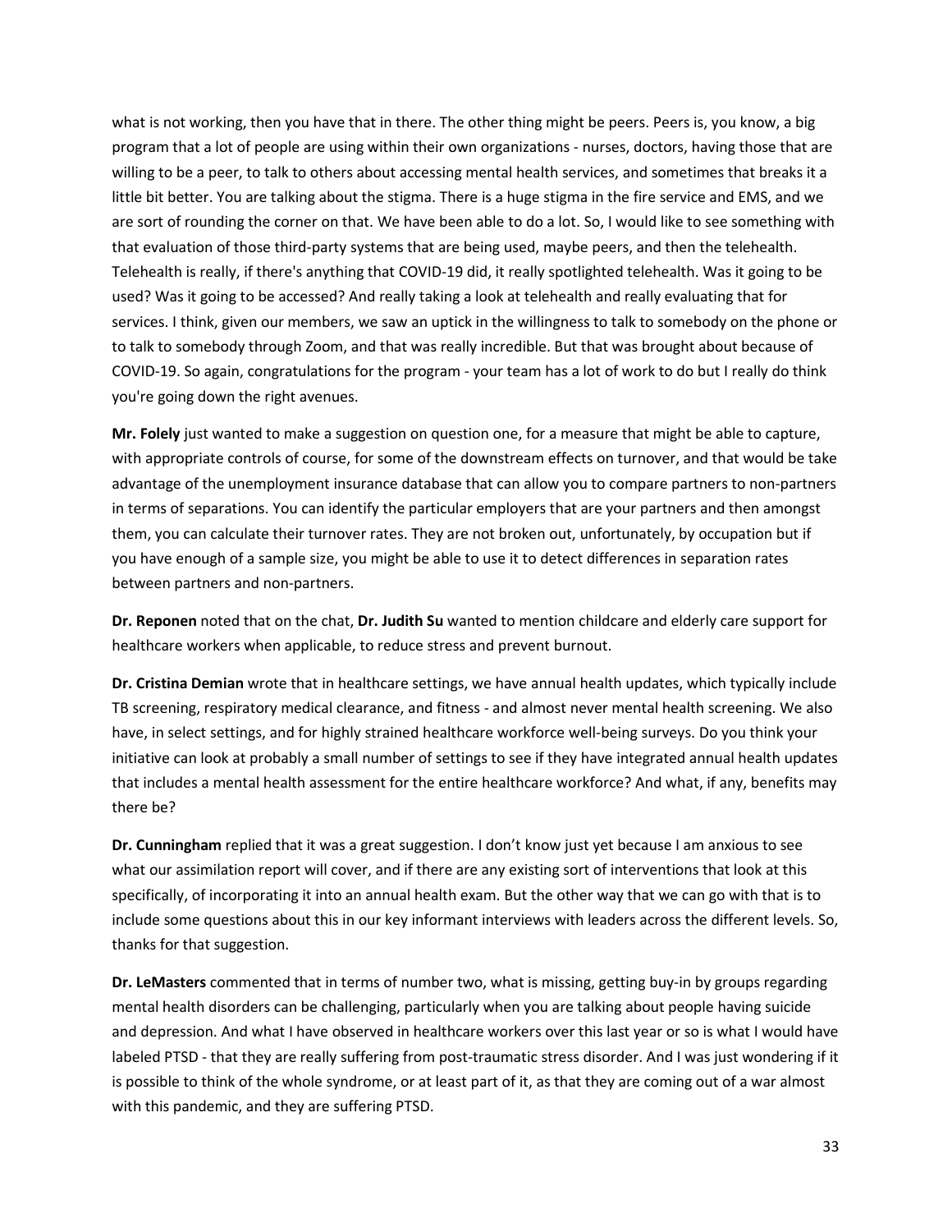what is not working, then you have that in there. The other thing might be peers. Peers is, you know, a big program that a lot of people are using within their own organizations - nurses, doctors, having those that are willing to be a peer, to talk to others about accessing mental health services, and sometimes that breaks it a little bit better. You are talking about the stigma. There is a huge stigma in the fire service and EMS, and we are sort of rounding the corner on that. We have been able to do a lot. So, I would like to see something with that evaluation of those third-party systems that are being used, maybe peers, and then the telehealth. Telehealth is really, if there's anything that COVID-19 did, it really spotlighted telehealth. Was it going to be used? Was it going to be accessed? And really taking a look at telehealth and really evaluating that for services. I think, given our members, we saw an uptick in the willingness to talk to somebody on the phone or to talk to somebody through Zoom, and that was really incredible. But that was brought about because of COVID-19. So again, congratulations for the program - your team has a lot of work to do but I really do think you're going down the right avenues.

**Mr. Folely** just wanted to make a suggestion on question one, for a measure that might be able to capture, with appropriate controls of course, for some of the downstream effects on turnover, and that would be take advantage of the unemployment insurance database that can allow you to compare partners to non-partners in terms of separations. You can identify the particular employers that are your partners and then amongst them, you can calculate their turnover rates. They are not broken out, unfortunately, by occupation but if you have enough of a sample size, you might be able to use it to detect differences in separation rates between partners and non-partners.

**Dr. Reponen** noted that on the chat, **Dr. Judith Su** wanted to mention childcare and elderly care support for healthcare workers when applicable, to reduce stress and prevent burnout.

**Dr. Cristina Demian** wrote that in healthcare settings, we have annual health updates, which typically include TB screening, respiratory medical clearance, and fitness - and almost never mental health screening. We also have, in select settings, and for highly strained healthcare workforce well-being surveys. Do you think your initiative can look at probably a small number of settings to see if they have integrated annual health updates that includes a mental health assessment for the entire healthcare workforce? And what, if any, benefits may there be?

**Dr. Cunningham** replied that it was a great suggestion. I don't know just yet because I am anxious to see what our assimilation report will cover, and if there are any existing sort of interventions that look at this specifically, of incorporating it into an annual health exam. But the other way that we can go with that is to include some questions about this in our key informant interviews with leaders across the different levels. So, thanks for that suggestion.

**Dr. LeMasters** commented that in terms of number two, what is missing, getting buy-in by groups regarding mental health disorders can be challenging, particularly when you are talking about people having suicide and depression. And what I have observed in healthcare workers over this last year or so is what I would have labeled PTSD - that they are really suffering from post-traumatic stress disorder. And I was just wondering if it is possible to think of the whole syndrome, or at least part of it, as that they are coming out of a war almost with this pandemic, and they are suffering PTSD.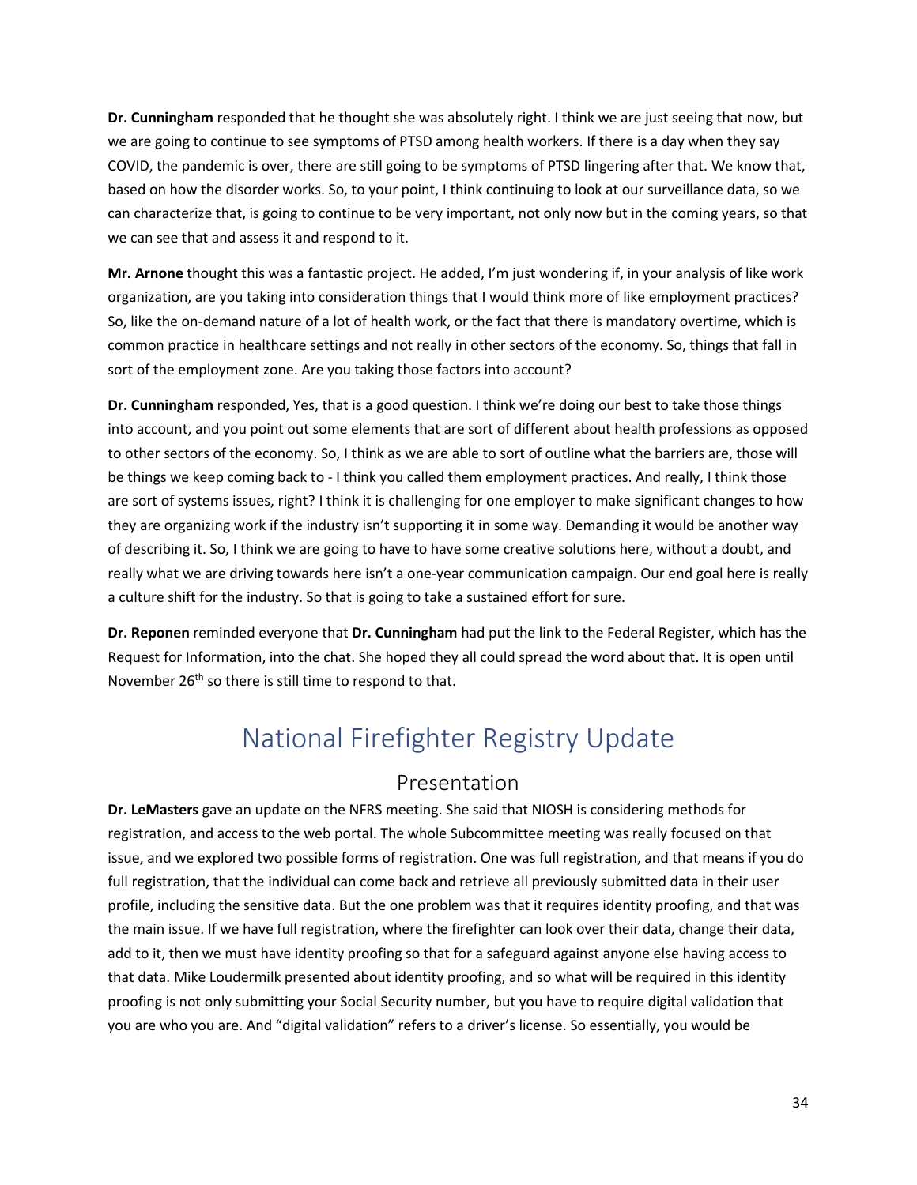**Dr. Cunningham** responded that he thought she was absolutely right. I think we are just seeing that now, but we are going to continue to see symptoms of PTSD among health workers. If there is a day when they say COVID, the pandemic is over, there are still going to be symptoms of PTSD lingering after that. We know that, based on how the disorder works. So, to your point, I think continuing to look at our surveillance data, so we can characterize that, is going to continue to be very important, not only now but in the coming years, so that we can see that and assess it and respond to it.

**Mr. Arnone** thought this was a fantastic project. He added, I'm just wondering if, in your analysis of like work organization, are you taking into consideration things that I would think more of like employment practices? So, like the on-demand nature of a lot of health work, or the fact that there is mandatory overtime, which is common practice in healthcare settings and not really in other sectors of the economy. So, things that fall in sort of the employment zone. Are you taking those factors into account?

**Dr. Cunningham** responded, Yes, that is a good question. I think we're doing our best to take those things into account, and you point out some elements that are sort of different about health professions as opposed to other sectors of the economy. So, I think as we are able to sort of outline what the barriers are, those will be things we keep coming back to - I think you called them employment practices. And really, I think those are sort of systems issues, right? I think it is challenging for one employer to make significant changes to how they are organizing work if the industry isn't supporting it in some way. Demanding it would be another way of describing it. So, I think we are going to have to have some creative solutions here, without a doubt, and really what we are driving towards here isn't a one-year communication campaign. Our end goal here is really a culture shift for the industry. So that is going to take a sustained effort for sure.

**Dr. Reponen** reminded everyone that **Dr. Cunningham** had put the link to the Federal Register, which has the Request for Information, into the chat. She hoped they all could spread the word about that. It is open until November 26th so there is still time to respond to that.

# National Firefighter Registry Update

## Presentation

**Dr. LeMasters** gave an update on the NFRS meeting. She said that NIOSH is considering methods for registration, and access to the web portal. The whole Subcommittee meeting was really focused on that issue, and we explored two possible forms of registration. One was full registration, and that means if you do full registration, that the individual can come back and retrieve all previously submitted data in their user profile, including the sensitive data. But the one problem was that it requires identity proofing, and that was the main issue. If we have full registration, where the firefighter can look over their data, change their data, add to it, then we must have identity proofing so that for a safeguard against anyone else having access to that data. Mike Loudermilk presented about identity proofing, and so what will be required in this identity proofing is not only submitting your Social Security number, but you have to require digital validation that you are who you are. And "digital validation" refers to a driver's license. So essentially, you would be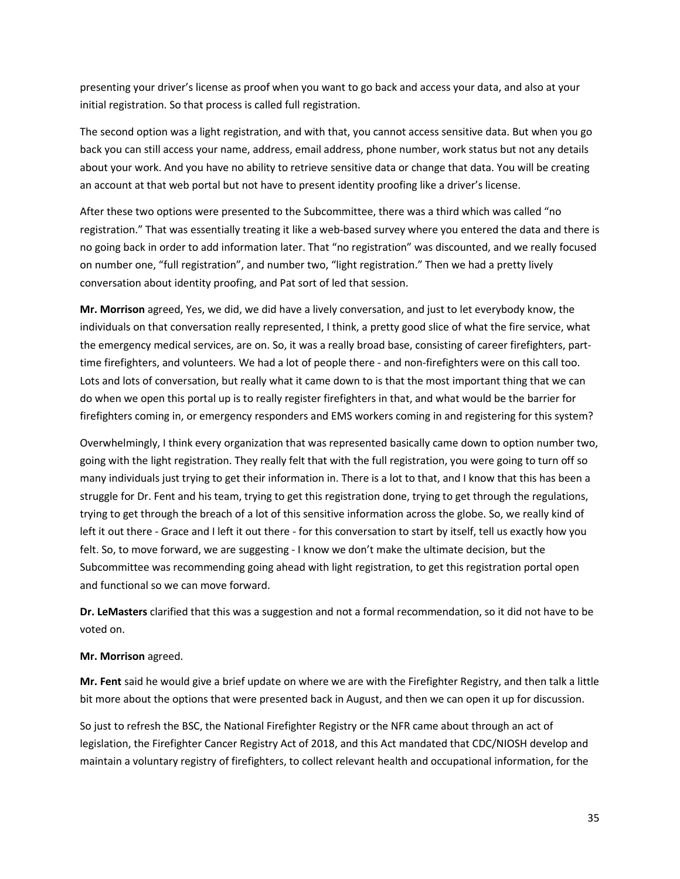presenting your driver's license as proof when you want to go back and access your data, and also at your initial registration. So that process is called full registration.

The second option was a light registration, and with that, you cannot access sensitive data. But when you go back you can still access your name, address, email address, phone number, work status but not any details about your work. And you have no ability to retrieve sensitive data or change that data. You will be creating an account at that web portal but not have to present identity proofing like a driver's license.

After these two options were presented to the Subcommittee, there was a third which was called "no registration." That was essentially treating it like a web-based survey where you entered the data and there is no going back in order to add information later. That "no registration" was discounted, and we really focused on number one, "full registration", and number two, "light registration." Then we had a pretty lively conversation about identity proofing, and Pat sort of led that session.

**Mr. Morrison** agreed, Yes, we did, we did have a lively conversation, and just to let everybody know, the individuals on that conversation really represented, I think, a pretty good slice of what the fire service, what the emergency medical services, are on. So, it was a really broad base, consisting of career firefighters, part-time firefighters, and volunteers. We had a lot of people there - and non-firefighters were on this call too. Lots and lots of conversation, but really what it came down to is that the most important thing that we can do when we open this portal up is to really register firefighters in that, and what would be the barrier for firefighters coming in, or emergency responders and EMS workers coming in and registering for this system?

Overwhelmingly, I think every organization that was represented basically came down to option number two, going with the light registration. They really felt that with the full registration, you were going to turn off so many individuals just trying to get their information in. There is a lot to that, and I know that this has been a struggle for Dr. Fent and his team, trying to get this registration done, trying to get through the regulations, trying to get through the breach of a lot of this sensitive information across the globe. So, we really kind of left it out there - Grace and I left it out there - for this conversation to start by itself, tell us exactly how you felt. So, to move forward, we are suggesting - I know we don't make the ultimate decision, but the Subcommittee was recommending going ahead with light registration, to get this registration portal open and functional so we can move forward.

**Dr. LeMasters** clarified that this was a suggestion and not a formal recommendation, so it did not have to be voted on.

**Mr. Morrison** agreed.

**Mr. Fent** said he would give a brief update on where we are with the Firefighter Registry, and then talk a little bit more about the options that were presented back in August, and then we can open it up for discussion.

So just to refresh the BSC, the National Firefighter Registry or the NFR came about through an act of legislation, the Firefighter Cancer Registry Act of 2018, and this Act mandated that CDC/NIOSH develop and maintain a voluntary registry of firefighters, to collect relevant health and occupational information, for the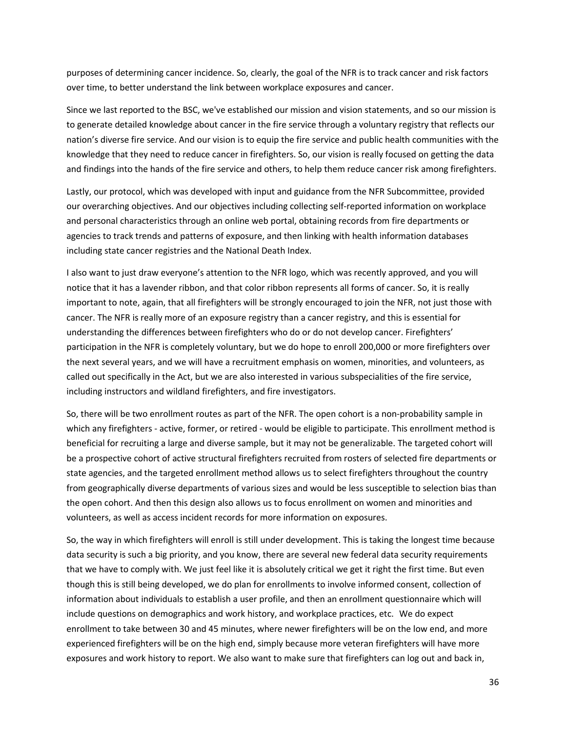purposes of determining cancer incidence. So, clearly, the goal of the NFR is to track cancer and risk factors over time, to better understand the link between workplace exposures and cancer.

Since we last reported to the BSC, we've established our mission and vision statements, and so our mission is to generate detailed knowledge about cancer in the fire service through a voluntary registry that reflects our nation's diverse fire service. And our vision is to equip the fire service and public health communities with the knowledge that they need to reduce cancer in firefighters. So, our vision is really focused on getting the data and findings into the hands of the fire service and others, to help them reduce cancer risk among firefighters.

Lastly, our protocol, which was developed with input and guidance from the NFR Subcommittee, provided our overarching objectives. And our objectives including collecting self-reported information on workplace and personal characteristics through an online web portal, obtaining records from fire departments or agencies to track trends and patterns of exposure, and then linking with health information databases including state cancer registries and the National Death Index.

I also want to just draw everyone's attention to the NFR logo, which was recently approved, and you will notice that it has a lavender ribbon, and that color ribbon represents all forms of cancer. So, it is really important to note, again, that all firefighters will be strongly encouraged to join the NFR, not just those with cancer. The NFR is really more of an exposure registry than a cancer registry, and this is essential for understanding the differences between firefighters who do or do not develop cancer. Firefighters' participation in the NFR is completely voluntary, but we do hope to enroll 200,000 or more firefighters over the next several years, and we will have a recruitment emphasis on women, minorities, and volunteers, as called out specifically in the Act, but we are also interested in various subspecialities of the fire service, including instructors and wildland firefighters, and fire investigators.

So, there will be two enrollment routes as part of the NFR. The open cohort is a non-probability sample in which any firefighters - active, former, or retired - would be eligible to participate. This enrollment method is beneficial for recruiting a large and diverse sample, but it may not be generalizable. The targeted cohort will be a prospective cohort of active structural firefighters recruited from rosters of selected fire departments or state agencies, and the targeted enrollment method allows us to select firefighters throughout the country from geographically diverse departments of various sizes and would be less susceptible to selection bias than the open cohort. And then this design also allows us to focus enrollment on women and minorities and volunteers, as well as access incident records for more information on exposures.

So, the way in which firefighters will enroll is still under development. This is taking the longest time because data security is such a big priority, and you know, there are several new federal data security requirements that we have to comply with. We just feel like it is absolutely critical we get it right the first time. But even though this is still being developed, we do plan for enrollments to involve informed consent, collection of information about individuals to establish a user profile, and then an enrollment questionnaire which will include questions on demographics and work history, and workplace practices, etc. We do expect enrollment to take between 30 and 45 minutes, where newer firefighters will be on the low end, and more experienced firefighters will be on the high end, simply because more veteran firefighters will have more exposures and work history to report. We also want to make sure that firefighters can log out and back in,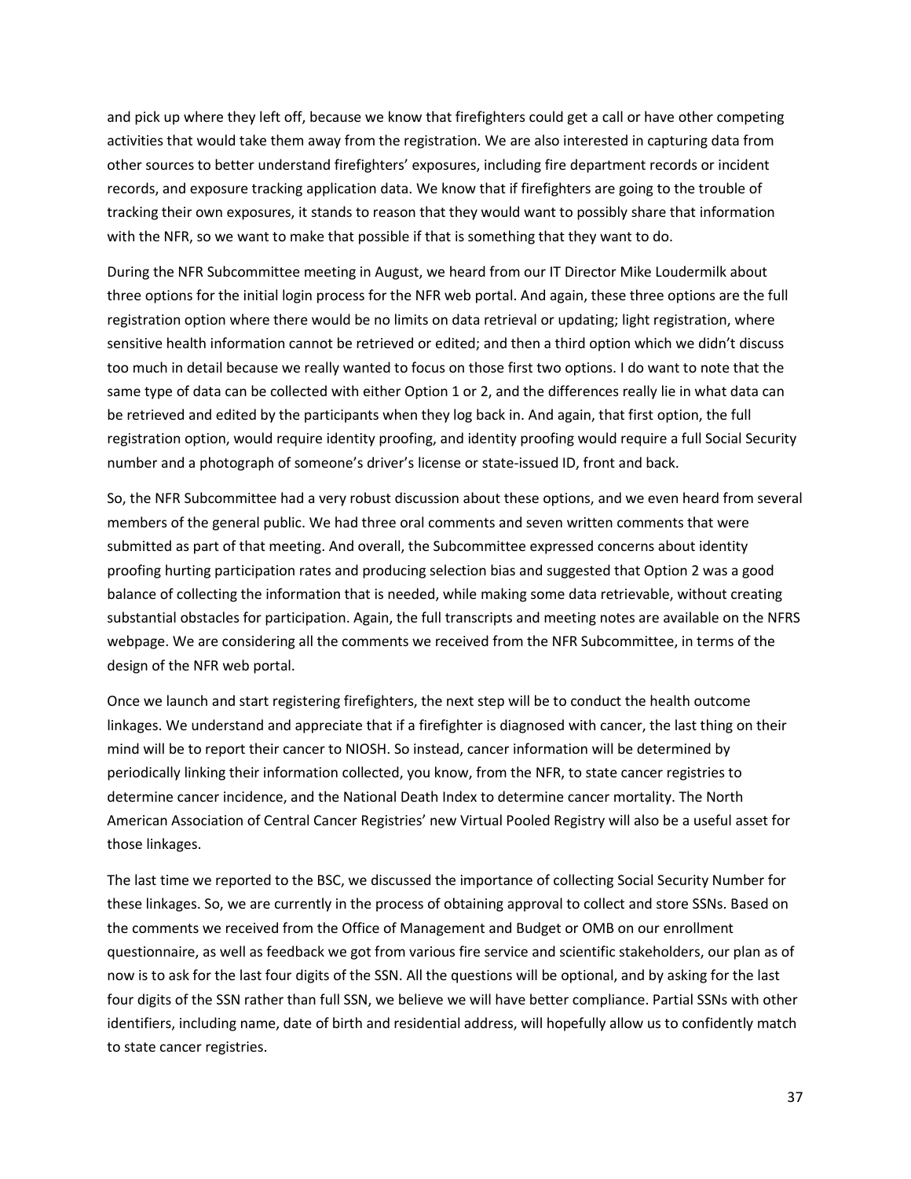and pick up where they left off, because we know that firefighters could get a call or have other competing activities that would take them away from the registration. We are also interested in capturing data from other sources to better understand firefighters' exposures, including fire department records or incident records, and exposure tracking application data. We know that if firefighters are going to the trouble of tracking their own exposures, it stands to reason that they would want to possibly share that information with the NFR, so we want to make that possible if that is something that they want to do.

During the NFR Subcommittee meeting in August, we heard from our IT Director Mike Loudermilk about three options for the initial login process for the NFR web portal. And again, these three options are the full registration option where there would be no limits on data retrieval or updating; light registration, where sensitive health information cannot be retrieved or edited; and then a third option which we didn't discuss too much in detail because we really wanted to focus on those first two options. I do want to note that the same type of data can be collected with either Option 1 or 2, and the differences really lie in what data can be retrieved and edited by the participants when they log back in. And again, that first option, the full registration option, would require identity proofing, and identity proofing would require a full Social Security number and a photograph of someone's driver's license or state-issued ID, front and back.

So, the NFR Subcommittee had a very robust discussion about these options, and we even heard from several members of the general public. We had three oral comments and seven written comments that were submitted as part of that meeting. And overall, the Subcommittee expressed concerns about identity proofing hurting participation rates and producing selection bias and suggested that Option 2 was a good balance of collecting the information that is needed, while making some data retrievable, without creating substantial obstacles for participation. Again, the full transcripts and meeting notes are available on the NFRS webpage. We are considering all the comments we received from the NFR Subcommittee, in terms of the design of the NFR web portal.

Once we launch and start registering firefighters, the next step will be to conduct the health outcome linkages. We understand and appreciate that if a firefighter is diagnosed with cancer, the last thing on their mind will be to report their cancer to NIOSH. So instead, cancer information will be determined by periodically linking their information collected, you know, from the NFR, to state cancer registries to determine cancer incidence, and the National Death Index to determine cancer mortality. The North American Association of Central Cancer Registries' new Virtual Pooled Registry will also be a useful asset for those linkages.

The last time we reported to the BSC, we discussed the importance of collecting Social Security Number for these linkages. So, we are currently in the process of obtaining approval to collect and store SSNs. Based on the comments we received from the Office of Management and Budget or OMB on our enrollment questionnaire, as well as feedback we got from various fire service and scientific stakeholders, our plan as of now is to ask for the last four digits of the SSN. All the questions will be optional, and by asking for the last four digits of the SSN rather than full SSN, we believe we will have better compliance. Partial SSNs with other identifiers, including name, date of birth and residential address, will hopefully allow us to confidently match to state cancer registries.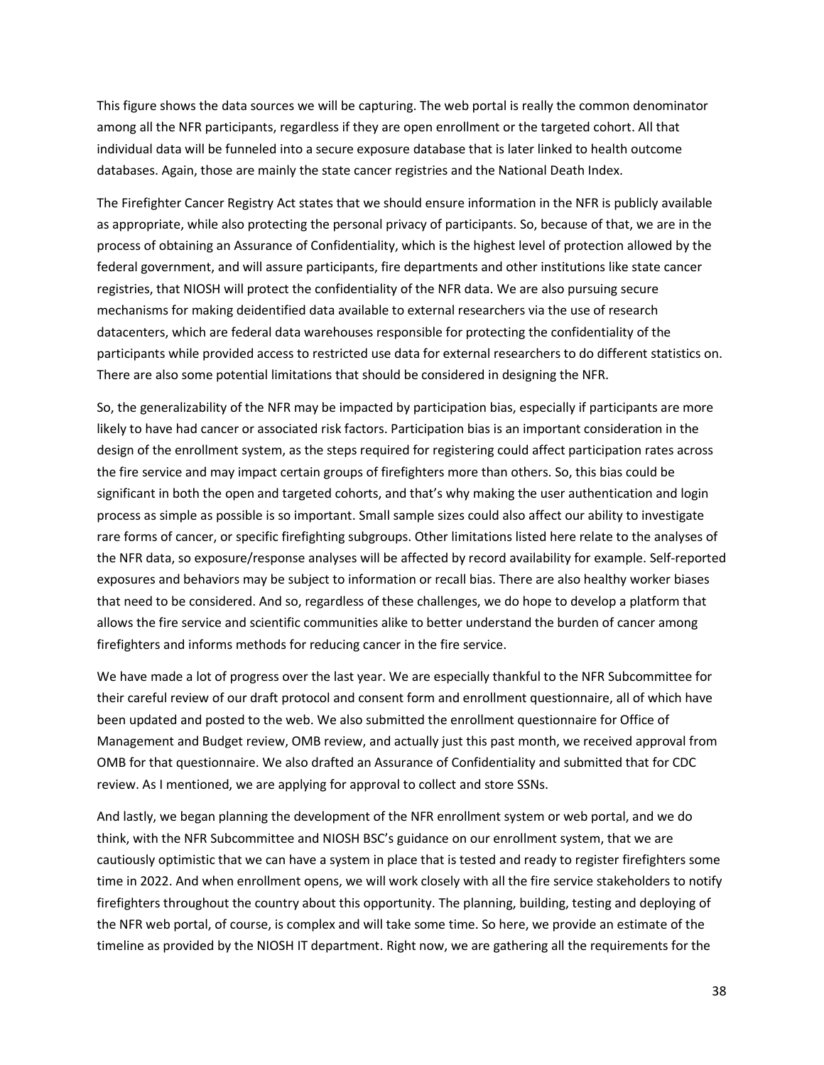This figure shows the data sources we will be capturing. The web portal is really the common denominator among all the NFR participants, regardless if they are open enrollment or the targeted cohort. All that individual data will be funneled into a secure exposure database that is later linked to health outcome databases. Again, those are mainly the state cancer registries and the National Death Index.

The Firefighter Cancer Registry Act states that we should ensure information in the NFR is publicly available as appropriate, while also protecting the personal privacy of participants. So, because of that, we are in the process of obtaining an Assurance of Confidentiality, which is the highest level of protection allowed by the federal government, and will assure participants, fire departments and other institutions like state cancer registries, that NIOSH will protect the confidentiality of the NFR data. We are also pursuing secure mechanisms for making deidentified data available to external researchers via the use of research datacenters, which are federal data warehouses responsible for protecting the confidentiality of the participants while provided access to restricted use data for external researchers to do different statistics on. There are also some potential limitations that should be considered in designing the NFR.

So, the generalizability of the NFR may be impacted by participation bias, especially if participants are more likely to have had cancer or associated risk factors. Participation bias is an important consideration in the design of the enrollment system, as the steps required for registering could affect participation rates across the fire service and may impact certain groups of firefighters more than others. So, this bias could be significant in both the open and targeted cohorts, and that's why making the user authentication and login process as simple as possible is so important. Small sample sizes could also affect our ability to investigate rare forms of cancer, or specific firefighting subgroups. Other limitations listed here relate to the analyses of the NFR data, so exposure/response analyses will be affected by record availability for example. Self-reported exposures and behaviors may be subject to information or recall bias. There are also healthy worker biases that need to be considered. And so, regardless of these challenges, we do hope to develop a platform that allows the fire service and scientific communities alike to better understand the burden of cancer among firefighters and informs methods for reducing cancer in the fire service.

We have made a lot of progress over the last year. We are especially thankful to the NFR Subcommittee for their careful review of our draft protocol and consent form and enrollment questionnaire, all of which have been updated and posted to the web. We also submitted the enrollment questionnaire for Office of Management and Budget review, OMB review, and actually just this past month, we received approval from OMB for that questionnaire. We also drafted an Assurance of Confidentiality and submitted that for CDC review. As I mentioned, we are applying for approval to collect and store SSNs.

And lastly, we began planning the development of the NFR enrollment system or web portal, and we do think, with the NFR Subcommittee and NIOSH BSC's guidance on our enrollment system, that we are cautiously optimistic that we can have a system in place that is tested and ready to register firefighters some time in 2022. And when enrollment opens, we will work closely with all the fire service stakeholders to notify firefighters throughout the country about this opportunity. The planning, building, testing and deploying of the NFR web portal, of course, is complex and will take some time. So here, we provide an estimate of the timeline as provided by the NIOSH IT department. Right now, we are gathering all the requirements for the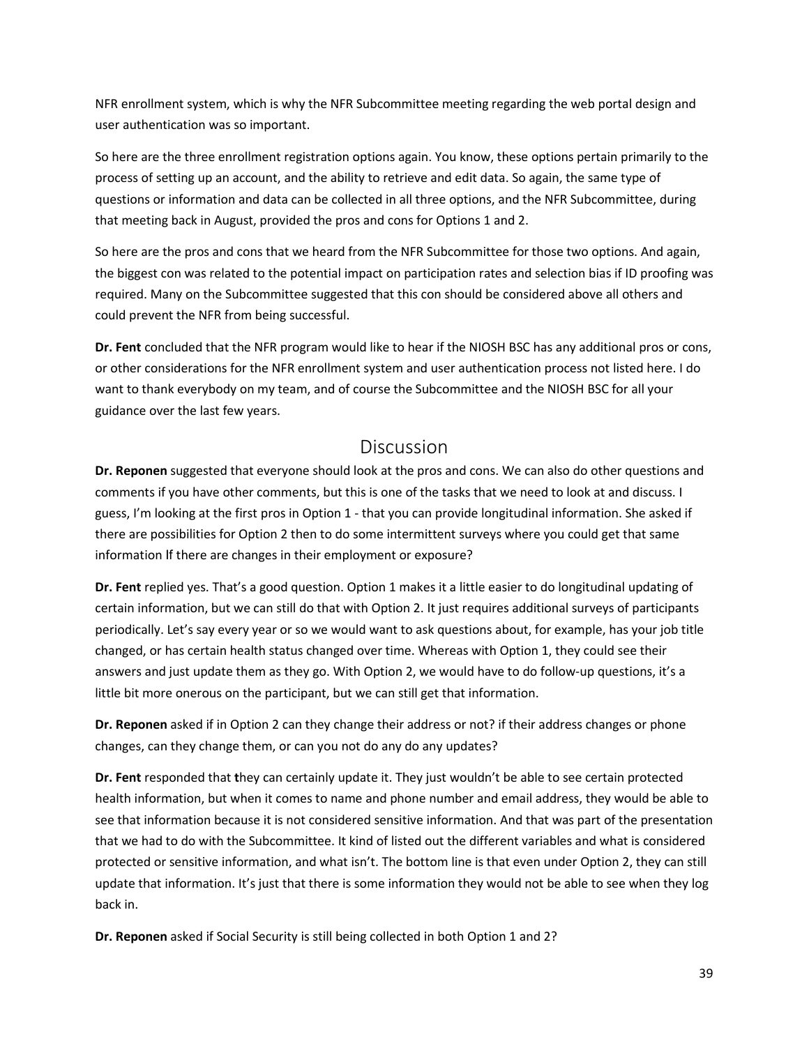NFR enrollment system, which is why the NFR Subcommittee meeting regarding the web portal design and user authentication was so important.

So here are the three enrollment registration options again. You know, these options pertain primarily to the process of setting up an account, and the ability to retrieve and edit data. So again, the same type of questions or information and data can be collected in all three options, and the NFR Subcommittee, during that meeting back in August, provided the pros and cons for Options 1 and 2.

So here are the pros and cons that we heard from the NFR Subcommittee for those two options. And again, the biggest con was related to the potential impact on participation rates and selection bias if ID proofing was required. Many on the Subcommittee suggested that this con should be considered above all others and could prevent the NFR from being successful.

**Dr. Fent** concluded that the NFR program would like to hear if the NIOSH BSC has any additional pros or cons, or other considerations for the NFR enrollment system and user authentication process not listed here. I do want to thank everybody on my team, and of course the Subcommittee and the NIOSH BSC for all your guidance over the last few years.

## Discussion

**Dr. Reponen** suggested that everyone should look at the pros and cons. We can also do other questions and comments if you have other comments, but this is one of the tasks that we need to look at and discuss. I guess, I'm looking at the first pros in Option 1 - that you can provide longitudinal information. She asked if there are possibilities for Option 2 then to do some intermittent surveys where you could get that same information If there are changes in their employment or exposure?

**Dr. Fent** replied yes. That's a good question. Option 1 makes it a little easier to do longitudinal updating of certain information, but we can still do that with Option 2. It just requires additional surveys of participants periodically. Let's say every year or so we would want to ask questions about, for example, has your job title changed, or has certain health status changed over time. Whereas with Option 1, they could see their answers and just update them as they go. With Option 2, we would have to do follow-up questions, it's a little bit more onerous on the participant, but we can still get that information.

**Dr. Reponen** asked if in Option 2 can they change their address or not? if their address changes or phone changes, can they change them, or can you not do any do any updates?

**Dr. Fent** responded that **t**hey can certainly update it. They just wouldn't be able to see certain protected health information, but when it comes to name and phone number and email address, they would be able to see that information because it is not considered sensitive information. And that was part of the presentation that we had to do with the Subcommittee. It kind of listed out the different variables and what is considered protected or sensitive information, and what isn't. The bottom line is that even under Option 2, they can still update that information. It's just that there is some information they would not be able to see when they log back in.

**Dr. Reponen** asked if Social Security is still being collected in both Option 1 and 2?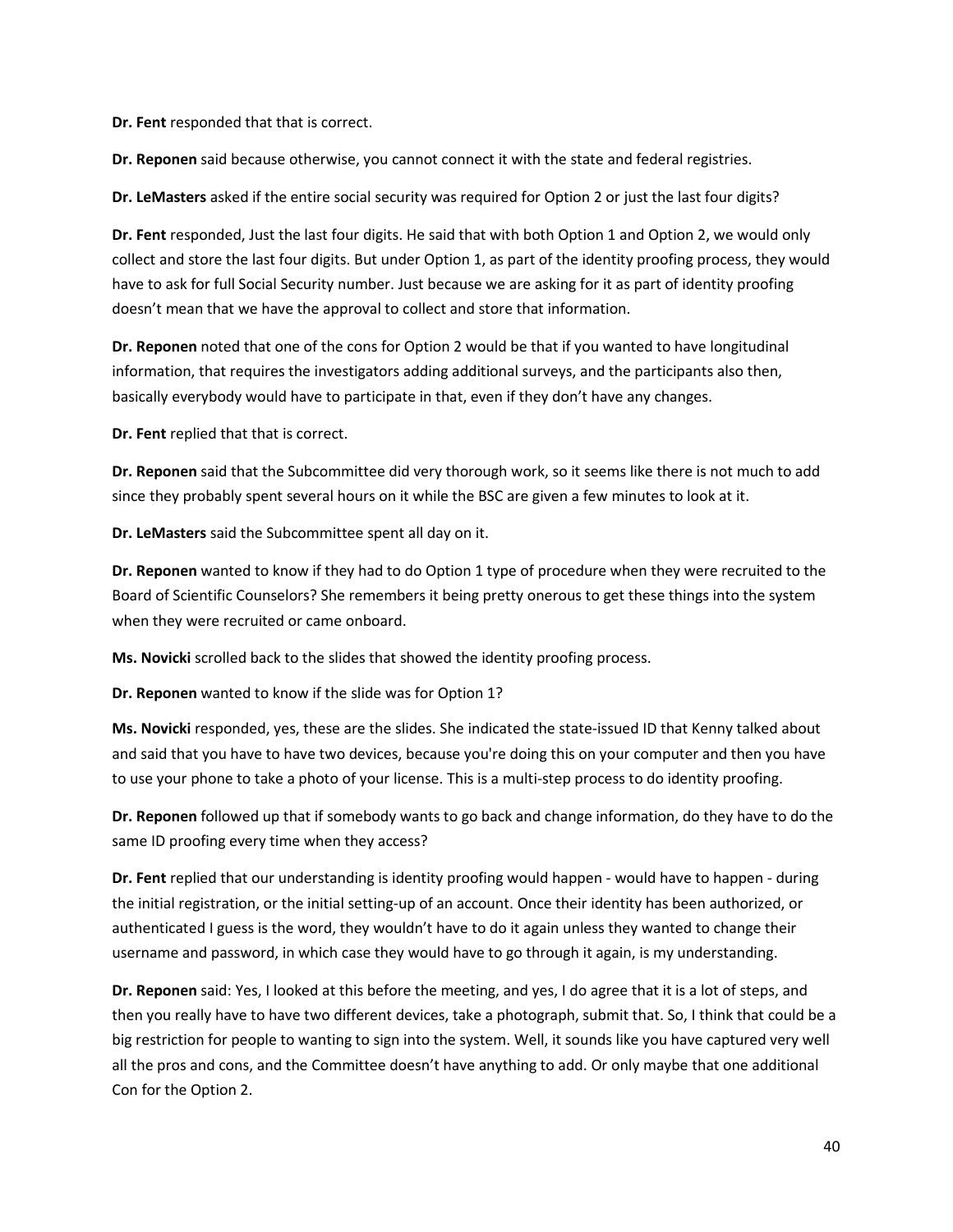**Dr. Fent** responded that that is correct.

**Dr. Reponen** said because otherwise, you cannot connect it with the state and federal registries.

**Dr. LeMasters** asked if the entire social security was required for Option 2 or just the last four digits?

**Dr. Fent** responded, Just the last four digits. He said that with both Option 1 and Option 2, we would only collect and store the last four digits. But under Option 1, as part of the identity proofing process, they would have to ask for full Social Security number. Just because we are asking for it as part of identity proofing doesn't mean that we have the approval to collect and store that information.

**Dr. Reponen** noted that one of the cons for Option 2 would be that if you wanted to have longitudinal information, that requires the investigators adding additional surveys, and the participants also then, basically everybody would have to participate in that, even if they don't have any changes.

**Dr. Fent** replied that that is correct.

**Dr. Reponen** said that the Subcommittee did very thorough work, so it seems like there is not much to add since they probably spent several hours on it while the BSC are given a few minutes to look at it.

**Dr. LeMasters** said the Subcommittee spent all day on it.

**Dr. Reponen** wanted to know if they had to do Option 1 type of procedure when they were recruited to the Board of Scientific Counselors? She remembers it being pretty onerous to get these things into the system when they were recruited or came onboard.

**Ms. Novicki** scrolled back to the slides that showed the identity proofing process.

**Dr. Reponen** wanted to know if the slide was for Option 1?

**Ms. Novicki** responded, yes, these are the slides. She indicated the state-issued ID that Kenny talked about and said that you have to have two devices, because you're doing this on your computer and then you have to use your phone to take a photo of your license. This is a multi-step process to do identity proofing.

**Dr. Reponen** followed up that if somebody wants to go back and change information, do they have to do the same ID proofing every time when they access?

**Dr. Fent** replied that our understanding is identity proofing would happen - would have to happen - during the initial registration, or the initial setting-up of an account. Once their identity has been authorized, or authenticated I guess is the word, they wouldn't have to do it again unless they wanted to change their username and password, in which case they would have to go through it again, is my understanding.

**Dr. Reponen** said: Yes, I looked at this before the meeting, and yes, I do agree that it is a lot of steps, and then you really have to have two different devices, take a photograph, submit that. So, I think that could be a big restriction for people to wanting to sign into the system. Well, it sounds like you have captured very well all the pros and cons, and the Committee doesn't have anything to add. Or only maybe that one additional Con for the Option 2.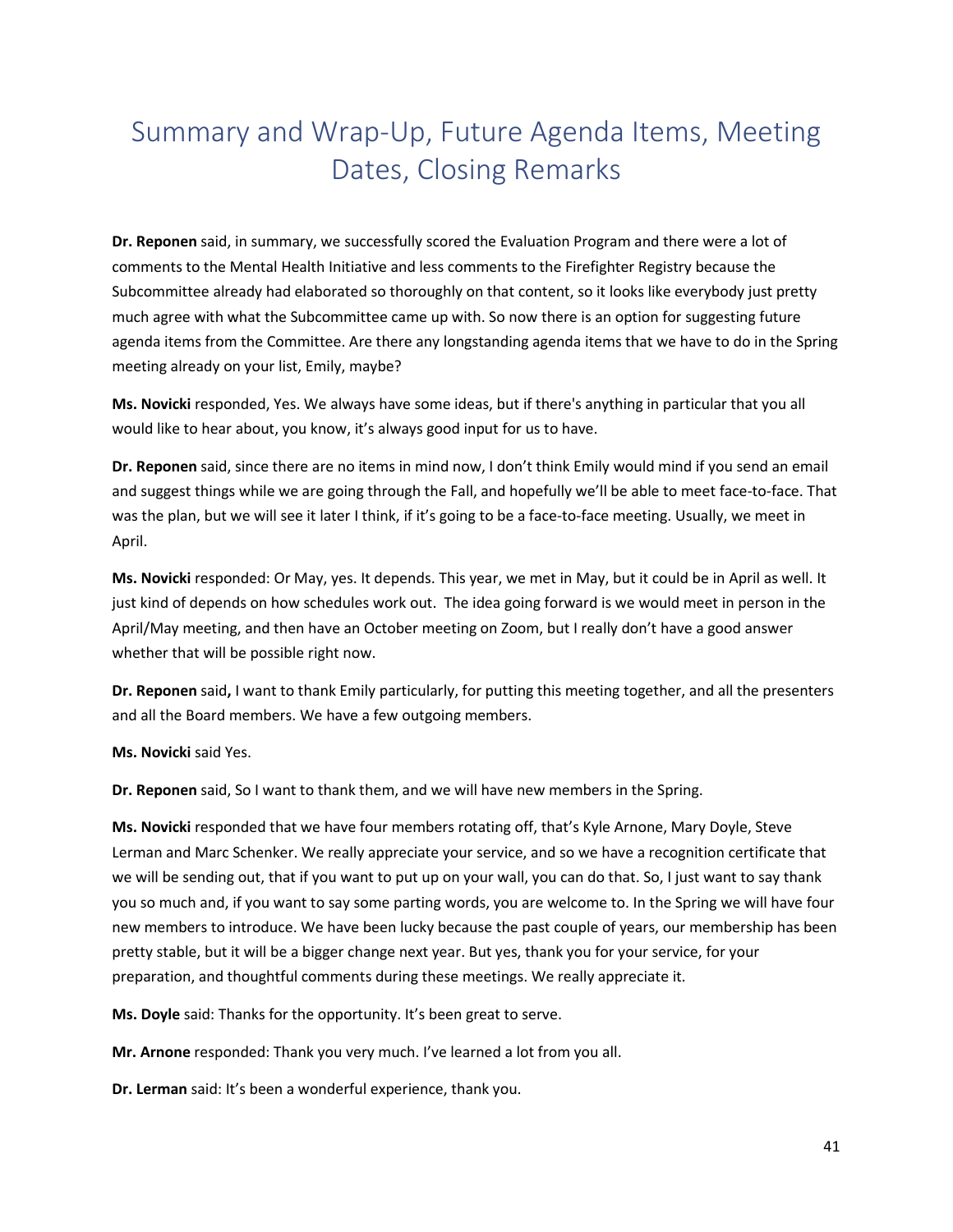# Summary and Wrap-Up, Future Agenda Items, Meeting Dates, Closing Remarks

**Dr. Reponen** said, in summary, we successfully scored the Evaluation Program and there were a lot of comments to the Mental Health Initiative and less comments to the Firefighter Registry because the Subcommittee already had elaborated so thoroughly on that content, so it looks like everybody just pretty much agree with what the Subcommittee came up with. So now there is an option for suggesting future agenda items from the Committee. Are there any longstanding agenda items that we have to do in the Spring meeting already on your list, Emily, maybe?

**Ms. Novicki** responded, Yes. We always have some ideas, but if there's anything in particular that you all would like to hear about, you know, it's always good input for us to have.

**Dr. Reponen** said, since there are no items in mind now, I don't think Emily would mind if you send an email and suggest things while we are going through the Fall, and hopefully we'll be able to meet face-to-face. That was the plan, but we will see it later I think, if it's going to be a face-to-face meeting. Usually, we meet in April.

**Ms. Novicki** responded: Or May, yes. It depends. This year, we met in May, but it could be in April as well. It just kind of depends on how schedules work out. The idea going forward is we would meet in person in the April/May meeting, and then have an October meeting on Zoom, but I really don't have a good answer whether that will be possible right now.

**Dr. Reponen** said**,** I want to thank Emily particularly, for putting this meeting together, and all the presenters and all the Board members. We have a few outgoing members.

**Ms. Novicki** said Yes.

**Dr. Reponen** said, So I want to thank them, and we will have new members in the Spring.

**Ms. Novicki** responded that we have four members rotating off, that's Kyle Arnone, Mary Doyle, Steve Lerman and Marc Schenker. We really appreciate your service, and so we have a recognition certificate that we will be sending out, that if you want to put up on your wall, you can do that. So, I just want to say thank you so much and, if you want to say some parting words, you are welcome to. In the Spring we will have four new members to introduce. We have been lucky because the past couple of years, our membership has been pretty stable, but it will be a bigger change next year. But yes, thank you for your service, for your preparation, and thoughtful comments during these meetings. We really appreciate it.

**Ms. Doyle** said: Thanks for the opportunity. It's been great to serve.

**Mr. Arnone** responded: Thank you very much. I've learned a lot from you all.

**Dr. Lerman** said: It's been a wonderful experience, thank you.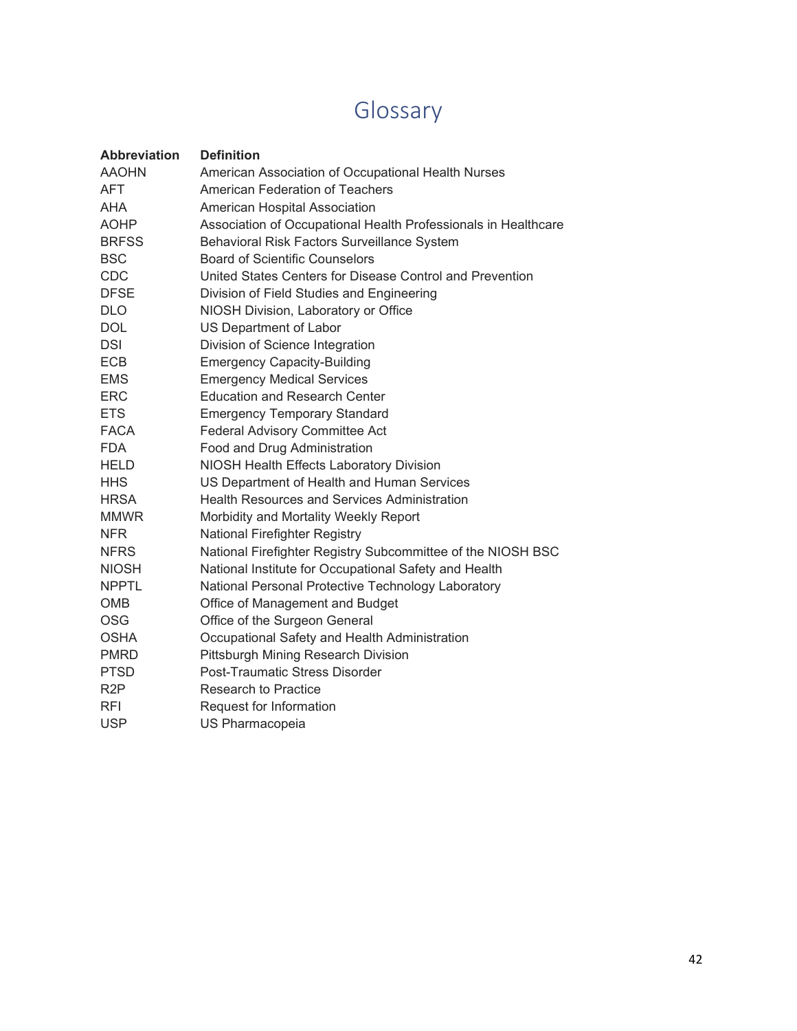# Glossary

| Abbreviation | Definition |
|---|---|
| AAOHN | American Association of Occupational Health Nurses |
| AFT | American Federation of Teachers |
| AHA | American Hospital Association |
| AOHP | Association of Occupational Health Professionals in Healthcare |
| BRFSS | Behavioral Risk Factors Surveillance System |
| BSC | Board of Scientific Counselors |
| CDC | United States Centers for Disease Control and Prevention |
| DFSE | Division of Field Studies and Engineering |
| DLO | NIOSH Division, Laboratory or Office |
| DOL | US Department of Labor |
| DSI | Division of Science Integration |
| ECB | Emergency Capacity-Building |
| EMS | Emergency Medical Services |
| ERC | Education and Research Center |
| ETS | Emergency Temporary Standard |
| FACA | Federal Advisory Committee Act |
| FDA | Food and Drug Administration |
| HELD | NIOSH Health Effects Laboratory Division |
| HHS | US Department of Health and Human Services |
| HRSA | Health Resources and Services Administration |
| MMWR | Morbidity and Mortality Weekly Report |
| NFR | National Firefighter Registry |
| NFRS | National Firefighter Registry Subcommittee of the NIOSH BSC |
| NIOSH | National Institute for Occupational Safety and Health |
| NPPTL | National Personal Protective Technology Laboratory |
| OMB | Office of Management and Budget |
| OSG | Office of the Surgeon General |
| OSHA | Occupational Safety and Health Administration |
| PMRD | Pittsburgh Mining Research Division |
| PTSD | Post-Traumatic Stress Disorder |
| R2P | Research to Practice |
| RFI | Request for Information |
| USP | US Pharmacopeia |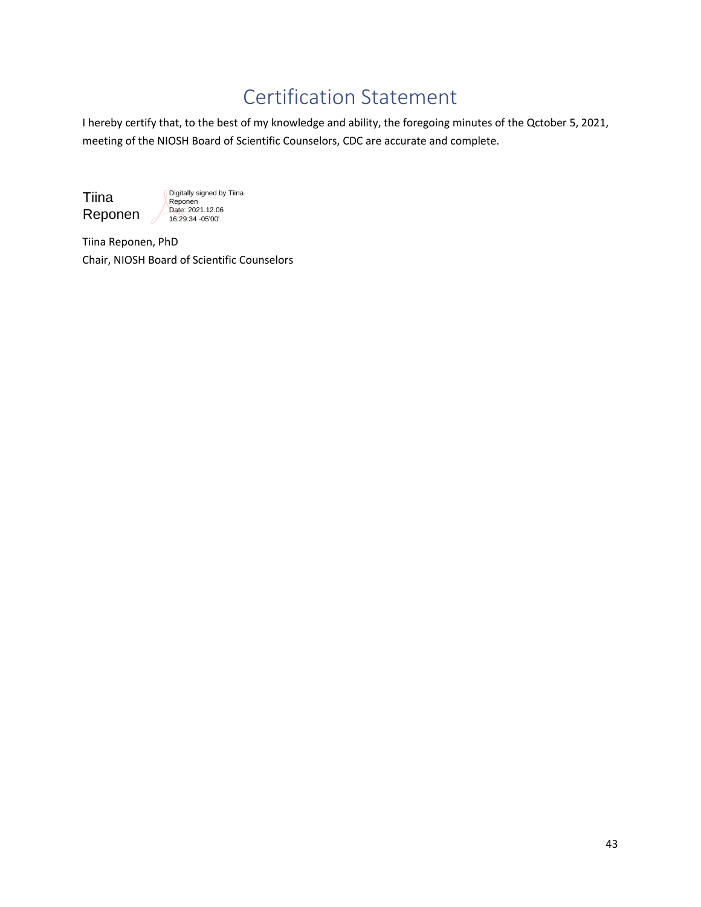# Certification Statement

I hereby certify that, to the best of my knowledge and ability, the foregoing minutes of the Qctober 5, 2021, meeting of the NIOSH Board of Scientific Counselors, CDC are accurate and complete.

Tiina Reponen

Digitally signed by Tiina Reponen
Date: 2021.12.06 16:29:34 -05'00'

Tiina Reponen, PhD
Chair, NIOSH Board of Scientific Counselors